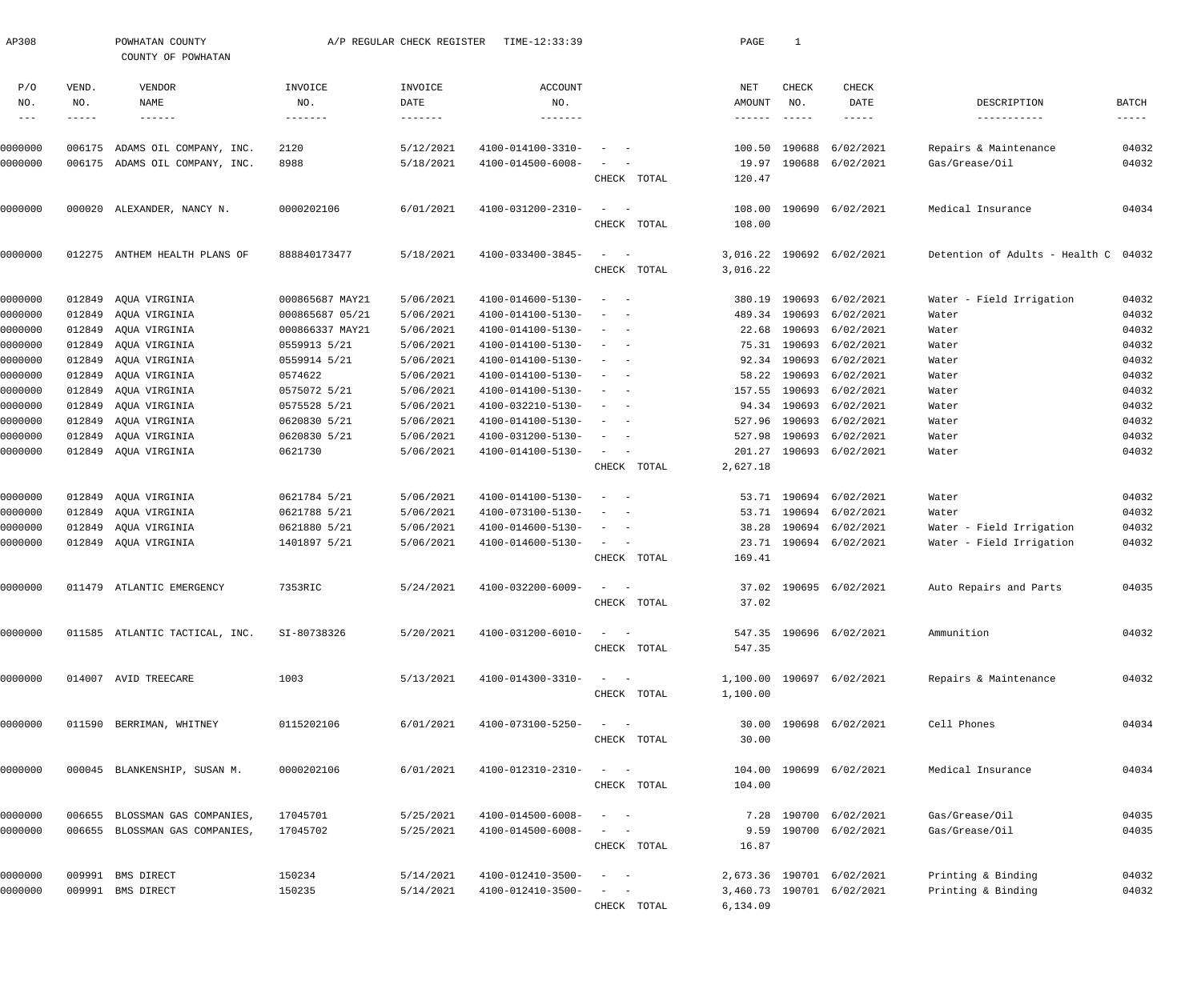AP308 POWHATAN COUNTY A/P REGULAR CHECK REGISTER TIME-12:33:39 PAGE 1

COUNTY OF POWHATAN

| P/O NO. | VEND. NO. | VENDOR NAME | INVOICE NO. | INVOICE DATE | ACCOUNT NO. | | NET AMOUNT | CHECK NO. | CHECK DATE | DESCRIPTION | BATCH |
|---|---|---|---|---|---|---|---|---|---|---|---|
| 0000000 | 006175 | ADAMS OIL COMPANY, INC. | 2120 | 5/12/2021 | 4100-014100-3310- | - - | 100.50 | 190688 | 6/02/2021 | Repairs & Maintenance | 04032 |
| 0000000 | 006175 | ADAMS OIL COMPANY, INC. | 8988 | 5/18/2021 | 4100-014500-6008- | - - | 19.97 | 190688 | 6/02/2021 | Gas/Grease/Oil | 04032 |
| | | | | | | CHECK TOTAL | 120.47 | | | | |
| 0000000 | 000020 | ALEXANDER, NANCY N. | 0000202106 | 6/01/2021 | 4100-031200-2310- | - - | 108.00 | 190690 | 6/02/2021 | Medical Insurance | 04034 |
| | | | | | | CHECK TOTAL | 108.00 | | | | |
| 0000000 | 012275 | ANTHEM HEALTH PLANS OF | 888840173477 | 5/18/2021 | 4100-033400-3845- | - - | 3,016.22 | 190692 | 6/02/2021 | Detention of Adults - Health C | 04032 |
| | | | | | | CHECK TOTAL | 3,016.22 | | | | |
| 0000000 | 012849 | AQUA VIRGINIA | 000865687 MAY21 | 5/06/2021 | 4100-014600-5130- | - - | 380.19 | 190693 | 6/02/2021 | Water - Field Irrigation | 04032 |
| 0000000 | 012849 | AQUA VIRGINIA | 000865687 05/21 | 5/06/2021 | 4100-014100-5130- | - - | 489.34 | 190693 | 6/02/2021 | Water | 04032 |
| 0000000 | 012849 | AQUA VIRGINIA | 000866337 MAY21 | 5/06/2021 | 4100-014100-5130- | - - | 22.68 | 190693 | 6/02/2021 | Water | 04032 |
| 0000000 | 012849 | AQUA VIRGINIA | 0559913 5/21 | 5/06/2021 | 4100-014100-5130- | - - | 75.31 | 190693 | 6/02/2021 | Water | 04032 |
| 0000000 | 012849 | AQUA VIRGINIA | 0559914 5/21 | 5/06/2021 | 4100-014100-5130- | - - | 92.34 | 190693 | 6/02/2021 | Water | 04032 |
| 0000000 | 012849 | AQUA VIRGINIA | 0574622 | 5/06/2021 | 4100-014100-5130- | - - | 58.22 | 190693 | 6/02/2021 | Water | 04032 |
| 0000000 | 012849 | AQUA VIRGINIA | 0575072 5/21 | 5/06/2021 | 4100-014100-5130- | - - | 157.55 | 190693 | 6/02/2021 | Water | 04032 |
| 0000000 | 012849 | AQUA VIRGINIA | 0575528 5/21 | 5/06/2021 | 4100-032210-5130- | - - | 94.34 | 190693 | 6/02/2021 | Water | 04032 |
| 0000000 | 012849 | AQUA VIRGINIA | 0620830 5/21 | 5/06/2021 | 4100-014100-5130- | - - | 527.96 | 190693 | 6/02/2021 | Water | 04032 |
| 0000000 | 012849 | AQUA VIRGINIA | 0620830 5/21 | 5/06/2021 | 4100-031200-5130- | - - | 527.98 | 190693 | 6/02/2021 | Water | 04032 |
| 0000000 | 012849 | AQUA VIRGINIA | 0621730 | 5/06/2021 | 4100-014100-5130- | - - | 201.27 | 190693 | 6/02/2021 | Water | 04032 |
| | | | | | | CHECK TOTAL | 2,627.18 | | | | |
| 0000000 | 012849 | AQUA VIRGINIA | 0621784 5/21 | 5/06/2021 | 4100-014100-5130- | - - | 53.71 | 190694 | 6/02/2021 | Water | 04032 |
| 0000000 | 012849 | AQUA VIRGINIA | 0621788 5/21 | 5/06/2021 | 4100-073100-5130- | - - | 53.71 | 190694 | 6/02/2021 | Water | 04032 |
| 0000000 | 012849 | AQUA VIRGINIA | 0621880 5/21 | 5/06/2021 | 4100-014600-5130- | - - | 38.28 | 190694 | 6/02/2021 | Water - Field Irrigation | 04032 |
| 0000000 | 012849 | AQUA VIRGINIA | 1401897 5/21 | 5/06/2021 | 4100-014600-5130- | - - | 23.71 | 190694 | 6/02/2021 | Water - Field Irrigation | 04032 |
| | | | | | | CHECK TOTAL | 169.41 | | | | |
| 0000000 | 011479 | ATLANTIC EMERGENCY | 7353RIC | 5/24/2021 | 4100-032200-6009- | - - | 37.02 | 190695 | 6/02/2021 | Auto Repairs and Parts | 04035 |
| | | | | | | CHECK TOTAL | 37.02 | | | | |
| 0000000 | 011585 | ATLANTIC TACTICAL, INC. | SI-80738326 | 5/20/2021 | 4100-031200-6010- | - - | 547.35 | 190696 | 6/02/2021 | Ammunition | 04032 |
| | | | | | | CHECK TOTAL | 547.35 | | | | |
| 0000000 | 014007 | AVID TREECARE | 1003 | 5/13/2021 | 4100-014300-3310- | - - | 1,100.00 | 190697 | 6/02/2021 | Repairs & Maintenance | 04032 |
| | | | | | | CHECK TOTAL | 1,100.00 | | | | |
| 0000000 | 011590 | BERRIMAN, WHITNEY | 0115202106 | 6/01/2021 | 4100-073100-5250- | - - | 30.00 | 190698 | 6/02/2021 | Cell Phones | 04034 |
| | | | | | | CHECK TOTAL | 30.00 | | | | |
| 0000000 | 000045 | BLANKENSHIP, SUSAN M. | 0000202106 | 6/01/2021 | 4100-012310-2310- | - - | 104.00 | 190699 | 6/02/2021 | Medical Insurance | 04034 |
| | | | | | | CHECK TOTAL | 104.00 | | | | |
| 0000000 | 006655 | BLOSSMAN GAS COMPANIES, | 17045701 | 5/25/2021 | 4100-014500-6008- | - - | 7.28 | 190700 | 6/02/2021 | Gas/Grease/Oil | 04035 |
| 0000000 | 006655 | BLOSSMAN GAS COMPANIES, | 17045702 | 5/25/2021 | 4100-014500-6008- | - - | 9.59 | 190700 | 6/02/2021 | Gas/Grease/Oil | 04035 |
| | | | | | | CHECK TOTAL | 16.87 | | | | |
| 0000000 | 009991 | BMS DIRECT | 150234 | 5/14/2021 | 4100-012410-3500- | - - | 2,673.36 | 190701 | 6/02/2021 | Printing & Binding | 04032 |
| 0000000 | 009991 | BMS DIRECT | 150235 | 5/14/2021 | 4100-012410-3500- | - - | 3,460.73 | 190701 | 6/02/2021 | Printing & Binding | 04032 |
| | | | | | | CHECK TOTAL | 6,134.09 | | | | |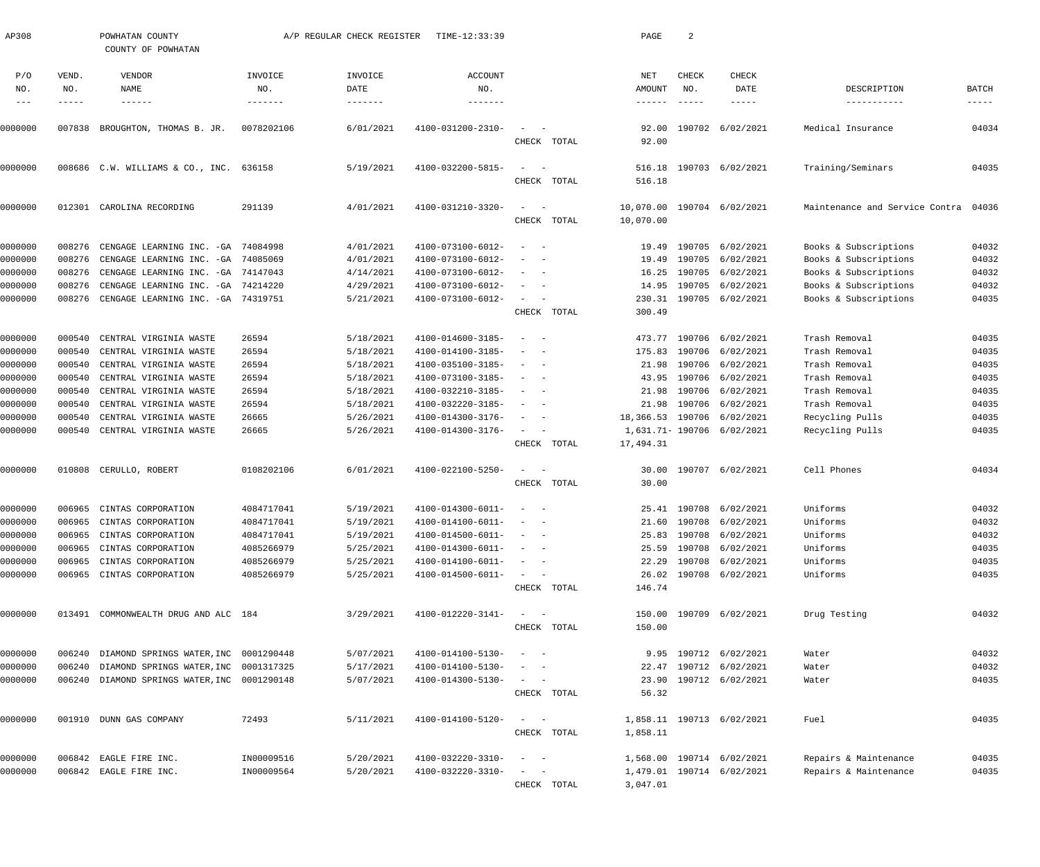AP308 POWHATAN COUNTY A/P REGULAR CHECK REGISTER TIME-12:33:39

COUNTY OF POWHATAN

| P/O NO. | VEND. NO. | VENDOR NAME | INVOICE NO. | INVOICE DATE | ACCOUNT NO. | | NET AMOUNT | CHECK NO. | CHECK DATE | DESCRIPTION | BATCH |
|---|---|---|---|---|---|---|---|---|---|---|---|
| 0000000 | 007838 | BROUGHTON, THOMAS B. JR. | 0078202106 | 6/01/2021 | 4100-031200-2310- | - - | 92.00 | 190702 | 6/02/2021 | Medical Insurance | 04034 |
| | | | | | | CHECK TOTAL | 92.00 | | | | |
| 0000000 | 008686 | C.W. WILLIAMS & CO., INC. | 636158 | 5/19/2021 | 4100-032200-5815- | - - | 516.18 | 190703 | 6/02/2021 | Training/Seminars | 04035 |
| | | | | | | CHECK TOTAL | 516.18 | | | | |
| 0000000 | 012301 | CAROLINA RECORDING | 291139 | 4/01/2021 | 4100-031210-3320- | - - | 10,070.00 | 190704 | 6/02/2021 | Maintenance and Service Contra | 04036 |
| | | | | | | CHECK TOTAL | 10,070.00 | | | | |
| 0000000 | 008276 | CENGAGE LEARNING INC. -GA | 74084998 | 4/01/2021 | 4100-073100-6012- | - - | 19.49 | 190705 | 6/02/2021 | Books & Subscriptions | 04032 |
| 0000000 | 008276 | CENGAGE LEARNING INC. -GA | 74085069 | 4/01/2021 | 4100-073100-6012- | - - | 19.49 | 190705 | 6/02/2021 | Books & Subscriptions | 04032 |
| 0000000 | 008276 | CENGAGE LEARNING INC. -GA | 74147043 | 4/14/2021 | 4100-073100-6012- | - - | 16.25 | 190705 | 6/02/2021 | Books & Subscriptions | 04032 |
| 0000000 | 008276 | CENGAGE LEARNING INC. -GA | 74214220 | 4/29/2021 | 4100-073100-6012- | - - | 14.95 | 190705 | 6/02/2021 | Books & Subscriptions | 04032 |
| 0000000 | 008276 | CENGAGE LEARNING INC. -GA | 74319751 | 5/21/2021 | 4100-073100-6012- | - - | 230.31 | 190705 | 6/02/2021 | Books & Subscriptions | 04035 |
| | | | | | | CHECK TOTAL | 300.49 | | | | |
| 0000000 | 000540 | CENTRAL VIRGINIA WASTE | 26594 | 5/18/2021 | 4100-014600-3185- | - - | 473.77 | 190706 | 6/02/2021 | Trash Removal | 04035 |
| 0000000 | 000540 | CENTRAL VIRGINIA WASTE | 26594 | 5/18/2021 | 4100-014100-3185- | - - | 175.83 | 190706 | 6/02/2021 | Trash Removal | 04035 |
| 0000000 | 000540 | CENTRAL VIRGINIA WASTE | 26594 | 5/18/2021 | 4100-035100-3185- | - - | 21.98 | 190706 | 6/02/2021 | Trash Removal | 04035 |
| 0000000 | 000540 | CENTRAL VIRGINIA WASTE | 26594 | 5/18/2021 | 4100-073100-3185- | - - | 43.95 | 190706 | 6/02/2021 | Trash Removal | 04035 |
| 0000000 | 000540 | CENTRAL VIRGINIA WASTE | 26594 | 5/18/2021 | 4100-032210-3185- | - - | 21.98 | 190706 | 6/02/2021 | Trash Removal | 04035 |
| 0000000 | 000540 | CENTRAL VIRGINIA WASTE | 26594 | 5/18/2021 | 4100-032220-3185- | - - | 21.98 | 190706 | 6/02/2021 | Trash Removal | 04035 |
| 0000000 | 000540 | CENTRAL VIRGINIA WASTE | 26665 | 5/26/2021 | 4100-014300-3176- | - - | 18,366.53 | 190706 | 6/02/2021 | Recycling Pulls | 04035 |
| 0000000 | 000540 | CENTRAL VIRGINIA WASTE | 26665 | 5/26/2021 | 4100-014300-3176- | - - | 1,631.71- | 190706 | 6/02/2021 | Recycling Pulls | 04035 |
| | | | | | | CHECK TOTAL | 17,494.31 | | | | |
| 0000000 | 010808 | CERULLO, ROBERT | 0108202106 | 6/01/2021 | 4100-022100-5250- | - - | 30.00 | 190707 | 6/02/2021 | Cell Phones | 04034 |
| | | | | | | CHECK TOTAL | 30.00 | | | | |
| 0000000 | 006965 | CINTAS CORPORATION | 4084717041 | 5/19/2021 | 4100-014300-6011- | - - | 25.41 | 190708 | 6/02/2021 | Uniforms | 04032 |
| 0000000 | 006965 | CINTAS CORPORATION | 4084717041 | 5/19/2021 | 4100-014100-6011- | - - | 21.60 | 190708 | 6/02/2021 | Uniforms | 04032 |
| 0000000 | 006965 | CINTAS CORPORATION | 4084717041 | 5/19/2021 | 4100-014500-6011- | - - | 25.83 | 190708 | 6/02/2021 | Uniforms | 04032 |
| 0000000 | 006965 | CINTAS CORPORATION | 4085266979 | 5/25/2021 | 4100-014300-6011- | - - | 25.59 | 190708 | 6/02/2021 | Uniforms | 04035 |
| 0000000 | 006965 | CINTAS CORPORATION | 4085266979 | 5/25/2021 | 4100-014100-6011- | - - | 22.29 | 190708 | 6/02/2021 | Uniforms | 04035 |
| 0000000 | 006965 | CINTAS CORPORATION | 4085266979 | 5/25/2021 | 4100-014500-6011- | - - | 26.02 | 190708 | 6/02/2021 | Uniforms | 04035 |
| | | | | | | CHECK TOTAL | 146.74 | | | | |
| 0000000 | 013491 | COMMONWEALTH DRUG AND ALC | 184 | 3/29/2021 | 4100-012220-3141- | - - | 150.00 | 190709 | 6/02/2021 | Drug Testing | 04032 |
| | | | | | | CHECK TOTAL | 150.00 | | | | |
| 0000000 | 006240 | DIAMOND SPRINGS WATER,INC | 0001290448 | 5/07/2021 | 4100-014100-5130- | - - | 9.95 | 190712 | 6/02/2021 | Water | 04032 |
| 0000000 | 006240 | DIAMOND SPRINGS WATER,INC | 0001317325 | 5/17/2021 | 4100-014100-5130- | - - | 22.47 | 190712 | 6/02/2021 | Water | 04032 |
| 0000000 | 006240 | DIAMOND SPRINGS WATER,INC | 0001290148 | 5/07/2021 | 4100-014300-5130- | - - | 23.90 | 190712 | 6/02/2021 | Water | 04035 |
| | | | | | | CHECK TOTAL | 56.32 | | | | |
| 0000000 | 001910 | DUNN GAS COMPANY | 72493 | 5/11/2021 | 4100-014100-5120- | - - | 1,858.11 | 190713 | 6/02/2021 | Fuel | 04035 |
| | | | | | | CHECK TOTAL | 1,858.11 | | | | |
| 0000000 | 006842 | EAGLE FIRE INC. | IN00009516 | 5/20/2021 | 4100-032220-3310- | - - | 1,568.00 | 190714 | 6/02/2021 | Repairs & Maintenance | 04035 |
| 0000000 | 006842 | EAGLE FIRE INC. | IN00009564 | 5/20/2021 | 4100-032220-3310- | - - | 1,479.01 | 190714 | 6/02/2021 | Repairs & Maintenance | 04035 |
| | | | | | | CHECK TOTAL | 3,047.01 | | | | |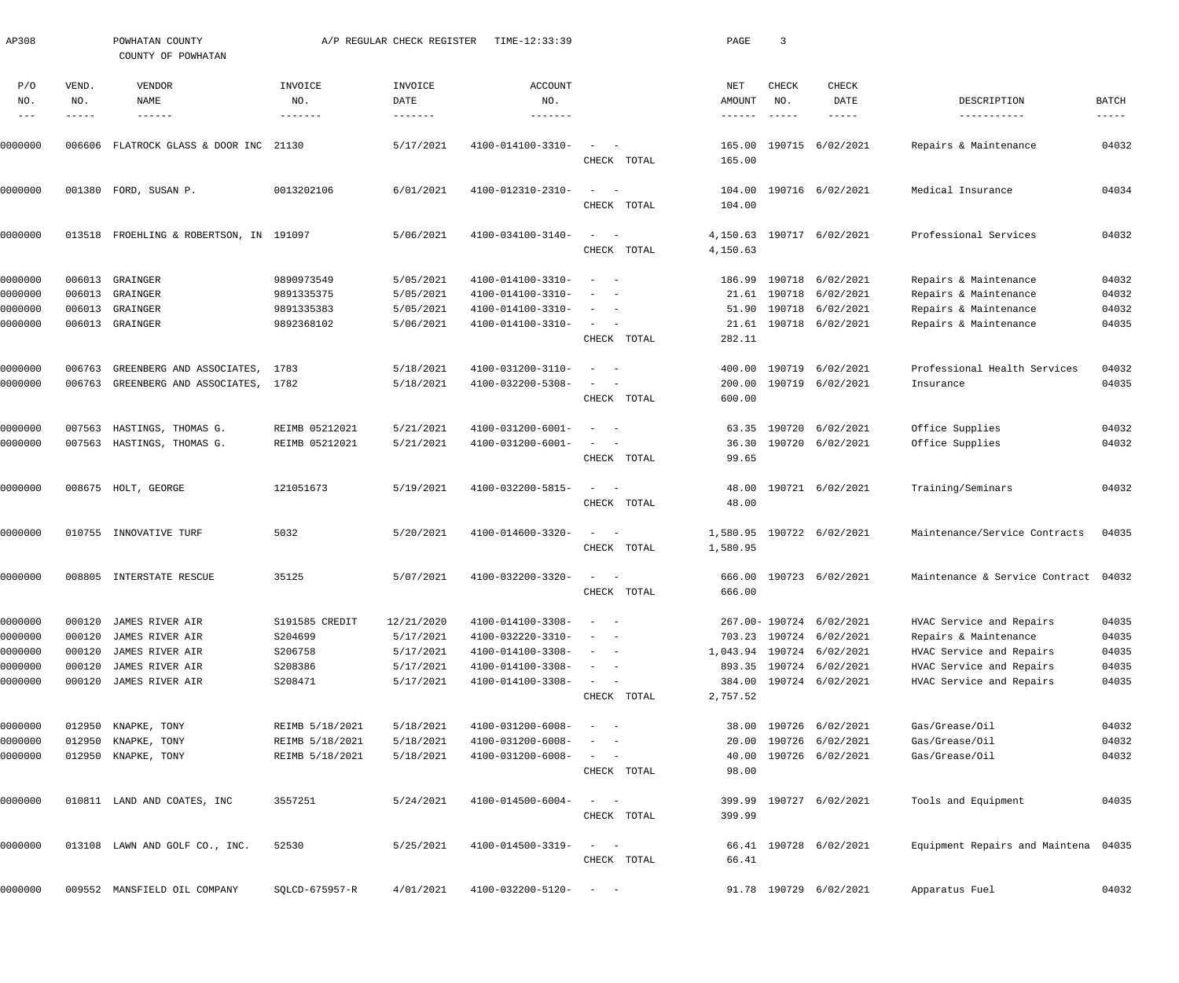AP308 POWHATAN COUNTY A/P REGULAR CHECK REGISTER TIME-12:33:39

COUNTY OF POWHATAN

| P/O NO. | VEND. NO. | VENDOR NAME | INVOICE NO. | INVOICE DATE | ACCOUNT NO. | | NET AMOUNT | CHECK NO. | CHECK DATE | DESCRIPTION | BATCH |
|---|---|---|---|---|---|---|---|---|---|---|---|
| 0000000 | 006606 | FLATROCK GLASS & DOOR INC | 21130 | 5/17/2021 | 4100-014100-3310- | - - | 165.00 | 190715 | 6/02/2021 | Repairs & Maintenance | 04032 |
| | | | | | | CHECK TOTAL | 165.00 | | | | |
| 0000000 | 001380 | FORD, SUSAN P. | 0013202106 | 6/01/2021 | 4100-012310-2310- | - - | 104.00 | 190716 | 6/02/2021 | Medical Insurance | 04034 |
| | | | | | | CHECK TOTAL | 104.00 | | | | |
| 0000000 | 013518 | FROEHLING & ROBERTSON, IN | 191097 | 5/06/2021 | 4100-034100-3140- | - - | 4,150.63 | 190717 | 6/02/2021 | Professional Services | 04032 |
| | | | | | | CHECK TOTAL | 4,150.63 | | | | |
| 0000000 | 006013 | GRAINGER | 9890973549 | 5/05/2021 | 4100-014100-3310- | - - | 186.99 | 190718 | 6/02/2021 | Repairs & Maintenance | 04032 |
| 0000000 | 006013 | GRAINGER | 9891335375 | 5/05/2021 | 4100-014100-3310- | - - | 21.61 | 190718 | 6/02/2021 | Repairs & Maintenance | 04032 |
| 0000000 | 006013 | GRAINGER | 9891335383 | 5/05/2021 | 4100-014100-3310- | - - | 51.90 | 190718 | 6/02/2021 | Repairs & Maintenance | 04032 |
| 0000000 | 006013 | GRAINGER | 9892368102 | 5/06/2021 | 4100-014100-3310- | - - | 21.61 | 190718 | 6/02/2021 | Repairs & Maintenance | 04035 |
| | | | | | | CHECK TOTAL | 282.11 | | | | |
| 0000000 | 006763 | GREENBERG AND ASSOCIATES, | 1783 | 5/18/2021 | 4100-031200-3110- | - - | 400.00 | 190719 | 6/02/2021 | Professional Health Services | 04032 |
| 0000000 | 006763 | GREENBERG AND ASSOCIATES, | 1782 | 5/18/2021 | 4100-032200-5308- | - - | 200.00 | 190719 | 6/02/2021 | Insurance | 04035 |
| | | | | | | CHECK TOTAL | 600.00 | | | | |
| 0000000 | 007563 | HASTINGS, THOMAS G. | REIMB 05212021 | 5/21/2021 | 4100-031200-6001- | - - | 63.35 | 190720 | 6/02/2021 | Office Supplies | 04032 |
| 0000000 | 007563 | HASTINGS, THOMAS G. | REIMB 05212021 | 5/21/2021 | 4100-031200-6001- | - - | 36.30 | 190720 | 6/02/2021 | Office Supplies | 04032 |
| | | | | | | CHECK TOTAL | 99.65 | | | | |
| 0000000 | 008675 | HOLT, GEORGE | 121051673 | 5/19/2021 | 4100-032200-5815- | - - | 48.00 | 190721 | 6/02/2021 | Training/Seminars | 04032 |
| | | | | | | CHECK TOTAL | 48.00 | | | | |
| 0000000 | 010755 | INNOVATIVE TURF | 5032 | 5/20/2021 | 4100-014600-3320- | - - | 1,580.95 | 190722 | 6/02/2021 | Maintenance/Service Contracts | 04035 |
| | | | | | | CHECK TOTAL | 1,580.95 | | | | |
| 0000000 | 008805 | INTERSTATE RESCUE | 35125 | 5/07/2021 | 4100-032200-3320- | - - | 666.00 | 190723 | 6/02/2021 | Maintenance & Service Contract | 04032 |
| | | | | | | CHECK TOTAL | 666.00 | | | | |
| 0000000 | 000120 | JAMES RIVER AIR | S191585 CREDIT | 12/21/2020 | 4100-014100-3308- | - - | 267.00- | 190724 | 6/02/2021 | HVAC Service and Repairs | 04035 |
| 0000000 | 000120 | JAMES RIVER AIR | S204699 | 5/17/2021 | 4100-032220-3310- | - - | 703.23 | 190724 | 6/02/2021 | Repairs & Maintenance | 04035 |
| 0000000 | 000120 | JAMES RIVER AIR | S206758 | 5/17/2021 | 4100-014100-3308- | - - | 1,043.94 | 190724 | 6/02/2021 | HVAC Service and Repairs | 04035 |
| 0000000 | 000120 | JAMES RIVER AIR | S208386 | 5/17/2021 | 4100-014100-3308- | - - | 893.35 | 190724 | 6/02/2021 | HVAC Service and Repairs | 04035 |
| 0000000 | 000120 | JAMES RIVER AIR | S208471 | 5/17/2021 | 4100-014100-3308- | - - | 384.00 | 190724 | 6/02/2021 | HVAC Service and Repairs | 04035 |
| | | | | | | CHECK TOTAL | 2,757.52 | | | | |
| 0000000 | 012950 | KNAPKE, TONY | REIMB 5/18/2021 | 5/18/2021 | 4100-031200-6008- | - - | 38.00 | 190726 | 6/02/2021 | Gas/Grease/Oil | 04032 |
| 0000000 | 012950 | KNAPKE, TONY | REIMB 5/18/2021 | 5/18/2021 | 4100-031200-6008- | - - | 20.00 | 190726 | 6/02/2021 | Gas/Grease/Oil | 04032 |
| 0000000 | 012950 | KNAPKE, TONY | REIMB 5/18/2021 | 5/18/2021 | 4100-031200-6008- | - - | 40.00 | 190726 | 6/02/2021 | Gas/Grease/Oil | 04032 |
| | | | | | | CHECK TOTAL | 98.00 | | | | |
| 0000000 | 010811 | LAND AND COATES, INC | 3557251 | 5/24/2021 | 4100-014500-6004- | - - | 399.99 | 190727 | 6/02/2021 | Tools and Equipment | 04035 |
| | | | | | | CHECK TOTAL | 399.99 | | | | |
| 0000000 | 013108 | LAWN AND GOLF CO., INC. | 52530 | 5/25/2021 | 4100-014500-3319- | - - | 66.41 | 190728 | 6/02/2021 | Equipment Repairs and Maintena | 04035 |
| | | | | | | CHECK TOTAL | 66.41 | | | | |
| 0000000 | 009552 | MANSFIELD OIL COMPANY | SQLCD-675957-R | 4/01/2021 | 4100-032200-5120- | - - | 91.78 | 190729 | 6/02/2021 | Apparatus Fuel | 04032 |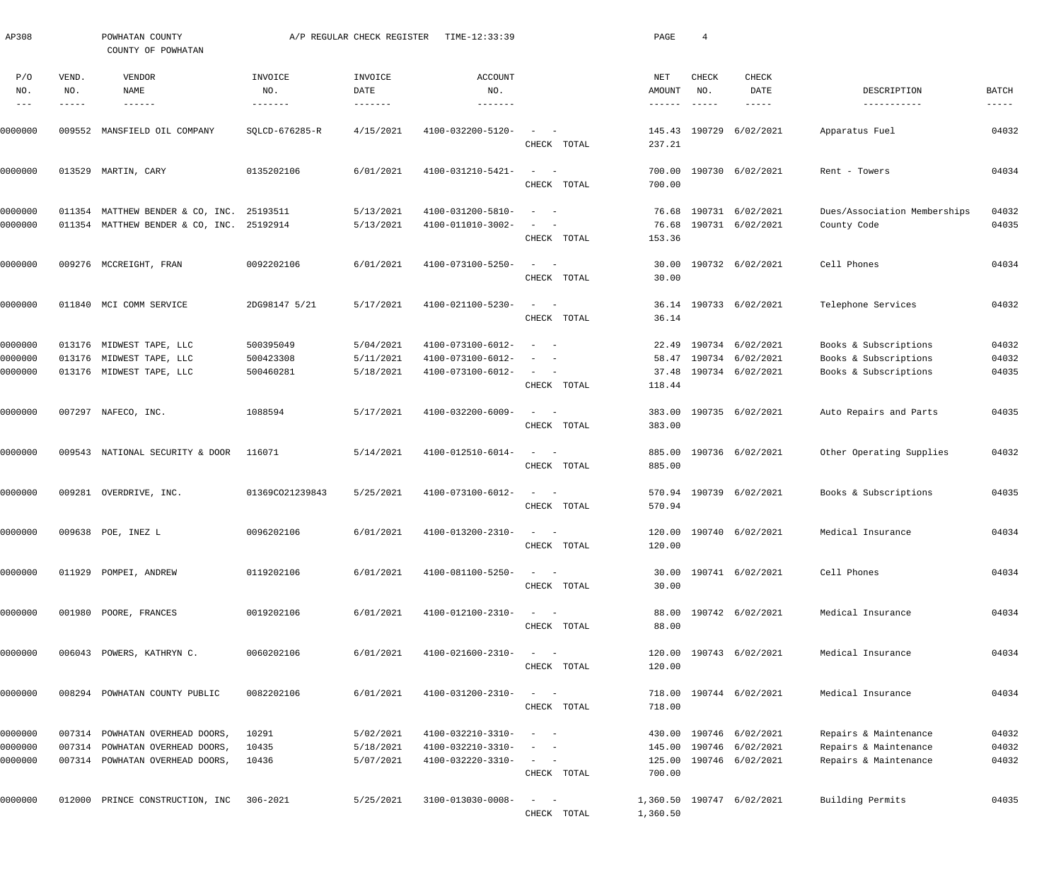AP308 POWHATAN COUNTY A/P REGULAR CHECK REGISTER TIME-12:33:39

COUNTY OF POWHATAN

| P/O NO. | VEND. NO. | VENDOR NAME | INVOICE NO. | INVOICE DATE | ACCOUNT NO. | | NET AMOUNT | CHECK NO. | CHECK DATE | DESCRIPTION | BATCH |
|---|---|---|---|---|---|---|---|---|---|---|---|
| 0000000 | 009552 | MANSFIELD OIL COMPANY | SQLCD-676285-R | 4/15/2021 | 4100-032200-5120- | - - | 145.43 | 190729 | 6/02/2021 | Apparatus Fuel | 04032 |
| | | | | | | CHECK TOTAL | 237.21 | | | | |
| 0000000 | 013529 | MARTIN, CARY | 0135202106 | 6/01/2021 | 4100-031210-5421- | - - | 700.00 | 190730 | 6/02/2021 | Rent - Towers | 04034 |
| | | | | | | CHECK TOTAL | 700.00 | | | | |
| 0000000 | 011354 | MATTHEW BENDER & CO, INC. | 25193511 | 5/13/2021 | 4100-031200-5810- | - - | 76.68 | 190731 | 6/02/2021 | Dues/Association Memberships | 04032 |
| 0000000 | 011354 | MATTHEW BENDER & CO, INC. | 25192914 | 5/13/2021 | 4100-011010-3002- | - - | 76.68 | 190731 | 6/02/2021 | County Code | 04035 |
| | | | | | | CHECK TOTAL | 153.36 | | | | |
| 0000000 | 009276 | MCCREIGHT, FRAN | 0092202106 | 6/01/2021 | 4100-073100-5250- | - - | 30.00 | 190732 | 6/02/2021 | Cell Phones | 04034 |
| | | | | | | CHECK TOTAL | 30.00 | | | | |
| 0000000 | 011840 | MCI COMM SERVICE | 2DG98147 5/21 | 5/17/2021 | 4100-021100-5230- | - - | 36.14 | 190733 | 6/02/2021 | Telephone Services | 04032 |
| | | | | | | CHECK TOTAL | 36.14 | | | | |
| 0000000 | 013176 | MIDWEST TAPE, LLC | 500395049 | 5/04/2021 | 4100-073100-6012- | - - | 22.49 | 190734 | 6/02/2021 | Books & Subscriptions | 04032 |
| 0000000 | 013176 | MIDWEST TAPE, LLC | 500423308 | 5/11/2021 | 4100-073100-6012- | - - | 58.47 | 190734 | 6/02/2021 | Books & Subscriptions | 04032 |
| 0000000 | 013176 | MIDWEST TAPE, LLC | 500460281 | 5/18/2021 | 4100-073100-6012- | - - | 37.48 | 190734 | 6/02/2021 | Books & Subscriptions | 04035 |
| | | | | | | CHECK TOTAL | 118.44 | | | | |
| 0000000 | 007297 | NAFECO, INC. | 1088594 | 5/17/2021 | 4100-032200-6009- | - - | 383.00 | 190735 | 6/02/2021 | Auto Repairs and Parts | 04035 |
| | | | | | | CHECK TOTAL | 383.00 | | | | |
| 0000000 | 009543 | NATIONAL SECURITY & DOOR | 116071 | 5/14/2021 | 4100-012510-6014- | - - | 885.00 | 190736 | 6/02/2021 | Other Operating Supplies | 04032 |
| | | | | | | CHECK TOTAL | 885.00 | | | | |
| 0000000 | 009281 | OVERDRIVE, INC. | 01369CO21239843 | 5/25/2021 | 4100-073100-6012- | - - | 570.94 | 190739 | 6/02/2021 | Books & Subscriptions | 04035 |
| | | | | | | CHECK TOTAL | 570.94 | | | | |
| 0000000 | 009638 | POE, INEZ L | 0096202106 | 6/01/2021 | 4100-013200-2310- | - - | 120.00 | 190740 | 6/02/2021 | Medical Insurance | 04034 |
| | | | | | | CHECK TOTAL | 120.00 | | | | |
| 0000000 | 011929 | POMPEI, ANDREW | 0119202106 | 6/01/2021 | 4100-081100-5250- | - - | 30.00 | 190741 | 6/02/2021 | Cell Phones | 04034 |
| | | | | | | CHECK TOTAL | 30.00 | | | | |
| 0000000 | 001980 | POORE, FRANCES | 0019202106 | 6/01/2021 | 4100-012100-2310- | - - | 88.00 | 190742 | 6/02/2021 | Medical Insurance | 04034 |
| | | | | | | CHECK TOTAL | 88.00 | | | | |
| 0000000 | 006043 | POWERS, KATHRYN C. | 0060202106 | 6/01/2021 | 4100-021600-2310- | - - | 120.00 | 190743 | 6/02/2021 | Medical Insurance | 04034 |
| | | | | | | CHECK TOTAL | 120.00 | | | | |
| 0000000 | 008294 | POWHATAN COUNTY PUBLIC | 0082202106 | 6/01/2021 | 4100-031200-2310- | - - | 718.00 | 190744 | 6/02/2021 | Medical Insurance | 04034 |
| | | | | | | CHECK TOTAL | 718.00 | | | | |
| 0000000 | 007314 | POWHATAN OVERHEAD DOORS, | 10291 | 5/02/2021 | 4100-032210-3310- | - - | 430.00 | 190746 | 6/02/2021 | Repairs & Maintenance | 04032 |
| 0000000 | 007314 | POWHATAN OVERHEAD DOORS, | 10435 | 5/18/2021 | 4100-032210-3310- | - - | 145.00 | 190746 | 6/02/2021 | Repairs & Maintenance | 04032 |
| 0000000 | 007314 | POWHATAN OVERHEAD DOORS, | 10436 | 5/07/2021 | 4100-032220-3310- | - - | 125.00 | 190746 | 6/02/2021 | Repairs & Maintenance | 04032 |
| | | | | | | CHECK TOTAL | 700.00 | | | | |
| 0000000 | 012000 | PRINCE CONSTRUCTION, INC | 306-2021 | 5/25/2021 | 3100-013030-0008- | - - | 1,360.50 | 190747 | 6/02/2021 | Building Permits | 04035 |
| | | | | | | CHECK TOTAL | 1,360.50 | | | | |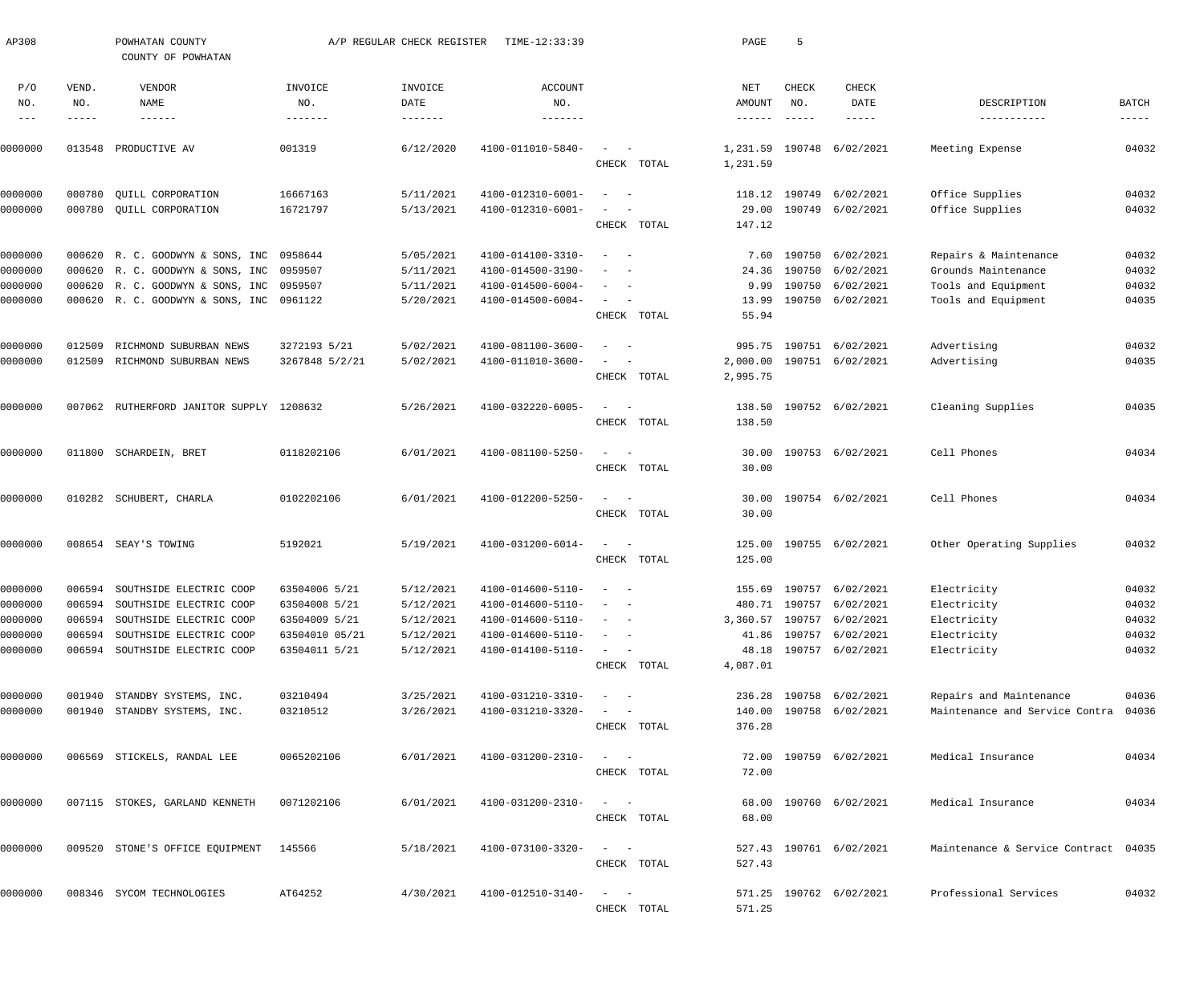AP308 POWHATAN COUNTY A/P REGULAR CHECK REGISTER TIME-12:33:39

COUNTY OF POWHATAN

| P/O NO. | VEND. NO. | VENDOR NAME | INVOICE NO. | INVOICE DATE | ACCOUNT NO. | | NET AMOUNT | CHECK NO. | CHECK DATE | DESCRIPTION | BATCH |
|---|---|---|---|---|---|---|---|---|---|---|---|
| 0000000 | 013548 | PRODUCTIVE AV | 001319 | 6/12/2020 | 4100-011010-5840- | - - | 1,231.59 | 190748 | 6/02/2021 | Meeting Expense | 04032 |
| | | | | | | CHECK TOTAL | 1,231.59 | | | | |
| 0000000 | 000780 | QUILL CORPORATION | 16667163 | 5/11/2021 | 4100-012310-6001- | - - | 118.12 | 190749 | 6/02/2021 | Office Supplies | 04032 |
| 0000000 | 000780 | QUILL CORPORATION | 16721797 | 5/13/2021 | 4100-012310-6001- | - - | 29.00 | 190749 | 6/02/2021 | Office Supplies | 04032 |
| | | | | | | CHECK TOTAL | 147.12 | | | | |
| 0000000 | 000620 | R. C. GOODWYN & SONS, INC | 0958644 | 5/05/2021 | 4100-014100-3310- | - - | 7.60 | 190750 | 6/02/2021 | Repairs & Maintenance | 04032 |
| 0000000 | 000620 | R. C. GOODWYN & SONS, INC | 0959507 | 5/11/2021 | 4100-014500-3190- | - - | 24.36 | 190750 | 6/02/2021 | Grounds Maintenance | 04032 |
| 0000000 | 000620 | R. C. GOODWYN & SONS, INC | 0959507 | 5/11/2021 | 4100-014500-6004- | - - | 9.99 | 190750 | 6/02/2021 | Tools and Equipment | 04032 |
| 0000000 | 000620 | R. C. GOODWYN & SONS, INC | 0961122 | 5/20/2021 | 4100-014500-6004- | - - | 13.99 | 190750 | 6/02/2021 | Tools and Equipment | 04035 |
| | | | | | | CHECK TOTAL | 55.94 | | | | |
| 0000000 | 012509 | RICHMOND SUBURBAN NEWS | 3272193 5/21 | 5/02/2021 | 4100-081100-3600- | - - | 995.75 | 190751 | 6/02/2021 | Advertising | 04032 |
| 0000000 | 012509 | RICHMOND SUBURBAN NEWS | 3267848 5/2/21 | 5/02/2021 | 4100-011010-3600- | - - | 2,000.00 | 190751 | 6/02/2021 | Advertising | 04035 |
| | | | | | | CHECK TOTAL | 2,995.75 | | | | |
| 0000000 | 007062 | RUTHERFORD JANITOR SUPPLY | 1208632 | 5/26/2021 | 4100-032220-6005- | - - | 138.50 | 190752 | 6/02/2021 | Cleaning Supplies | 04035 |
| | | | | | | CHECK TOTAL | 138.50 | | | | |
| 0000000 | 011800 | SCHARDEIN, BRET | 0118202106 | 6/01/2021 | 4100-081100-5250- | - - | 30.00 | 190753 | 6/02/2021 | Cell Phones | 04034 |
| | | | | | | CHECK TOTAL | 30.00 | | | | |
| 0000000 | 010282 | SCHUBERT, CHARLA | 0102202106 | 6/01/2021 | 4100-012200-5250- | - - | 30.00 | 190754 | 6/02/2021 | Cell Phones | 04034 |
| | | | | | | CHECK TOTAL | 30.00 | | | | |
| 0000000 | 008654 | SEAY'S TOWING | 5192021 | 5/19/2021 | 4100-031200-6014- | - - | 125.00 | 190755 | 6/02/2021 | Other Operating Supplies | 04032 |
| | | | | | | CHECK TOTAL | 125.00 | | | | |
| 0000000 | 006594 | SOUTHSIDE ELECTRIC COOP | 63504006 5/21 | 5/12/2021 | 4100-014600-5110- | - - | 155.69 | 190757 | 6/02/2021 | Electricity | 04032 |
| 0000000 | 006594 | SOUTHSIDE ELECTRIC COOP | 63504008 5/21 | 5/12/2021 | 4100-014600-5110- | - - | 480.71 | 190757 | 6/02/2021 | Electricity | 04032 |
| 0000000 | 006594 | SOUTHSIDE ELECTRIC COOP | 63504009 5/21 | 5/12/2021 | 4100-014600-5110- | - - | 3,360.57 | 190757 | 6/02/2021 | Electricity | 04032 |
| 0000000 | 006594 | SOUTHSIDE ELECTRIC COOP | 63504010 05/21 | 5/12/2021 | 4100-014600-5110- | - - | 41.86 | 190757 | 6/02/2021 | Electricity | 04032 |
| 0000000 | 006594 | SOUTHSIDE ELECTRIC COOP | 63504011 5/21 | 5/12/2021 | 4100-014100-5110- | - - | 48.18 | 190757 | 6/02/2021 | Electricity | 04032 |
| | | | | | | CHECK TOTAL | 4,087.01 | | | | |
| 0000000 | 001940 | STANDBY SYSTEMS, INC. | 03210494 | 3/25/2021 | 4100-031210-3310- | - - | 236.28 | 190758 | 6/02/2021 | Repairs and Maintenance | 04036 |
| 0000000 | 001940 | STANDBY SYSTEMS, INC. | 03210512 | 3/26/2021 | 4100-031210-3320- | - - | 140.00 | 190758 | 6/02/2021 | Maintenance and Service Contra | 04036 |
| | | | | | | CHECK TOTAL | 376.28 | | | | |
| 0000000 | 006569 | STICKELS, RANDAL LEE | 0065202106 | 6/01/2021 | 4100-031200-2310- | - - | 72.00 | 190759 | 6/02/2021 | Medical Insurance | 04034 |
| | | | | | | CHECK TOTAL | 72.00 | | | | |
| 0000000 | 007115 | STOKES, GARLAND KENNETH | 0071202106 | 6/01/2021 | 4100-031200-2310- | - - | 68.00 | 190760 | 6/02/2021 | Medical Insurance | 04034 |
| | | | | | | CHECK TOTAL | 68.00 | | | | |
| 0000000 | 009520 | STONE'S OFFICE EQUIPMENT | 145566 | 5/18/2021 | 4100-073100-3320- | - - | 527.43 | 190761 | 6/02/2021 | Maintenance & Service Contract | 04035 |
| | | | | | | CHECK TOTAL | 527.43 | | | | |
| 0000000 | 008346 | SYCOM TECHNOLOGIES | AT64252 | 4/30/2021 | 4100-012510-3140- | - - | 571.25 | 190762 | 6/02/2021 | Professional Services | 04032 |
| | | | | | | CHECK TOTAL | 571.25 | | | | |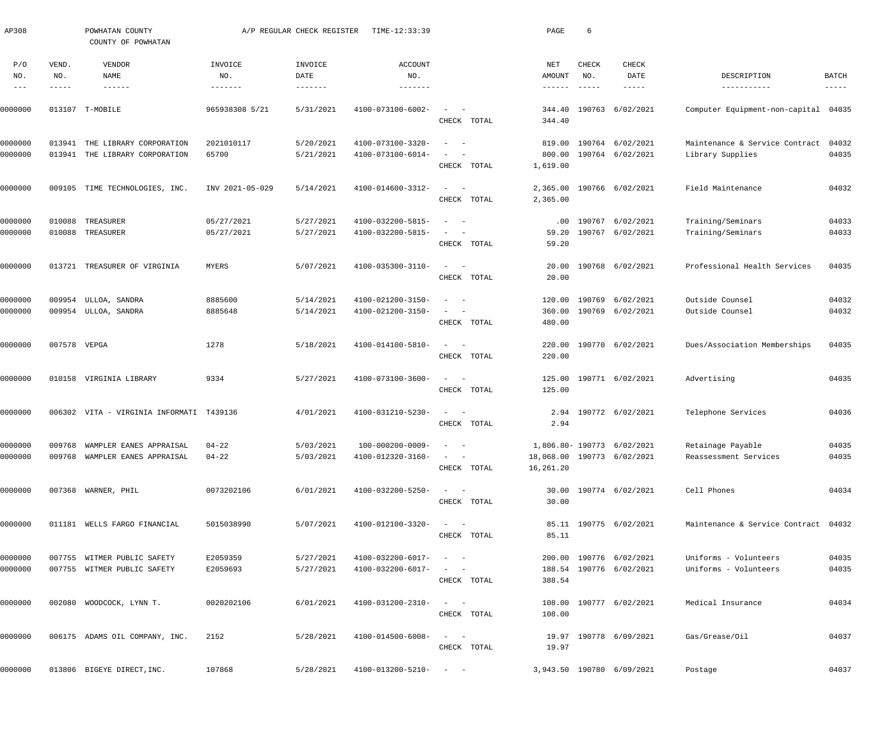AP308 POWHATAN COUNTY A/P REGULAR CHECK REGISTER TIME-12:33:39

COUNTY OF POWHATAN

| P/O NO. | VEND. NO. | VENDOR NAME | INVOICE NO. | INVOICE DATE | ACCOUNT NO. | | NET AMOUNT | CHECK NO. | CHECK DATE | DESCRIPTION | BATCH |
|---|---|---|---|---|---|---|---|---|---|---|---|
| 0000000 | 013107 | T-MOBILE | 965938308 5/21 | 5/31/2021 | 4100-073100-6002- | - - | 344.40 | 190763 | 6/02/2021 | Computer Equipment-non-capital | 04035 |
| | | | | | | CHECK TOTAL | 344.40 | | | | |
| 0000000 | 013941 | THE LIBRARY CORPORATION | 2021010117 | 5/20/2021 | 4100-073100-3320- | - - | 819.00 | 190764 | 6/02/2021 | Maintenance & Service Contract | 04032 |
| 0000000 | 013941 | THE LIBRARY CORPORATION | 65700 | 5/21/2021 | 4100-073100-6014- | - - | 800.00 | 190764 | 6/02/2021 | Library Supplies | 04035 |
| | | | | | | CHECK TOTAL | 1,619.00 | | | | |
| 0000000 | 009105 | TIME TECHNOLOGIES, INC. | INV 2021-05-029 | 5/14/2021 | 4100-014600-3312- | - - | 2,365.00 | 190766 | 6/02/2021 | Field Maintenance | 04032 |
| | | | | | | CHECK TOTAL | 2,365.00 | | | | |
| 0000000 | 010088 | TREASURER | 05/27/2021 | 5/27/2021 | 4100-032200-5815- | - - | .00 | 190767 | 6/02/2021 | Training/Seminars | 04033 |
| 0000000 | 010088 | TREASURER | 05/27/2021 | 5/27/2021 | 4100-032200-5815- | - - | 59.20 | 190767 | 6/02/2021 | Training/Seminars | 04033 |
| | | | | | | CHECK TOTAL | 59.20 | | | | |
| 0000000 | 013721 | TREASURER OF VIRGINIA | MYERS | 5/07/2021 | 4100-035300-3110- | - - | 20.00 | 190768 | 6/02/2021 | Professional Health Services | 04035 |
| | | | | | | CHECK TOTAL | 20.00 | | | | |
| 0000000 | 009954 | ULLOA, SANDRA | 8885600 | 5/14/2021 | 4100-021200-3150- | - - | 120.00 | 190769 | 6/02/2021 | Outside Counsel | 04032 |
| 0000000 | 009954 | ULLOA, SANDRA | 8885648 | 5/14/2021 | 4100-021200-3150- | - - | 360.00 | 190769 | 6/02/2021 | Outside Counsel | 04032 |
| | | | | | | CHECK TOTAL | 480.00 | | | | |
| 0000000 | 007578 | VEPGA | 1278 | 5/18/2021 | 4100-014100-5810- | - - | 220.00 | 190770 | 6/02/2021 | Dues/Association Memberships | 04035 |
| | | | | | | CHECK TOTAL | 220.00 | | | | |
| 0000000 | 010158 | VIRGINIA LIBRARY | 9334 | 5/27/2021 | 4100-073100-3600- | - - | 125.00 | 190771 | 6/02/2021 | Advertising | 04035 |
| | | | | | | CHECK TOTAL | 125.00 | | | | |
| 0000000 | 006302 | VITA - VIRGINIA INFORMATI | T439136 | 4/01/2021 | 4100-031210-5230- | - - | 2.94 | 190772 | 6/02/2021 | Telephone Services | 04036 |
| | | | | | | CHECK TOTAL | 2.94 | | | | |
| 0000000 | 009768 | WAMPLER EANES APPRAISAL | 04-22 | 5/03/2021 | 100-000200-0009- | - - | 1,806.80- | 190773 | 6/02/2021 | Retainage Payable | 04035 |
| 0000000 | 009768 | WAMPLER EANES APPRAISAL | 04-22 | 5/03/2021 | 4100-012320-3160- | - - | 18,068.00 | 190773 | 6/02/2021 | Reassessment Services | 04035 |
| | | | | | | CHECK TOTAL | 16,261.20 | | | | |
| 0000000 | 007368 | WARNER, PHIL | 0073202106 | 6/01/2021 | 4100-032200-5250- | - - | 30.00 | 190774 | 6/02/2021 | Cell Phones | 04034 |
| | | | | | | CHECK TOTAL | 30.00 | | | | |
| 0000000 | 011181 | WELLS FARGO FINANCIAL | 5015038990 | 5/07/2021 | 4100-012100-3320- | - - | 85.11 | 190775 | 6/02/2021 | Maintenance & Service Contract | 04032 |
| | | | | | | CHECK TOTAL | 85.11 | | | | |
| 0000000 | 007755 | WITMER PUBLIC SAFETY | E2059359 | 5/27/2021 | 4100-032200-6017- | - - | 200.00 | 190776 | 6/02/2021 | Uniforms - Volunteers | 04035 |
| 0000000 | 007755 | WITMER PUBLIC SAFETY | E2059693 | 5/27/2021 | 4100-032200-6017- | - - | 188.54 | 190776 | 6/02/2021 | Uniforms - Volunteers | 04035 |
| | | | | | | CHECK TOTAL | 388.54 | | | | |
| 0000000 | 002080 | WOODCOCK, LYNN T. | 0020202106 | 6/01/2021 | 4100-031200-2310- | - - | 108.00 | 190777 | 6/02/2021 | Medical Insurance | 04034 |
| | | | | | | CHECK TOTAL | 108.00 | | | | |
| 0000000 | 006175 | ADAMS OIL COMPANY, INC. | 2152 | 5/28/2021 | 4100-014500-6008- | - - | 19.97 | 190778 | 6/09/2021 | Gas/Grease/Oil | 04037 |
| | | | | | | CHECK TOTAL | 19.97 | | | | |
| 0000000 | 013806 | BIGEYE DIRECT,INC. | 107868 | 5/28/2021 | 4100-013200-5210- | - - | 3,943.50 | 190780 | 6/09/2021 | Postage | 04037 |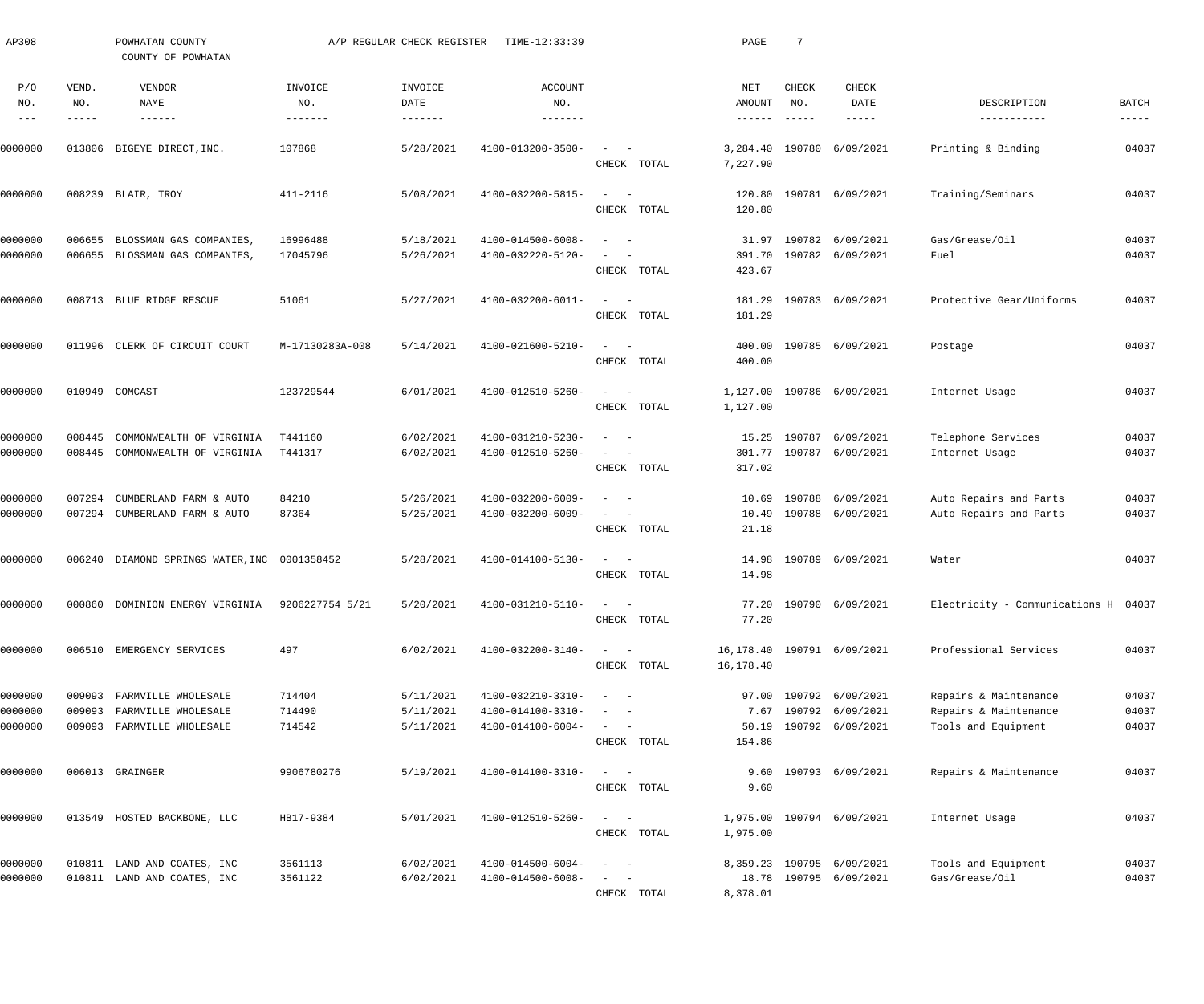AP308 POWHATAN COUNTY A/P REGULAR CHECK REGISTER TIME-12:33:39

COUNTY OF POWHATAN

| P/O NO. | VEND. NO. | VENDOR NAME | INVOICE NO. | INVOICE DATE | ACCOUNT NO. | | NET AMOUNT | CHECK NO. | CHECK DATE | DESCRIPTION | BATCH |
|---|---|---|---|---|---|---|---|---|---|---|---|
| 0000000 | 013806 | BIGEYE DIRECT,INC. | 107868 | 5/28/2021 | 4100-013200-3500- | - - | 3,284.40 | 190780 | 6/09/2021 | Printing & Binding | 04037 |
| | | | | | | CHECK TOTAL | 7,227.90 | | | | |
| 0000000 | 008239 | BLAIR, TROY | 411-2116 | 5/08/2021 | 4100-032200-5815- | - - | 120.80 | 190781 | 6/09/2021 | Training/Seminars | 04037 |
| | | | | | | CHECK TOTAL | 120.80 | | | | |
| 0000000 | 006655 | BLOSSMAN GAS COMPANIES, | 16996488 | 5/18/2021 | 4100-014500-6008- | - - | 31.97 | 190782 | 6/09/2021 | Gas/Grease/Oil | 04037 |
| 0000000 | 006655 | BLOSSMAN GAS COMPANIES, | 17045796 | 5/26/2021 | 4100-032220-5120- | - - | 391.70 | 190782 | 6/09/2021 | Fuel | 04037 |
| | | | | | | CHECK TOTAL | 423.67 | | | | |
| 0000000 | 008713 | BLUE RIDGE RESCUE | 51061 | 5/27/2021 | 4100-032200-6011- | - - | 181.29 | 190783 | 6/09/2021 | Protective Gear/Uniforms | 04037 |
| | | | | | | CHECK TOTAL | 181.29 | | | | |
| 0000000 | 011996 | CLERK OF CIRCUIT COURT | M-17130283A-008 | 5/14/2021 | 4100-021600-5210- | - - | 400.00 | 190785 | 6/09/2021 | Postage | 04037 |
| | | | | | | CHECK TOTAL | 400.00 | | | | |
| 0000000 | 010949 | COMCAST | 123729544 | 6/01/2021 | 4100-012510-5260- | - - | 1,127.00 | 190786 | 6/09/2021 | Internet Usage | 04037 |
| | | | | | | CHECK TOTAL | 1,127.00 | | | | |
| 0000000 | 008445 | COMMONWEALTH OF VIRGINIA | T441160 | 6/02/2021 | 4100-031210-5230- | - - | 15.25 | 190787 | 6/09/2021 | Telephone Services | 04037 |
| 0000000 | 008445 | COMMONWEALTH OF VIRGINIA | T441317 | 6/02/2021 | 4100-012510-5260- | - - | 301.77 | 190787 | 6/09/2021 | Internet Usage | 04037 |
| | | | | | | CHECK TOTAL | 317.02 | | | | |
| 0000000 | 007294 | CUMBERLAND FARM & AUTO | 84210 | 5/26/2021 | 4100-032200-6009- | - - | 10.69 | 190788 | 6/09/2021 | Auto Repairs and Parts | 04037 |
| 0000000 | 007294 | CUMBERLAND FARM & AUTO | 87364 | 5/25/2021 | 4100-032200-6009- | - - | 10.49 | 190788 | 6/09/2021 | Auto Repairs and Parts | 04037 |
| | | | | | | CHECK TOTAL | 21.18 | | | | |
| 0000000 | 006240 | DIAMOND SPRINGS WATER,INC | 0001358452 | 5/28/2021 | 4100-014100-5130- | - - | 14.98 | 190789 | 6/09/2021 | Water | 04037 |
| | | | | | | CHECK TOTAL | 14.98 | | | | |
| 0000000 | 000860 | DOMINION ENERGY VIRGINIA | 9206227754 5/21 | 5/20/2021 | 4100-031210-5110- | - - | 77.20 | 190790 | 6/09/2021 | Electricity - Communications H | 04037 |
| | | | | | | CHECK TOTAL | 77.20 | | | | |
| 0000000 | 006510 | EMERGENCY SERVICES | 497 | 6/02/2021 | 4100-032200-3140- | - - | 16,178.40 | 190791 | 6/09/2021 | Professional Services | 04037 |
| | | | | | | CHECK TOTAL | 16,178.40 | | | | |
| 0000000 | 009093 | FARMVILLE WHOLESALE | 714404 | 5/11/2021 | 4100-032210-3310- | - - | 97.00 | 190792 | 6/09/2021 | Repairs & Maintenance | 04037 |
| 0000000 | 009093 | FARMVILLE WHOLESALE | 714490 | 5/11/2021 | 4100-014100-3310- | - - | 7.67 | 190792 | 6/09/2021 | Repairs & Maintenance | 04037 |
| 0000000 | 009093 | FARMVILLE WHOLESALE | 714542 | 5/11/2021 | 4100-014100-6004- | - - | 50.19 | 190792 | 6/09/2021 | Tools and Equipment | 04037 |
| | | | | | | CHECK TOTAL | 154.86 | | | | |
| 0000000 | 006013 | GRAINGER | 9906780276 | 5/19/2021 | 4100-014100-3310- | - - | 9.60 | 190793 | 6/09/2021 | Repairs & Maintenance | 04037 |
| | | | | | | CHECK TOTAL | 9.60 | | | | |
| 0000000 | 013549 | HOSTED BACKBONE, LLC | HB17-9384 | 5/01/2021 | 4100-012510-5260- | - - | 1,975.00 | 190794 | 6/09/2021 | Internet Usage | 04037 |
| | | | | | | CHECK TOTAL | 1,975.00 | | | | |
| 0000000 | 010811 | LAND AND COATES, INC | 3561113 | 6/02/2021 | 4100-014500-6004- | - - | 8,359.23 | 190795 | 6/09/2021 | Tools and Equipment | 04037 |
| 0000000 | 010811 | LAND AND COATES, INC | 3561122 | 6/02/2021 | 4100-014500-6008- | - - | 18.78 | 190795 | 6/09/2021 | Gas/Grease/Oil | 04037 |
| | | | | | | CHECK TOTAL | 8,378.01 | | | | |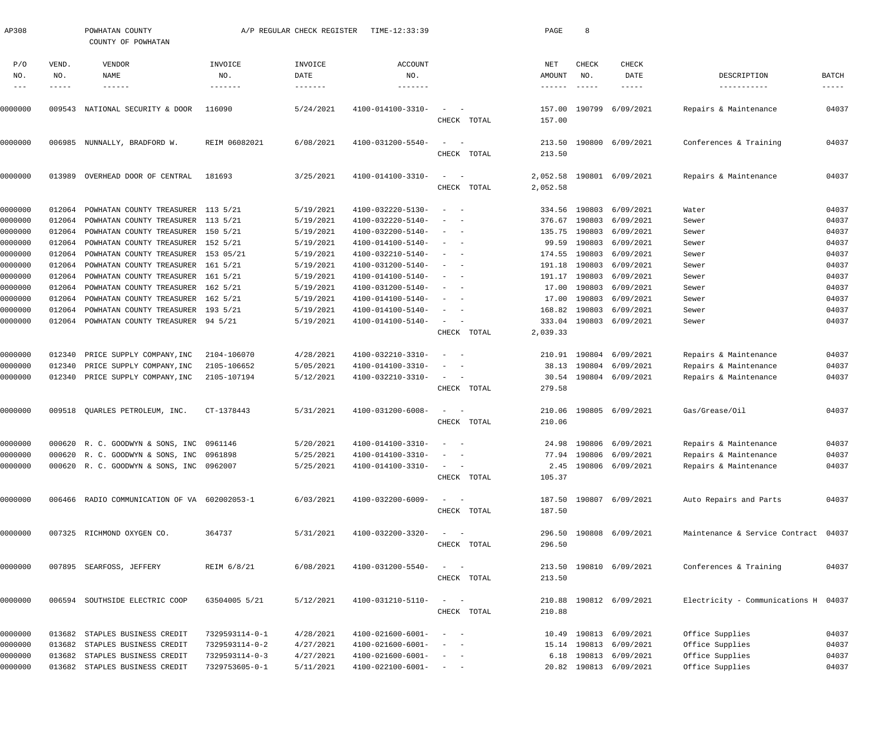AP308 POWHATAN COUNTY A/P REGULAR CHECK REGISTER TIME-12:33:39

COUNTY OF POWHATAN

| P/O NO. | VEND. NO. | VENDOR NAME | INVOICE NO. | INVOICE DATE | ACCOUNT NO. | | NET AMOUNT | CHECK NO. | CHECK DATE | DESCRIPTION | BATCH |
|---|---|---|---|---|---|---|---|---|---|---|---|
| 0000000 | 009543 | NATIONAL SECURITY & DOOR | 116090 | 5/24/2021 | 4100-014100-3310- | - - | 157.00 | 190799 | 6/09/2021 | Repairs & Maintenance | 04037 |
| | | | | | | CHECK TOTAL | 157.00 | | | | |
| 0000000 | 006985 | NUNNALLY, BRADFORD W. | REIM 06082021 | 6/08/2021 | 4100-031200-5540- | - - | 213.50 | 190800 | 6/09/2021 | Conferences & Training | 04037 |
| | | | | | | CHECK TOTAL | 213.50 | | | | |
| 0000000 | 013989 | OVERHEAD DOOR OF CENTRAL | 181693 | 3/25/2021 | 4100-014100-3310- | - - | 2,052.58 | 190801 | 6/09/2021 | Repairs & Maintenance | 04037 |
| | | | | | | CHECK TOTAL | 2,052.58 | | | | |
| 0000000 | 012064 | POWHATAN COUNTY TREASURER | 113 5/21 | 5/19/2021 | 4100-032220-5130- | - - | 334.56 | 190803 | 6/09/2021 | Water | 04037 |
| 0000000 | 012064 | POWHATAN COUNTY TREASURER | 113 5/21 | 5/19/2021 | 4100-032220-5140- | - - | 376.67 | 190803 | 6/09/2021 | Sewer | 04037 |
| 0000000 | 012064 | POWHATAN COUNTY TREASURER | 150 5/21 | 5/19/2021 | 4100-032200-5140- | - - | 135.75 | 190803 | 6/09/2021 | Sewer | 04037 |
| 0000000 | 012064 | POWHATAN COUNTY TREASURER | 152 5/21 | 5/19/2021 | 4100-014100-5140- | - - | 99.59 | 190803 | 6/09/2021 | Sewer | 04037 |
| 0000000 | 012064 | POWHATAN COUNTY TREASURER | 153 05/21 | 5/19/2021 | 4100-032210-5140- | - - | 174.55 | 190803 | 6/09/2021 | Sewer | 04037 |
| 0000000 | 012064 | POWHATAN COUNTY TREASURER | 161 5/21 | 5/19/2021 | 4100-031200-5140- | - - | 191.18 | 190803 | 6/09/2021 | Sewer | 04037 |
| 0000000 | 012064 | POWHATAN COUNTY TREASURER | 161 5/21 | 5/19/2021 | 4100-014100-5140- | - - | 191.17 | 190803 | 6/09/2021 | Sewer | 04037 |
| 0000000 | 012064 | POWHATAN COUNTY TREASURER | 162 5/21 | 5/19/2021 | 4100-031200-5140- | - - | 17.00 | 190803 | 6/09/2021 | Sewer | 04037 |
| 0000000 | 012064 | POWHATAN COUNTY TREASURER | 162 5/21 | 5/19/2021 | 4100-014100-5140- | - - | 17.00 | 190803 | 6/09/2021 | Sewer | 04037 |
| 0000000 | 012064 | POWHATAN COUNTY TREASURER | 193 5/21 | 5/19/2021 | 4100-014100-5140- | - - | 168.82 | 190803 | 6/09/2021 | Sewer | 04037 |
| 0000000 | 012064 | POWHATAN COUNTY TREASURER | 94 5/21 | 5/19/2021 | 4100-014100-5140- | - - | 333.04 | 190803 | 6/09/2021 | Sewer | 04037 |
| | | | | | | CHECK TOTAL | 2,039.33 | | | | |
| 0000000 | 012340 | PRICE SUPPLY COMPANY,INC | 2104-106070 | 4/28/2021 | 4100-032210-3310- | - - | 210.91 | 190804 | 6/09/2021 | Repairs & Maintenance | 04037 |
| 0000000 | 012340 | PRICE SUPPLY COMPANY,INC | 2105-106652 | 5/05/2021 | 4100-014100-3310- | - - | 38.13 | 190804 | 6/09/2021 | Repairs & Maintenance | 04037 |
| 0000000 | 012340 | PRICE SUPPLY COMPANY,INC | 2105-107194 | 5/12/2021 | 4100-032210-3310- | - - | 30.54 | 190804 | 6/09/2021 | Repairs & Maintenance | 04037 |
| | | | | | | CHECK TOTAL | 279.58 | | | | |
| 0000000 | 009518 | QUARLES PETROLEUM, INC. | CT-1378443 | 5/31/2021 | 4100-031200-6008- | - - | 210.06 | 190805 | 6/09/2021 | Gas/Grease/Oil | 04037 |
| | | | | | | CHECK TOTAL | 210.06 | | | | |
| 0000000 | 000620 | R. C. GOODWYN & SONS, INC | 0961146 | 5/20/2021 | 4100-014100-3310- | - - | 24.98 | 190806 | 6/09/2021 | Repairs & Maintenance | 04037 |
| 0000000 | 000620 | R. C. GOODWYN & SONS, INC | 0961898 | 5/25/2021 | 4100-014100-3310- | - - | 77.94 | 190806 | 6/09/2021 | Repairs & Maintenance | 04037 |
| 0000000 | 000620 | R. C. GOODWYN & SONS, INC | 0962007 | 5/25/2021 | 4100-014100-3310- | - - | 2.45 | 190806 | 6/09/2021 | Repairs & Maintenance | 04037 |
| | | | | | | CHECK TOTAL | 105.37 | | | | |
| 0000000 | 006466 | RADIO COMMUNICATION OF VA | 602002053-1 | 6/03/2021 | 4100-032200-6009- | - - | 187.50 | 190807 | 6/09/2021 | Auto Repairs and Parts | 04037 |
| | | | | | | CHECK TOTAL | 187.50 | | | | |
| 0000000 | 007325 | RICHMOND OXYGEN CO. | 364737 | 5/31/2021 | 4100-032200-3320- | - - | 296.50 | 190808 | 6/09/2021 | Maintenance & Service Contract | 04037 |
| | | | | | | CHECK TOTAL | 296.50 | | | | |
| 0000000 | 007895 | SEARFOSS, JEFFERY | REIM 6/8/21 | 6/08/2021 | 4100-031200-5540- | - - | 213.50 | 190810 | 6/09/2021 | Conferences & Training | 04037 |
| | | | | | | CHECK TOTAL | 213.50 | | | | |
| 0000000 | 006594 | SOUTHSIDE ELECTRIC COOP | 63504005 5/21 | 5/12/2021 | 4100-031210-5110- | - - | 210.88 | 190812 | 6/09/2021 | Electricity - Communications H | 04037 |
| | | | | | | CHECK TOTAL | 210.88 | | | | |
| 0000000 | 013682 | STAPLES BUSINESS CREDIT | 7329593114-0-1 | 4/28/2021 | 4100-021600-6001- | - - | 10.49 | 190813 | 6/09/2021 | Office Supplies | 04037 |
| 0000000 | 013682 | STAPLES BUSINESS CREDIT | 7329593114-0-2 | 4/27/2021 | 4100-021600-6001- | - - | 15.14 | 190813 | 6/09/2021 | Office Supplies | 04037 |
| 0000000 | 013682 | STAPLES BUSINESS CREDIT | 7329593114-0-3 | 4/27/2021 | 4100-021600-6001- | - - | 6.18 | 190813 | 6/09/2021 | Office Supplies | 04037 |
| 0000000 | 013682 | STAPLES BUSINESS CREDIT | 7329753605-0-1 | 5/11/2021 | 4100-022100-6001- | - - | 20.82 | 190813 | 6/09/2021 | Office Supplies | 04037 |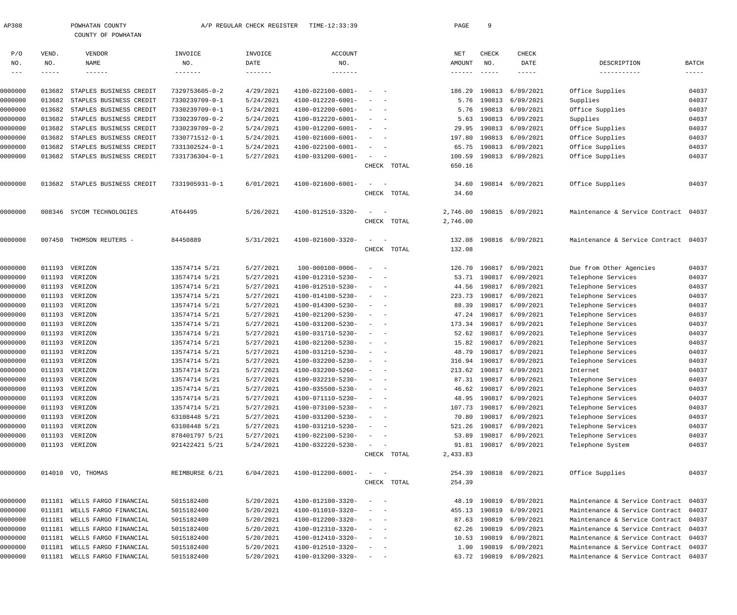AP308 POWHATAN COUNTY A/P REGULAR CHECK REGISTER TIME-12:33:39

COUNTY OF POWHATAN

| P/O NO. | VEND. NO. | VENDOR NAME | INVOICE NO. | INVOICE DATE | ACCOUNT NO. | | NET AMOUNT | CHECK NO. | CHECK DATE | DESCRIPTION | BATCH |
|---|---|---|---|---|---|---|---|---|---|---|---|
| 0000000 | 013682 | STAPLES BUSINESS CREDIT | 7329753605-0-2 | 4/29/2021 | 4100-022100-6001- | - - | 186.29 | 190813 | 6/09/2021 | Office Supplies | 04037 |
| 0000000 | 013682 | STAPLES BUSINESS CREDIT | 7330239709-0-1 | 5/24/2021 | 4100-012220-6001- | - - | 5.76 | 190813 | 6/09/2021 | Supplies | 04037 |
| 0000000 | 013682 | STAPLES BUSINESS CREDIT | 7330239709-0-1 | 5/24/2021 | 4100-012200-6001- | - - | 5.76 | 190813 | 6/09/2021 | Office Supplies | 04037 |
| 0000000 | 013682 | STAPLES BUSINESS CREDIT | 7330239709-0-2 | 5/24/2021 | 4100-012220-6001- | - - | 5.63 | 190813 | 6/09/2021 | Supplies | 04037 |
| 0000000 | 013682 | STAPLES BUSINESS CREDIT | 7330239709-0-2 | 5/24/2021 | 4100-012200-6001- | - - | 29.95 | 190813 | 6/09/2021 | Office Supplies | 04037 |
| 0000000 | 013682 | STAPLES BUSINESS CREDIT | 7330771512-0-1 | 5/24/2021 | 4100-021600-6001- | - - | 197.80 | 190813 | 6/09/2021 | Office Supplies | 04037 |
| 0000000 | 013682 | STAPLES BUSINESS CREDIT | 7331302524-0-1 | 5/24/2021 | 4100-022100-6001- | - - | 65.75 | 190813 | 6/09/2021 | Office Supplies | 04037 |
| 0000000 | 013682 | STAPLES BUSINESS CREDIT | 7331736304-0-1 | 5/27/2021 | 4100-031200-6001- | - - | 100.59 | 190813 | 6/09/2021 | Office Supplies | 04037 |
| | | | | | | CHECK TOTAL | 650.16 | | | | |
| 0000000 | 013682 | STAPLES BUSINESS CREDIT | 7331905931-0-1 | 6/01/2021 | 4100-021600-6001- | - - | 34.60 | 190814 | 6/09/2021 | Office Supplies | 04037 |
| | | | | | | CHECK TOTAL | 34.60 | | | | |
| 0000000 | 008346 | SYCOM TECHNOLOGIES | AT64495 | 5/26/2021 | 4100-012510-3320- | - - | 2,746.00 | 190815 | 6/09/2021 | Maintenance & Service Contract | 04037 |
| | | | | | | CHECK TOTAL | 2,746.00 | | | | |
| 0000000 | 007450 | THOMSON REUTERS - | 84450889 | 5/31/2021 | 4100-021600-3320- | - - | 132.08 | 190816 | 6/09/2021 | Maintenance & Service Contract | 04037 |
| | | | | | | CHECK TOTAL | 132.08 | | | | |
| 0000000 | 011193 | VERIZON | 13574714 5/21 | 5/27/2021 | 100-000100-0006- | - - | 126.70 | 190817 | 6/09/2021 | Due from Other Agencies | 04037 |
| 0000000 | 011193 | VERIZON | 13574714 5/21 | 5/27/2021 | 4100-012310-5230- | - - | 53.71 | 190817 | 6/09/2021 | Telephone Services | 04037 |
| 0000000 | 011193 | VERIZON | 13574714 5/21 | 5/27/2021 | 4100-012510-5230- | - - | 44.56 | 190817 | 6/09/2021 | Telephone Services | 04037 |
| 0000000 | 011193 | VERIZON | 13574714 5/21 | 5/27/2021 | 4100-014100-5230- | - - | 223.73 | 190817 | 6/09/2021 | Telephone Services | 04037 |
| 0000000 | 011193 | VERIZON | 13574714 5/21 | 5/27/2021 | 4100-014300-5230- | - - | 88.39 | 190817 | 6/09/2021 | Telephone Services | 04037 |
| 0000000 | 011193 | VERIZON | 13574714 5/21 | 5/27/2021 | 4100-021200-5230- | - - | 47.24 | 190817 | 6/09/2021 | Telephone Services | 04037 |
| 0000000 | 011193 | VERIZON | 13574714 5/21 | 5/27/2021 | 4100-031200-5230- | - - | 173.34 | 190817 | 6/09/2021 | Telephone Services | 04037 |
| 0000000 | 011193 | VERIZON | 13574714 5/21 | 5/27/2021 | 4100-031710-5230- | - - | 52.62 | 190817 | 6/09/2021 | Telephone Services | 04037 |
| 0000000 | 011193 | VERIZON | 13574714 5/21 | 5/27/2021 | 4100-021200-5230- | - - | 15.82 | 190817 | 6/09/2021 | Telephone Services | 04037 |
| 0000000 | 011193 | VERIZON | 13574714 5/21 | 5/27/2021 | 4100-031210-5230- | - - | 48.79 | 190817 | 6/09/2021 | Telephone Services | 04037 |
| 0000000 | 011193 | VERIZON | 13574714 5/21 | 5/27/2021 | 4100-032200-5230- | - - | 316.94 | 190817 | 6/09/2021 | Telephone Services | 04037 |
| 0000000 | 011193 | VERIZON | 13574714 5/21 | 5/27/2021 | 4100-032200-5260- | - - | 213.62 | 190817 | 6/09/2021 | Internet | 04037 |
| 0000000 | 011193 | VERIZON | 13574714 5/21 | 5/27/2021 | 4100-032210-5230- | - - | 87.31 | 190817 | 6/09/2021 | Telephone Services | 04037 |
| 0000000 | 011193 | VERIZON | 13574714 5/21 | 5/27/2021 | 4100-035500-5230- | - - | 46.62 | 190817 | 6/09/2021 | Telephone Services | 04037 |
| 0000000 | 011193 | VERIZON | 13574714 5/21 | 5/27/2021 | 4100-071110-5230- | - - | 48.95 | 190817 | 6/09/2021 | Telephone Services | 04037 |
| 0000000 | 011193 | VERIZON | 13574714 5/21 | 5/27/2021 | 4100-073100-5230- | - - | 107.73 | 190817 | 6/09/2021 | Telephone Services | 04037 |
| 0000000 | 011193 | VERIZON | 63108448 5/21 | 5/27/2021 | 4100-031200-5230- | - - | 70.80 | 190817 | 6/09/2021 | Telephone Services | 04037 |
| 0000000 | 011193 | VERIZON | 63108448 5/21 | 5/27/2021 | 4100-031210-5230- | - - | 521.26 | 190817 | 6/09/2021 | Telephone Services | 04037 |
| 0000000 | 011193 | VERIZON | 878401797 5/21 | 5/27/2021 | 4100-022100-5230- | - - | 53.89 | 190817 | 6/09/2021 | Telephone Services | 04037 |
| 0000000 | 011193 | VERIZON | 921422421 5/21 | 5/24/2021 | 4100-032220-5230- | - - | 91.81 | 190817 | 6/09/2021 | Telephone System | 04037 |
| | | | | | | CHECK TOTAL | 2,433.83 | | | | |
| 0000000 | 014010 | VO, THOMAS | REIMBURSE 6/21 | 6/04/2021 | 4100-012200-6001- | - - | 254.39 | 190818 | 6/09/2021 | Office Supplies | 04037 |
| | | | | | | CHECK TOTAL | 254.39 | | | | |
| 0000000 | 011181 | WELLS FARGO FINANCIAL | 5015182400 | 5/20/2021 | 4100-012100-3320- | - - | 48.19 | 190819 | 6/09/2021 | Maintenance & Service Contract | 04037 |
| 0000000 | 011181 | WELLS FARGO FINANCIAL | 5015182400 | 5/20/2021 | 4100-011010-3320- | - - | 455.13 | 190819 | 6/09/2021 | Maintenance & Service Contract | 04037 |
| 0000000 | 011181 | WELLS FARGO FINANCIAL | 5015182400 | 5/20/2021 | 4100-012200-3320- | - - | 87.63 | 190819 | 6/09/2021 | Maintenance & Service Contract | 04037 |
| 0000000 | 011181 | WELLS FARGO FINANCIAL | 5015182400 | 5/20/2021 | 4100-012310-3320- | - - | 62.26 | 190819 | 6/09/2021 | Maintenance & Service Contract | 04037 |
| 0000000 | 011181 | WELLS FARGO FINANCIAL | 5015182400 | 5/20/2021 | 4100-012410-3320- | - - | 10.53 | 190819 | 6/09/2021 | Maintenance & Service Contract | 04037 |
| 0000000 | 011181 | WELLS FARGO FINANCIAL | 5015182400 | 5/20/2021 | 4100-012510-3320- | - - | 1.90 | 190819 | 6/09/2021 | Maintenance & Service Contract | 04037 |
| 0000000 | 011181 | WELLS FARGO FINANCIAL | 5015182400 | 5/20/2021 | 4100-013200-3320- | - - | 63.72 | 190819 | 6/09/2021 | Maintenance & Service Contract | 04037 |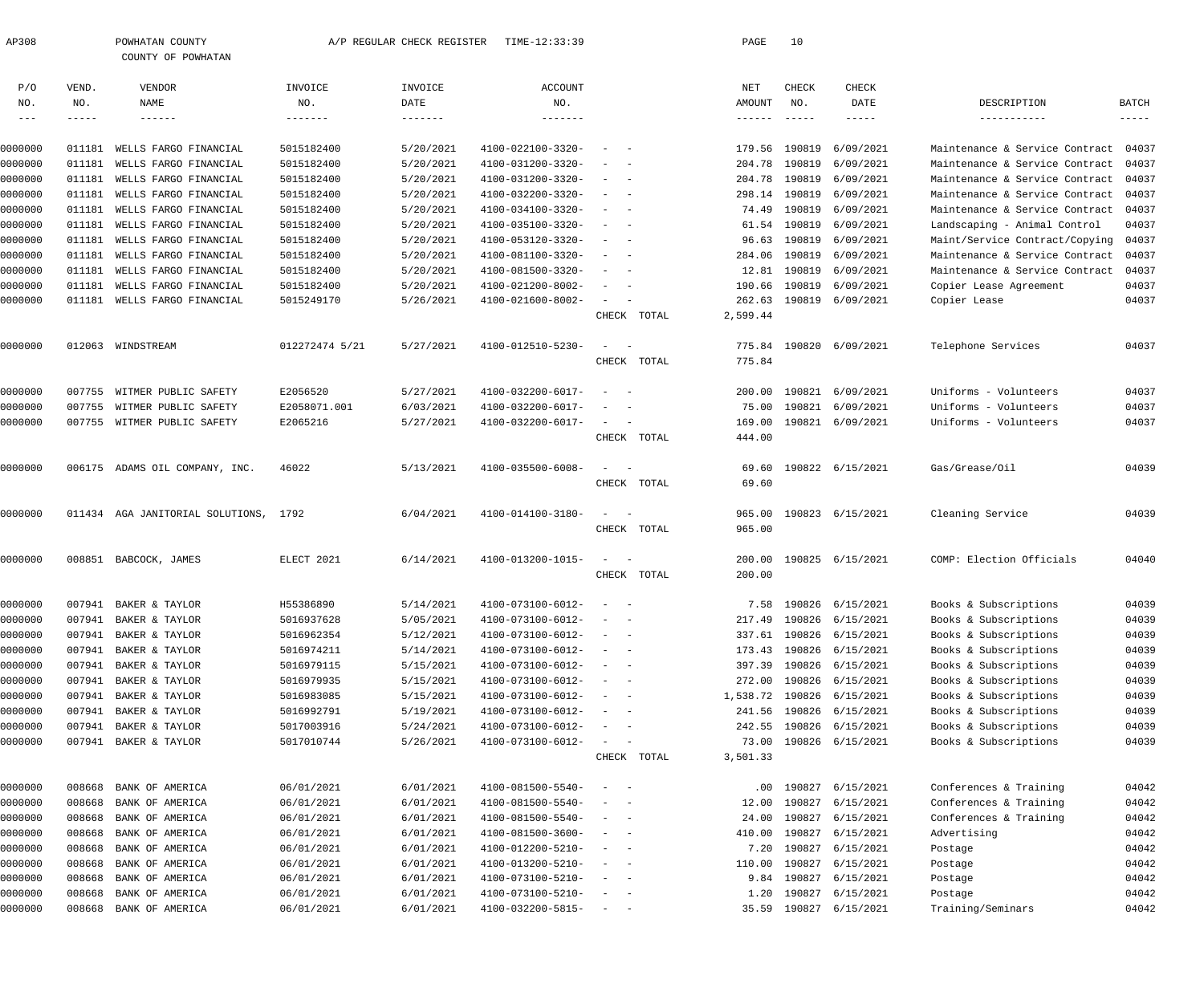AP308 POWHATAN COUNTY A/P REGULAR CHECK REGISTER TIME-12:33:39

COUNTY OF POWHATAN

| P/O NO. | VEND. NO. | VENDOR NAME | INVOICE NO. | INVOICE DATE | ACCOUNT NO. | | NET AMOUNT | CHECK NO. | CHECK DATE | DESCRIPTION | BATCH |
|---|---|---|---|---|---|---|---|---|---|---|---|
| 0000000 | 011181 | WELLS FARGO FINANCIAL | 5015182400 | 5/20/2021 | 4100-022100-3320- | - - | 179.56 | 190819 | 6/09/2021 | Maintenance & Service Contract | 04037 |
| 0000000 | 011181 | WELLS FARGO FINANCIAL | 5015182400 | 5/20/2021 | 4100-031200-3320- | - - | 204.78 | 190819 | 6/09/2021 | Maintenance & Service Contract | 04037 |
| 0000000 | 011181 | WELLS FARGO FINANCIAL | 5015182400 | 5/20/2021 | 4100-031200-3320- | - - | 204.78 | 190819 | 6/09/2021 | Maintenance & Service Contract | 04037 |
| 0000000 | 011181 | WELLS FARGO FINANCIAL | 5015182400 | 5/20/2021 | 4100-032200-3320- | - - | 298.14 | 190819 | 6/09/2021 | Maintenance & Service Contract | 04037 |
| 0000000 | 011181 | WELLS FARGO FINANCIAL | 5015182400 | 5/20/2021 | 4100-034100-3320- | - - | 74.49 | 190819 | 6/09/2021 | Maintenance & Service Contract | 04037 |
| 0000000 | 011181 | WELLS FARGO FINANCIAL | 5015182400 | 5/20/2021 | 4100-035100-3320- | - - | 61.54 | 190819 | 6/09/2021 | Landscaping - Animal Control | 04037 |
| 0000000 | 011181 | WELLS FARGO FINANCIAL | 5015182400 | 5/20/2021 | 4100-053120-3320- | - - | 96.63 | 190819 | 6/09/2021 | Maint/Service Contract/Copying | 04037 |
| 0000000 | 011181 | WELLS FARGO FINANCIAL | 5015182400 | 5/20/2021 | 4100-081100-3320- | - - | 284.06 | 190819 | 6/09/2021 | Maintenance & Service Contract | 04037 |
| 0000000 | 011181 | WELLS FARGO FINANCIAL | 5015182400 | 5/20/2021 | 4100-081500-3320- | - - | 12.81 | 190819 | 6/09/2021 | Maintenance & Service Contract | 04037 |
| 0000000 | 011181 | WELLS FARGO FINANCIAL | 5015182400 | 5/20/2021 | 4100-021200-8002- | - - | 190.66 | 190819 | 6/09/2021 | Copier Lease Agreement | 04037 |
| 0000000 | 011181 | WELLS FARGO FINANCIAL | 5015249170 | 5/26/2021 | 4100-021600-8002- | - - | 262.63 | 190819 | 6/09/2021 | Copier Lease | 04037 |
| | | | | | | CHECK TOTAL | 2,599.44 | | | | |
| 0000000 | 012063 | WINDSTREAM | 012272474 5/21 | 5/27/2021 | 4100-012510-5230- | - - | 775.84 | 190820 | 6/09/2021 | Telephone Services | 04037 |
| | | | | | | CHECK TOTAL | 775.84 | | | | |
| 0000000 | 007755 | WITMER PUBLIC SAFETY | E2056520 | 5/27/2021 | 4100-032200-6017- | - - | 200.00 | 190821 | 6/09/2021 | Uniforms - Volunteers | 04037 |
| 0000000 | 007755 | WITMER PUBLIC SAFETY | E2058071.001 | 6/03/2021 | 4100-032200-6017- | - - | 75.00 | 190821 | 6/09/2021 | Uniforms - Volunteers | 04037 |
| 0000000 | 007755 | WITMER PUBLIC SAFETY | E2065216 | 5/27/2021 | 4100-032200-6017- | - - | 169.00 | 190821 | 6/09/2021 | Uniforms - Volunteers | 04037 |
| | | | | | | CHECK TOTAL | 444.00 | | | | |
| 0000000 | 006175 | ADAMS OIL COMPANY, INC. | 46022 | 5/13/2021 | 4100-035500-6008- | - - | 69.60 | 190822 | 6/15/2021 | Gas/Grease/Oil | 04039 |
| | | | | | | CHECK TOTAL | 69.60 | | | | |
| 0000000 | 011434 | AGA JANITORIAL SOLUTIONS, | 1792 | 6/04/2021 | 4100-014100-3180- | - - | 965.00 | 190823 | 6/15/2021 | Cleaning Service | 04039 |
| | | | | | | CHECK TOTAL | 965.00 | | | | |
| 0000000 | 008851 | BABCOCK, JAMES | ELECT 2021 | 6/14/2021 | 4100-013200-1015- | - - | 200.00 | 190825 | 6/15/2021 | COMP: Election Officials | 04040 |
| | | | | | | CHECK TOTAL | 200.00 | | | | |
| 0000000 | 007941 | BAKER & TAYLOR | H55386890 | 5/14/2021 | 4100-073100-6012- | - - | 7.58 | 190826 | 6/15/2021 | Books & Subscriptions | 04039 |
| 0000000 | 007941 | BAKER & TAYLOR | 5016937628 | 5/05/2021 | 4100-073100-6012- | - - | 217.49 | 190826 | 6/15/2021 | Books & Subscriptions | 04039 |
| 0000000 | 007941 | BAKER & TAYLOR | 5016962354 | 5/12/2021 | 4100-073100-6012- | - - | 337.61 | 190826 | 6/15/2021 | Books & Subscriptions | 04039 |
| 0000000 | 007941 | BAKER & TAYLOR | 5016974211 | 5/14/2021 | 4100-073100-6012- | - - | 173.43 | 190826 | 6/15/2021 | Books & Subscriptions | 04039 |
| 0000000 | 007941 | BAKER & TAYLOR | 5016979115 | 5/15/2021 | 4100-073100-6012- | - - | 397.39 | 190826 | 6/15/2021 | Books & Subscriptions | 04039 |
| 0000000 | 007941 | BAKER & TAYLOR | 5016979935 | 5/15/2021 | 4100-073100-6012- | - - | 272.00 | 190826 | 6/15/2021 | Books & Subscriptions | 04039 |
| 0000000 | 007941 | BAKER & TAYLOR | 5016983085 | 5/15/2021 | 4100-073100-6012- | - - | 1,538.72 | 190826 | 6/15/2021 | Books & Subscriptions | 04039 |
| 0000000 | 007941 | BAKER & TAYLOR | 5016992791 | 5/19/2021 | 4100-073100-6012- | - - | 241.56 | 190826 | 6/15/2021 | Books & Subscriptions | 04039 |
| 0000000 | 007941 | BAKER & TAYLOR | 5017003916 | 5/24/2021 | 4100-073100-6012- | - - | 242.55 | 190826 | 6/15/2021 | Books & Subscriptions | 04039 |
| 0000000 | 007941 | BAKER & TAYLOR | 5017010744 | 5/26/2021 | 4100-073100-6012- | - - | 73.00 | 190826 | 6/15/2021 | Books & Subscriptions | 04039 |
| | | | | | | CHECK TOTAL | 3,501.33 | | | | |
| 0000000 | 008668 | BANK OF AMERICA | 06/01/2021 | 6/01/2021 | 4100-081500-5540- | - - | .00 | 190827 | 6/15/2021 | Conferences & Training | 04042 |
| 0000000 | 008668 | BANK OF AMERICA | 06/01/2021 | 6/01/2021 | 4100-081500-5540- | - - | 12.00 | 190827 | 6/15/2021 | Conferences & Training | 04042 |
| 0000000 | 008668 | BANK OF AMERICA | 06/01/2021 | 6/01/2021 | 4100-081500-5540- | - - | 24.00 | 190827 | 6/15/2021 | Conferences & Training | 04042 |
| 0000000 | 008668 | BANK OF AMERICA | 06/01/2021 | 6/01/2021 | 4100-081500-3600- | - - | 410.00 | 190827 | 6/15/2021 | Advertising | 04042 |
| 0000000 | 008668 | BANK OF AMERICA | 06/01/2021 | 6/01/2021 | 4100-012200-5210- | - - | 7.20 | 190827 | 6/15/2021 | Postage | 04042 |
| 0000000 | 008668 | BANK OF AMERICA | 06/01/2021 | 6/01/2021 | 4100-013200-5210- | - - | 110.00 | 190827 | 6/15/2021 | Postage | 04042 |
| 0000000 | 008668 | BANK OF AMERICA | 06/01/2021 | 6/01/2021 | 4100-073100-5210- | - - | 9.84 | 190827 | 6/15/2021 | Postage | 04042 |
| 0000000 | 008668 | BANK OF AMERICA | 06/01/2021 | 6/01/2021 | 4100-073100-5210- | - - | 1.20 | 190827 | 6/15/2021 | Postage | 04042 |
| 0000000 | 008668 | BANK OF AMERICA | 06/01/2021 | 6/01/2021 | 4100-032200-5815- | - - | 35.59 | 190827 | 6/15/2021 | Training/Seminars | 04042 |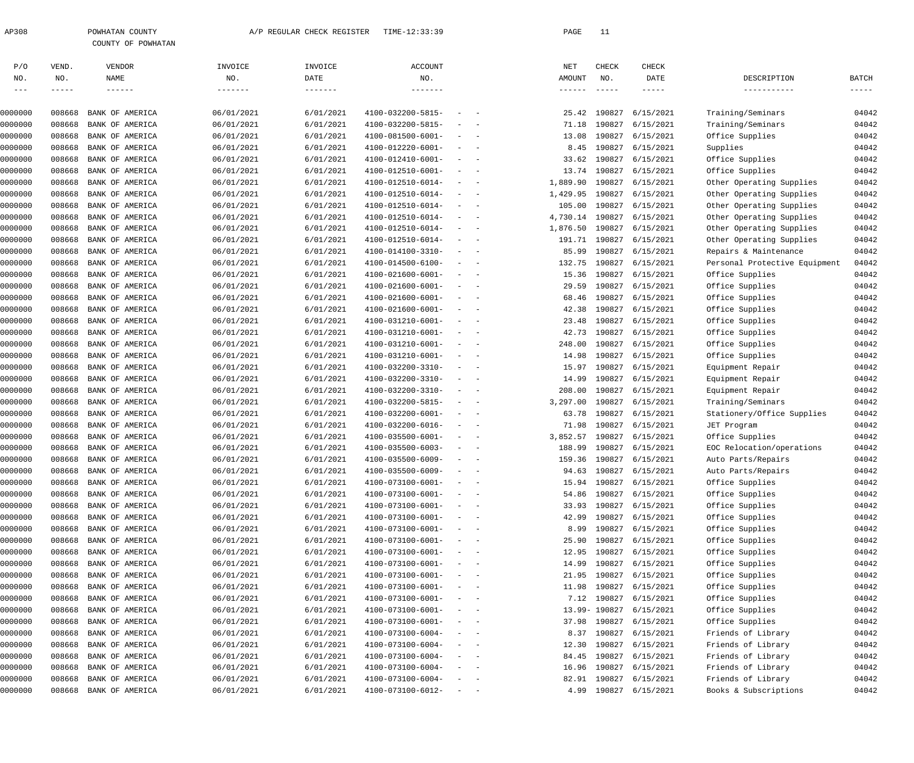AP308 POWHATAN COUNTY A/P REGULAR CHECK REGISTER TIME-12:33:39

COUNTY OF POWHATAN

| P/O NO. | VEND. NO. | VENDOR NAME | INVOICE NO. | INVOICE DATE | ACCOUNT NO. | NET AMOUNT | CHECK NO. | CHECK DATE | DESCRIPTION | BATCH |
|---|---|---|---|---|---|---|---|---|---|---|
| 0000000 | 008668 | BANK OF AMERICA | 06/01/2021 | 6/01/2021 | 4100-032200-5815- - - | 25.42 | 190827 | 6/15/2021 | Training/Seminars | 04042 |
| 0000000 | 008668 | BANK OF AMERICA | 06/01/2021 | 6/01/2021 | 4100-032200-5815- - - | 71.18 | 190827 | 6/15/2021 | Training/Seminars | 04042 |
| 0000000 | 008668 | BANK OF AMERICA | 06/01/2021 | 6/01/2021 | 4100-081500-6001- - - | 13.08 | 190827 | 6/15/2021 | Office Supplies | 04042 |
| 0000000 | 008668 | BANK OF AMERICA | 06/01/2021 | 6/01/2021 | 4100-012220-6001- - - | 8.45 | 190827 | 6/15/2021 | Supplies | 04042 |
| 0000000 | 008668 | BANK OF AMERICA | 06/01/2021 | 6/01/2021 | 4100-012410-6001- - - | 33.62 | 190827 | 6/15/2021 | Office Supplies | 04042 |
| 0000000 | 008668 | BANK OF AMERICA | 06/01/2021 | 6/01/2021 | 4100-012510-6001- - - | 13.74 | 190827 | 6/15/2021 | Office Supplies | 04042 |
| 0000000 | 008668 | BANK OF AMERICA | 06/01/2021 | 6/01/2021 | 4100-012510-6014- - - | 1,889.90 | 190827 | 6/15/2021 | Other Operating Supplies | 04042 |
| 0000000 | 008668 | BANK OF AMERICA | 06/01/2021 | 6/01/2021 | 4100-012510-6014- - - | 1,429.95 | 190827 | 6/15/2021 | Other Operating Supplies | 04042 |
| 0000000 | 008668 | BANK OF AMERICA | 06/01/2021 | 6/01/2021 | 4100-012510-6014- - - | 105.00 | 190827 | 6/15/2021 | Other Operating Supplies | 04042 |
| 0000000 | 008668 | BANK OF AMERICA | 06/01/2021 | 6/01/2021 | 4100-012510-6014- - - | 4,730.14 | 190827 | 6/15/2021 | Other Operating Supplies | 04042 |
| 0000000 | 008668 | BANK OF AMERICA | 06/01/2021 | 6/01/2021 | 4100-012510-6014- - - | 1,876.50 | 190827 | 6/15/2021 | Other Operating Supplies | 04042 |
| 0000000 | 008668 | BANK OF AMERICA | 06/01/2021 | 6/01/2021 | 4100-012510-6014- - - | 191.71 | 190827 | 6/15/2021 | Other Operating Supplies | 04042 |
| 0000000 | 008668 | BANK OF AMERICA | 06/01/2021 | 6/01/2021 | 4100-014100-3310- - - | 85.99 | 190827 | 6/15/2021 | Repairs & Maintenance | 04042 |
| 0000000 | 008668 | BANK OF AMERICA | 06/01/2021 | 6/01/2021 | 4100-014500-6100- - - | 132.75 | 190827 | 6/15/2021 | Personal Protective Equipment | 04042 |
| 0000000 | 008668 | BANK OF AMERICA | 06/01/2021 | 6/01/2021 | 4100-021600-6001- - - | 15.36 | 190827 | 6/15/2021 | Office Supplies | 04042 |
| 0000000 | 008668 | BANK OF AMERICA | 06/01/2021 | 6/01/2021 | 4100-021600-6001- - - | 29.59 | 190827 | 6/15/2021 | Office Supplies | 04042 |
| 0000000 | 008668 | BANK OF AMERICA | 06/01/2021 | 6/01/2021 | 4100-021600-6001- - - | 68.46 | 190827 | 6/15/2021 | Office Supplies | 04042 |
| 0000000 | 008668 | BANK OF AMERICA | 06/01/2021 | 6/01/2021 | 4100-021600-6001- - - | 42.38 | 190827 | 6/15/2021 | Office Supplies | 04042 |
| 0000000 | 008668 | BANK OF AMERICA | 06/01/2021 | 6/01/2021 | 4100-031210-6001- - - | 23.48 | 190827 | 6/15/2021 | Office Supplies | 04042 |
| 0000000 | 008668 | BANK OF AMERICA | 06/01/2021 | 6/01/2021 | 4100-031210-6001- - - | 42.73 | 190827 | 6/15/2021 | Office Supplies | 04042 |
| 0000000 | 008668 | BANK OF AMERICA | 06/01/2021 | 6/01/2021 | 4100-031210-6001- - - | 248.00 | 190827 | 6/15/2021 | Office Supplies | 04042 |
| 0000000 | 008668 | BANK OF AMERICA | 06/01/2021 | 6/01/2021 | 4100-031210-6001- - - | 14.98 | 190827 | 6/15/2021 | Office Supplies | 04042 |
| 0000000 | 008668 | BANK OF AMERICA | 06/01/2021 | 6/01/2021 | 4100-032200-3310- - - | 15.97 | 190827 | 6/15/2021 | Equipment Repair | 04042 |
| 0000000 | 008668 | BANK OF AMERICA | 06/01/2021 | 6/01/2021 | 4100-032200-3310- - - | 14.99 | 190827 | 6/15/2021 | Equipment Repair | 04042 |
| 0000000 | 008668 | BANK OF AMERICA | 06/01/2021 | 6/01/2021 | 4100-032200-3310- - - | 208.00 | 190827 | 6/15/2021 | Equipment Repair | 04042 |
| 0000000 | 008668 | BANK OF AMERICA | 06/01/2021 | 6/01/2021 | 4100-032200-5815- - - | 3,297.00 | 190827 | 6/15/2021 | Training/Seminars | 04042 |
| 0000000 | 008668 | BANK OF AMERICA | 06/01/2021 | 6/01/2021 | 4100-032200-6001- - - | 63.78 | 190827 | 6/15/2021 | Stationery/Office Supplies | 04042 |
| 0000000 | 008668 | BANK OF AMERICA | 06/01/2021 | 6/01/2021 | 4100-032200-6016- - - | 71.98 | 190827 | 6/15/2021 | JET Program | 04042 |
| 0000000 | 008668 | BANK OF AMERICA | 06/01/2021 | 6/01/2021 | 4100-035500-6001- - - | 3,852.57 | 190827 | 6/15/2021 | Office Supplies | 04042 |
| 0000000 | 008668 | BANK OF AMERICA | 06/01/2021 | 6/01/2021 | 4100-035500-6003- - - | 188.99 | 190827 | 6/15/2021 | EOC Relocation/operations | 04042 |
| 0000000 | 008668 | BANK OF AMERICA | 06/01/2021 | 6/01/2021 | 4100-035500-6009- - - | 159.36 | 190827 | 6/15/2021 | Auto Parts/Repairs | 04042 |
| 0000000 | 008668 | BANK OF AMERICA | 06/01/2021 | 6/01/2021 | 4100-035500-6009- - - | 94.63 | 190827 | 6/15/2021 | Auto Parts/Repairs | 04042 |
| 0000000 | 008668 | BANK OF AMERICA | 06/01/2021 | 6/01/2021 | 4100-073100-6001- - - | 15.94 | 190827 | 6/15/2021 | Office Supplies | 04042 |
| 0000000 | 008668 | BANK OF AMERICA | 06/01/2021 | 6/01/2021 | 4100-073100-6001- - - | 54.86 | 190827 | 6/15/2021 | Office Supplies | 04042 |
| 0000000 | 008668 | BANK OF AMERICA | 06/01/2021 | 6/01/2021 | 4100-073100-6001- - - | 33.93 | 190827 | 6/15/2021 | Office Supplies | 04042 |
| 0000000 | 008668 | BANK OF AMERICA | 06/01/2021 | 6/01/2021 | 4100-073100-6001- - - | 42.99 | 190827 | 6/15/2021 | Office Supplies | 04042 |
| 0000000 | 008668 | BANK OF AMERICA | 06/01/2021 | 6/01/2021 | 4100-073100-6001- - - | 8.99 | 190827 | 6/15/2021 | Office Supplies | 04042 |
| 0000000 | 008668 | BANK OF AMERICA | 06/01/2021 | 6/01/2021 | 4100-073100-6001- - - | 25.90 | 190827 | 6/15/2021 | Office Supplies | 04042 |
| 0000000 | 008668 | BANK OF AMERICA | 06/01/2021 | 6/01/2021 | 4100-073100-6001- - - | 12.95 | 190827 | 6/15/2021 | Office Supplies | 04042 |
| 0000000 | 008668 | BANK OF AMERICA | 06/01/2021 | 6/01/2021 | 4100-073100-6001- - - | 14.99 | 190827 | 6/15/2021 | Office Supplies | 04042 |
| 0000000 | 008668 | BANK OF AMERICA | 06/01/2021 | 6/01/2021 | 4100-073100-6001- - - | 21.95 | 190827 | 6/15/2021 | Office Supplies | 04042 |
| 0000000 | 008668 | BANK OF AMERICA | 06/01/2021 | 6/01/2021 | 4100-073100-6001- - - | 11.98 | 190827 | 6/15/2021 | Office Supplies | 04042 |
| 0000000 | 008668 | BANK OF AMERICA | 06/01/2021 | 6/01/2021 | 4100-073100-6001- - - | 7.12 | 190827 | 6/15/2021 | Office Supplies | 04042 |
| 0000000 | 008668 | BANK OF AMERICA | 06/01/2021 | 6/01/2021 | 4100-073100-6001- - - | 13.99- | 190827 | 6/15/2021 | Office Supplies | 04042 |
| 0000000 | 008668 | BANK OF AMERICA | 06/01/2021 | 6/01/2021 | 4100-073100-6001- - - | 37.98 | 190827 | 6/15/2021 | Office Supplies | 04042 |
| 0000000 | 008668 | BANK OF AMERICA | 06/01/2021 | 6/01/2021 | 4100-073100-6004- - - | 8.37 | 190827 | 6/15/2021 | Friends of Library | 04042 |
| 0000000 | 008668 | BANK OF AMERICA | 06/01/2021 | 6/01/2021 | 4100-073100-6004- - - | 12.30 | 190827 | 6/15/2021 | Friends of Library | 04042 |
| 0000000 | 008668 | BANK OF AMERICA | 06/01/2021 | 6/01/2021 | 4100-073100-6004- - - | 84.45 | 190827 | 6/15/2021 | Friends of Library | 04042 |
| 0000000 | 008668 | BANK OF AMERICA | 06/01/2021 | 6/01/2021 | 4100-073100-6004- - - | 16.96 | 190827 | 6/15/2021 | Friends of Library | 04042 |
| 0000000 | 008668 | BANK OF AMERICA | 06/01/2021 | 6/01/2021 | 4100-073100-6004- - - | 82.91 | 190827 | 6/15/2021 | Friends of Library | 04042 |
| 0000000 | 008668 | BANK OF AMERICA | 06/01/2021 | 6/01/2021 | 4100-073100-6012- - - | 4.99 | 190827 | 6/15/2021 | Books & Subscriptions | 04042 |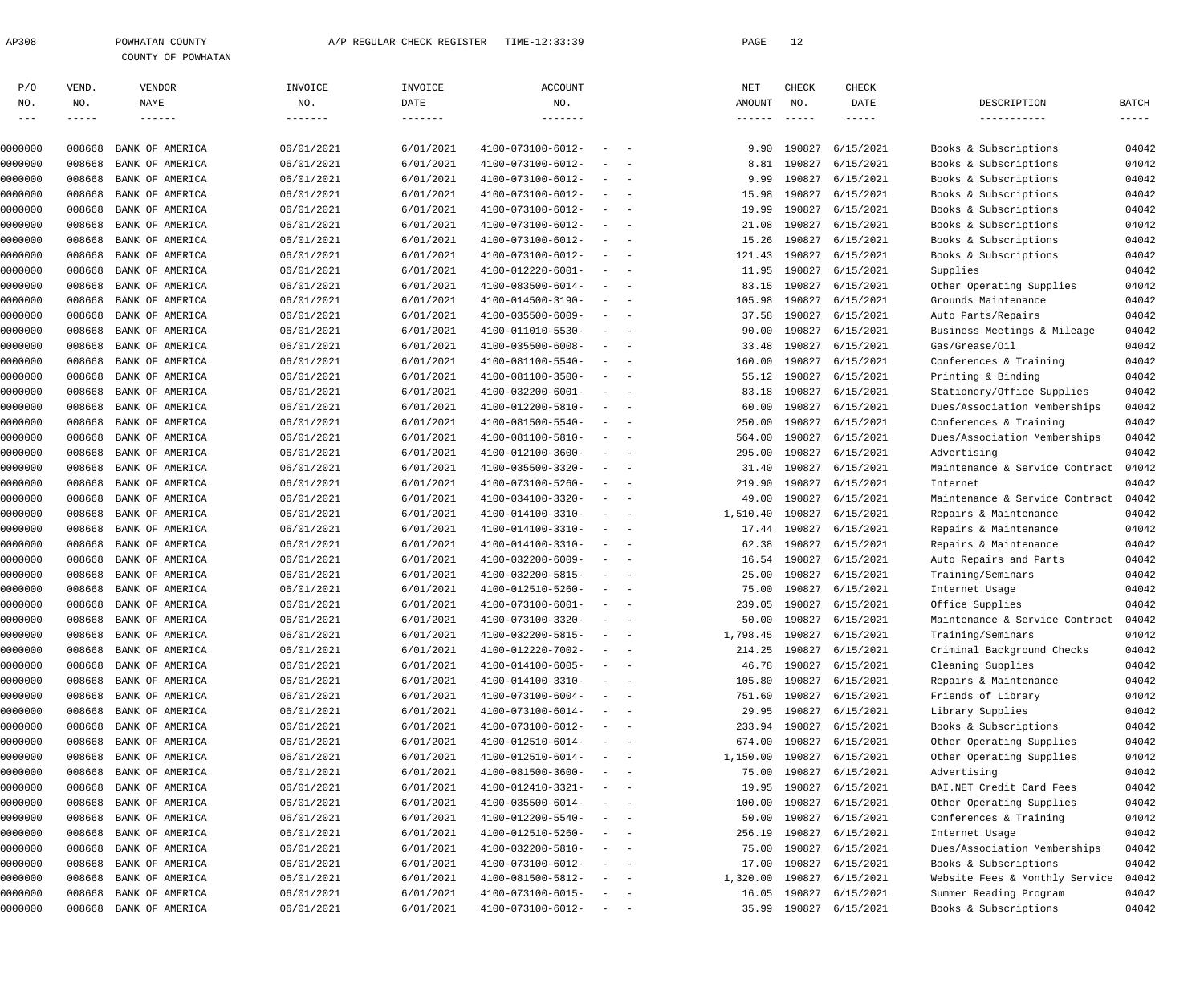AP308 POWHATAN COUNTY A/P REGULAR CHECK REGISTER TIME-12:33:39

COUNTY OF POWHATAN

| P/O NO. | VEND. NO. | VENDOR NAME | INVOICE NO. | INVOICE DATE | ACCOUNT NO. | NET AMOUNT | CHECK NO. | CHECK DATE | DESCRIPTION | BATCH |
|---|---|---|---|---|---|---|---|---|---|---|
| 0000000 | 008668 | BANK OF AMERICA | 06/01/2021 | 6/01/2021 | 4100-073100-6012- - - | 9.90 | 190827 | 6/15/2021 | Books & Subscriptions | 04042 |
| 0000000 | 008668 | BANK OF AMERICA | 06/01/2021 | 6/01/2021 | 4100-073100-6012- - - | 8.81 | 190827 | 6/15/2021 | Books & Subscriptions | 04042 |
| 0000000 | 008668 | BANK OF AMERICA | 06/01/2021 | 6/01/2021 | 4100-073100-6012- - - | 9.99 | 190827 | 6/15/2021 | Books & Subscriptions | 04042 |
| 0000000 | 008668 | BANK OF AMERICA | 06/01/2021 | 6/01/2021 | 4100-073100-6012- - - | 15.98 | 190827 | 6/15/2021 | Books & Subscriptions | 04042 |
| 0000000 | 008668 | BANK OF AMERICA | 06/01/2021 | 6/01/2021 | 4100-073100-6012- - - | 19.99 | 190827 | 6/15/2021 | Books & Subscriptions | 04042 |
| 0000000 | 008668 | BANK OF AMERICA | 06/01/2021 | 6/01/2021 | 4100-073100-6012- - - | 21.08 | 190827 | 6/15/2021 | Books & Subscriptions | 04042 |
| 0000000 | 008668 | BANK OF AMERICA | 06/01/2021 | 6/01/2021 | 4100-073100-6012- - - | 15.26 | 190827 | 6/15/2021 | Books & Subscriptions | 04042 |
| 0000000 | 008668 | BANK OF AMERICA | 06/01/2021 | 6/01/2021 | 4100-073100-6012- - - | 121.43 | 190827 | 6/15/2021 | Books & Subscriptions | 04042 |
| 0000000 | 008668 | BANK OF AMERICA | 06/01/2021 | 6/01/2021 | 4100-012220-6001- - - | 11.95 | 190827 | 6/15/2021 | Supplies | 04042 |
| 0000000 | 008668 | BANK OF AMERICA | 06/01/2021 | 6/01/2021 | 4100-083500-6014- - - | 83.15 | 190827 | 6/15/2021 | Other Operating Supplies | 04042 |
| 0000000 | 008668 | BANK OF AMERICA | 06/01/2021 | 6/01/2021 | 4100-014500-3190- - - | 105.98 | 190827 | 6/15/2021 | Grounds Maintenance | 04042 |
| 0000000 | 008668 | BANK OF AMERICA | 06/01/2021 | 6/01/2021 | 4100-035500-6009- - - | 37.58 | 190827 | 6/15/2021 | Auto Parts/Repairs | 04042 |
| 0000000 | 008668 | BANK OF AMERICA | 06/01/2021 | 6/01/2021 | 4100-011010-5530- - - | 90.00 | 190827 | 6/15/2021 | Business Meetings & Mileage | 04042 |
| 0000000 | 008668 | BANK OF AMERICA | 06/01/2021 | 6/01/2021 | 4100-035500-6008- - - | 33.48 | 190827 | 6/15/2021 | Gas/Grease/Oil | 04042 |
| 0000000 | 008668 | BANK OF AMERICA | 06/01/2021 | 6/01/2021 | 4100-081100-5540- - - | 160.00 | 190827 | 6/15/2021 | Conferences & Training | 04042 |
| 0000000 | 008668 | BANK OF AMERICA | 06/01/2021 | 6/01/2021 | 4100-081100-3500- - - | 55.12 | 190827 | 6/15/2021 | Printing & Binding | 04042 |
| 0000000 | 008668 | BANK OF AMERICA | 06/01/2021 | 6/01/2021 | 4100-032200-6001- - - | 83.18 | 190827 | 6/15/2021 | Stationery/Office Supplies | 04042 |
| 0000000 | 008668 | BANK OF AMERICA | 06/01/2021 | 6/01/2021 | 4100-012200-5810- - - | 60.00 | 190827 | 6/15/2021 | Dues/Association Memberships | 04042 |
| 0000000 | 008668 | BANK OF AMERICA | 06/01/2021 | 6/01/2021 | 4100-081500-5540- - - | 250.00 | 190827 | 6/15/2021 | Conferences & Training | 04042 |
| 0000000 | 008668 | BANK OF AMERICA | 06/01/2021 | 6/01/2021 | 4100-081100-5810- - - | 564.00 | 190827 | 6/15/2021 | Dues/Association Memberships | 04042 |
| 0000000 | 008668 | BANK OF AMERICA | 06/01/2021 | 6/01/2021 | 4100-012100-3600- - - | 295.00 | 190827 | 6/15/2021 | Advertising | 04042 |
| 0000000 | 008668 | BANK OF AMERICA | 06/01/2021 | 6/01/2021 | 4100-035500-3320- - - | 31.40 | 190827 | 6/15/2021 | Maintenance & Service Contract | 04042 |
| 0000000 | 008668 | BANK OF AMERICA | 06/01/2021 | 6/01/2021 | 4100-073100-5260- - - | 219.90 | 190827 | 6/15/2021 | Internet | 04042 |
| 0000000 | 008668 | BANK OF AMERICA | 06/01/2021 | 6/01/2021 | 4100-034100-3320- - - | 49.00 | 190827 | 6/15/2021 | Maintenance & Service Contract | 04042 |
| 0000000 | 008668 | BANK OF AMERICA | 06/01/2021 | 6/01/2021 | 4100-014100-3310- - - | 1,510.40 | 190827 | 6/15/2021 | Repairs & Maintenance | 04042 |
| 0000000 | 008668 | BANK OF AMERICA | 06/01/2021 | 6/01/2021 | 4100-014100-3310- - - | 17.44 | 190827 | 6/15/2021 | Repairs & Maintenance | 04042 |
| 0000000 | 008668 | BANK OF AMERICA | 06/01/2021 | 6/01/2021 | 4100-014100-3310- - - | 62.38 | 190827 | 6/15/2021 | Repairs & Maintenance | 04042 |
| 0000000 | 008668 | BANK OF AMERICA | 06/01/2021 | 6/01/2021 | 4100-032200-6009- - - | 16.54 | 190827 | 6/15/2021 | Auto Repairs and Parts | 04042 |
| 0000000 | 008668 | BANK OF AMERICA | 06/01/2021 | 6/01/2021 | 4100-032200-5815- - - | 25.00 | 190827 | 6/15/2021 | Training/Seminars | 04042 |
| 0000000 | 008668 | BANK OF AMERICA | 06/01/2021 | 6/01/2021 | 4100-012510-5260- - - | 75.00 | 190827 | 6/15/2021 | Internet Usage | 04042 |
| 0000000 | 008668 | BANK OF AMERICA | 06/01/2021 | 6/01/2021 | 4100-073100-6001- - - | 239.05 | 190827 | 6/15/2021 | Office Supplies | 04042 |
| 0000000 | 008668 | BANK OF AMERICA | 06/01/2021 | 6/01/2021 | 4100-073100-3320- - - | 50.00 | 190827 | 6/15/2021 | Maintenance & Service Contract | 04042 |
| 0000000 | 008668 | BANK OF AMERICA | 06/01/2021 | 6/01/2021 | 4100-032200-5815- - - | 1,798.45 | 190827 | 6/15/2021 | Training/Seminars | 04042 |
| 0000000 | 008668 | BANK OF AMERICA | 06/01/2021 | 6/01/2021 | 4100-012220-7002- - - | 214.25 | 190827 | 6/15/2021 | Criminal Background Checks | 04042 |
| 0000000 | 008668 | BANK OF AMERICA | 06/01/2021 | 6/01/2021 | 4100-014100-6005- - - | 46.78 | 190827 | 6/15/2021 | Cleaning Supplies | 04042 |
| 0000000 | 008668 | BANK OF AMERICA | 06/01/2021 | 6/01/2021 | 4100-014100-3310- - - | 105.80 | 190827 | 6/15/2021 | Repairs & Maintenance | 04042 |
| 0000000 | 008668 | BANK OF AMERICA | 06/01/2021 | 6/01/2021 | 4100-073100-6004- - - | 751.60 | 190827 | 6/15/2021 | Friends of Library | 04042 |
| 0000000 | 008668 | BANK OF AMERICA | 06/01/2021 | 6/01/2021 | 4100-073100-6014- - - | 29.95 | 190827 | 6/15/2021 | Library Supplies | 04042 |
| 0000000 | 008668 | BANK OF AMERICA | 06/01/2021 | 6/01/2021 | 4100-073100-6012- - - | 233.94 | 190827 | 6/15/2021 | Books & Subscriptions | 04042 |
| 0000000 | 008668 | BANK OF AMERICA | 06/01/2021 | 6/01/2021 | 4100-012510-6014- - - | 674.00 | 190827 | 6/15/2021 | Other Operating Supplies | 04042 |
| 0000000 | 008668 | BANK OF AMERICA | 06/01/2021 | 6/01/2021 | 4100-012510-6014- - - | 1,150.00 | 190827 | 6/15/2021 | Other Operating Supplies | 04042 |
| 0000000 | 008668 | BANK OF AMERICA | 06/01/2021 | 6/01/2021 | 4100-081500-3600- - - | 75.00 | 190827 | 6/15/2021 | Advertising | 04042 |
| 0000000 | 008668 | BANK OF AMERICA | 06/01/2021 | 6/01/2021 | 4100-012410-3321- - - | 19.95 | 190827 | 6/15/2021 | BAI.NET Credit Card Fees | 04042 |
| 0000000 | 008668 | BANK OF AMERICA | 06/01/2021 | 6/01/2021 | 4100-035500-6014- - - | 100.00 | 190827 | 6/15/2021 | Other Operating Supplies | 04042 |
| 0000000 | 008668 | BANK OF AMERICA | 06/01/2021 | 6/01/2021 | 4100-012200-5540- - - | 50.00 | 190827 | 6/15/2021 | Conferences & Training | 04042 |
| 0000000 | 008668 | BANK OF AMERICA | 06/01/2021 | 6/01/2021 | 4100-012510-5260- - - | 256.19 | 190827 | 6/15/2021 | Internet Usage | 04042 |
| 0000000 | 008668 | BANK OF AMERICA | 06/01/2021 | 6/01/2021 | 4100-032200-5810- - - | 75.00 | 190827 | 6/15/2021 | Dues/Association Memberships | 04042 |
| 0000000 | 008668 | BANK OF AMERICA | 06/01/2021 | 6/01/2021 | 4100-073100-6012- - - | 17.00 | 190827 | 6/15/2021 | Books & Subscriptions | 04042 |
| 0000000 | 008668 | BANK OF AMERICA | 06/01/2021 | 6/01/2021 | 4100-081500-5812- - - | 1,320.00 | 190827 | 6/15/2021 | Website Fees & Monthly Service | 04042 |
| 0000000 | 008668 | BANK OF AMERICA | 06/01/2021 | 6/01/2021 | 4100-073100-6015- - - | 16.05 | 190827 | 6/15/2021 | Summer Reading Program | 04042 |
| 0000000 | 008668 | BANK OF AMERICA | 06/01/2021 | 6/01/2021 | 4100-073100-6012- - - | 35.99 | 190827 | 6/15/2021 | Books & Subscriptions | 04042 |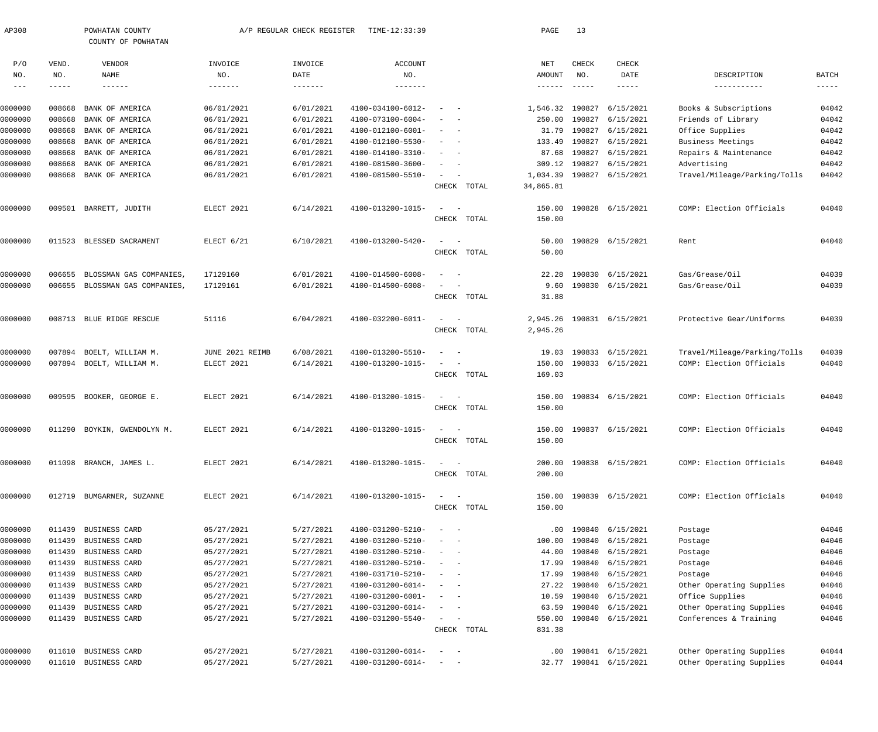AP308 POWHATAN COUNTY A/P REGULAR CHECK REGISTER TIME-12:33:39

COUNTY OF POWHATAN

| P/O NO. | VEND. NO. | VENDOR NAME | INVOICE NO. | INVOICE DATE | ACCOUNT NO. | | NET AMOUNT | CHECK NO. | CHECK DATE | DESCRIPTION | BATCH |
|---|---|---|---|---|---|---|---|---|---|---|---|
| 0000000 | 008668 | BANK OF AMERICA | 06/01/2021 | 6/01/2021 | 4100-034100-6012- | - - | 1,546.32 | 190827 | 6/15/2021 | Books & Subscriptions | 04042 |
| 0000000 | 008668 | BANK OF AMERICA | 06/01/2021 | 6/01/2021 | 4100-073100-6004- | - - | 250.00 | 190827 | 6/15/2021 | Friends of Library | 04042 |
| 0000000 | 008668 | BANK OF AMERICA | 06/01/2021 | 6/01/2021 | 4100-012100-6001- | - - | 31.79 | 190827 | 6/15/2021 | Office Supplies | 04042 |
| 0000000 | 008668 | BANK OF AMERICA | 06/01/2021 | 6/01/2021 | 4100-012100-5530- | - - | 133.49 | 190827 | 6/15/2021 | Business Meetings | 04042 |
| 0000000 | 008668 | BANK OF AMERICA | 06/01/2021 | 6/01/2021 | 4100-014100-3310- | - - | 87.68 | 190827 | 6/15/2021 | Repairs & Maintenance | 04042 |
| 0000000 | 008668 | BANK OF AMERICA | 06/01/2021 | 6/01/2021 | 4100-081500-3600- | - - | 309.12 | 190827 | 6/15/2021 | Advertising | 04042 |
| 0000000 | 008668 | BANK OF AMERICA | 06/01/2021 | 6/01/2021 | 4100-081500-5510- | - - | 1,034.39 | 190827 | 6/15/2021 | Travel/Mileage/Parking/Tolls | 04042 |
| | | | | | | CHECK TOTAL | 34,865.81 | | | | |
| 0000000 | 009501 | BARRETT, JUDITH | ELECT 2021 | 6/14/2021 | 4100-013200-1015- | - - | 150.00 | 190828 | 6/15/2021 | COMP: Election Officials | 04040 |
| | | | | | | CHECK TOTAL | 150.00 | | | | |
| 0000000 | 011523 | BLESSED SACRAMENT | ELECT 6/21 | 6/10/2021 | 4100-013200-5420- | - - | 50.00 | 190829 | 6/15/2021 | Rent | 04040 |
| | | | | | | CHECK TOTAL | 50.00 | | | | |
| 0000000 | 006655 | BLOSSMAN GAS COMPANIES, | 17129160 | 6/01/2021 | 4100-014500-6008- | - - | 22.28 | 190830 | 6/15/2021 | Gas/Grease/Oil | 04039 |
| 0000000 | 006655 | BLOSSMAN GAS COMPANIES, | 17129161 | 6/01/2021 | 4100-014500-6008- | - - | 9.60 | 190830 | 6/15/2021 | Gas/Grease/Oil | 04039 |
| | | | | | | CHECK TOTAL | 31.88 | | | | |
| 0000000 | 008713 | BLUE RIDGE RESCUE | 51116 | 6/04/2021 | 4100-032200-6011- | - - | 2,945.26 | 190831 | 6/15/2021 | Protective Gear/Uniforms | 04039 |
| | | | | | | CHECK TOTAL | 2,945.26 | | | | |
| 0000000 | 007894 | BOELT, WILLIAM M. | JUNE 2021 REIMB | 6/08/2021 | 4100-013200-5510- | - - | 19.03 | 190833 | 6/15/2021 | Travel/Mileage/Parking/Tolls | 04039 |
| 0000000 | 007894 | BOELT, WILLIAM M. | ELECT 2021 | 6/14/2021 | 4100-013200-1015- | - - | 150.00 | 190833 | 6/15/2021 | COMP: Election Officials | 04040 |
| | | | | | | CHECK TOTAL | 169.03 | | | | |
| 0000000 | 009595 | BOOKER, GEORGE E. | ELECT 2021 | 6/14/2021 | 4100-013200-1015- | - - | 150.00 | 190834 | 6/15/2021 | COMP: Election Officials | 04040 |
| | | | | | | CHECK TOTAL | 150.00 | | | | |
| 0000000 | 011290 | BOYKIN, GWENDOLYN M. | ELECT 2021 | 6/14/2021 | 4100-013200-1015- | - - | 150.00 | 190837 | 6/15/2021 | COMP: Election Officials | 04040 |
| | | | | | | CHECK TOTAL | 150.00 | | | | |
| 0000000 | 011098 | BRANCH, JAMES L. | ELECT 2021 | 6/14/2021 | 4100-013200-1015- | - - | 200.00 | 190838 | 6/15/2021 | COMP: Election Officials | 04040 |
| | | | | | | CHECK TOTAL | 200.00 | | | | |
| 0000000 | 012719 | BUMGARNER, SUZANNE | ELECT 2021 | 6/14/2021 | 4100-013200-1015- | - - | 150.00 | 190839 | 6/15/2021 | COMP: Election Officials | 04040 |
| | | | | | | CHECK TOTAL | 150.00 | | | | |
| 0000000 | 011439 | BUSINESS CARD | 05/27/2021 | 5/27/2021 | 4100-031200-5210- | - - | .00 | 190840 | 6/15/2021 | Postage | 04046 |
| 0000000 | 011439 | BUSINESS CARD | 05/27/2021 | 5/27/2021 | 4100-031200-5210- | - - | 100.00 | 190840 | 6/15/2021 | Postage | 04046 |
| 0000000 | 011439 | BUSINESS CARD | 05/27/2021 | 5/27/2021 | 4100-031200-5210- | - - | 44.00 | 190840 | 6/15/2021 | Postage | 04046 |
| 0000000 | 011439 | BUSINESS CARD | 05/27/2021 | 5/27/2021 | 4100-031200-5210- | - - | 17.99 | 190840 | 6/15/2021 | Postage | 04046 |
| 0000000 | 011439 | BUSINESS CARD | 05/27/2021 | 5/27/2021 | 4100-031710-5210- | - - | 17.99 | 190840 | 6/15/2021 | Postage | 04046 |
| 0000000 | 011439 | BUSINESS CARD | 05/27/2021 | 5/27/2021 | 4100-031200-6014- | - - | 27.22 | 190840 | 6/15/2021 | Other Operating Supplies | 04046 |
| 0000000 | 011439 | BUSINESS CARD | 05/27/2021 | 5/27/2021 | 4100-031200-6001- | - - | 10.59 | 190840 | 6/15/2021 | Office Supplies | 04046 |
| 0000000 | 011439 | BUSINESS CARD | 05/27/2021 | 5/27/2021 | 4100-031200-6014- | - - | 63.59 | 190840 | 6/15/2021 | Other Operating Supplies | 04046 |
| 0000000 | 011439 | BUSINESS CARD | 05/27/2021 | 5/27/2021 | 4100-031200-5540- | - - | 550.00 | 190840 | 6/15/2021 | Conferences & Training | 04046 |
| | | | | | | CHECK TOTAL | 831.38 | | | | |
| 0000000 | 011610 | BUSINESS CARD | 05/27/2021 | 5/27/2021 | 4100-031200-6014- | - - | .00 | 190841 | 6/15/2021 | Other Operating Supplies | 04044 |
| 0000000 | 011610 | BUSINESS CARD | 05/27/2021 | 5/27/2021 | 4100-031200-6014- | - - | 32.77 | 190841 | 6/15/2021 | Other Operating Supplies | 04044 |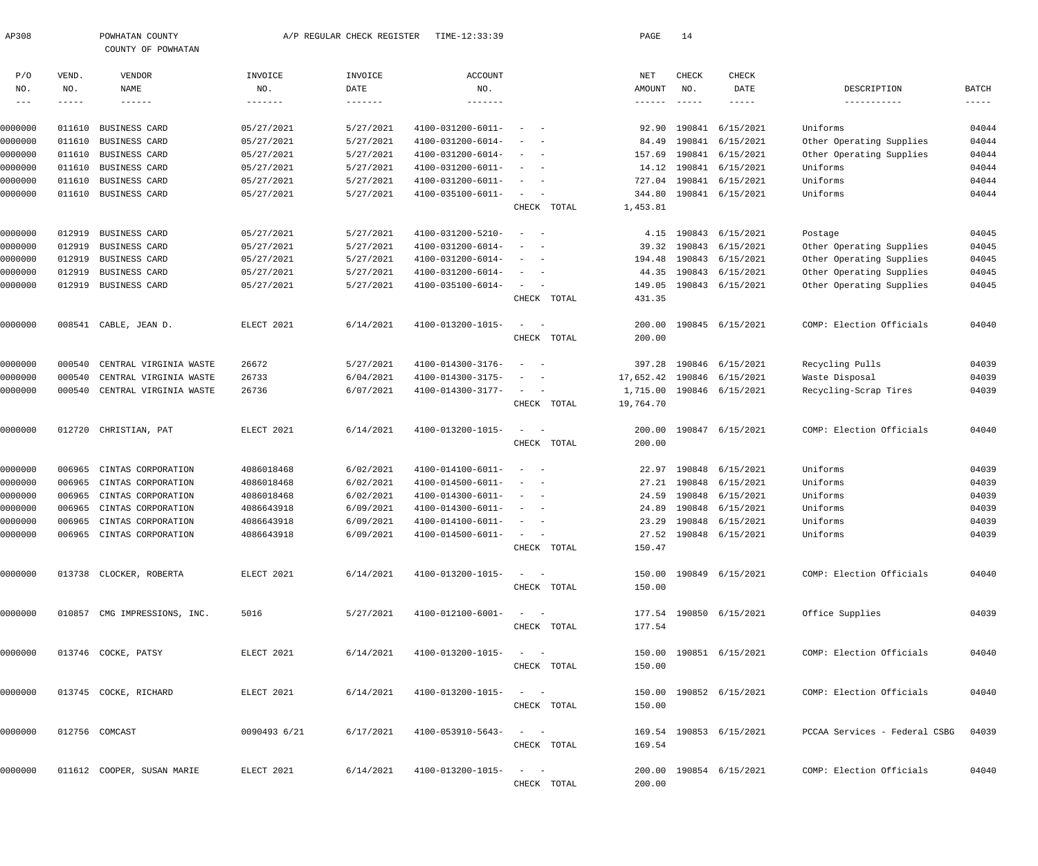AP308 POWHATAN COUNTY A/P REGULAR CHECK REGISTER TIME-12:33:39 PAGE 14

COUNTY OF POWHATAN

| P/O NO. | VEND. NO. | VENDOR NAME | INVOICE NO. | INVOICE DATE | ACCOUNT NO. | | NET AMOUNT | CHECK NO. | CHECK DATE | DESCRIPTION | BATCH |
|---|---|---|---|---|---|---|---|---|---|---|---|
| 0000000 | 011610 | BUSINESS CARD | 05/27/2021 | 5/27/2021 | 4100-031200-6011- | - - | 92.90 | 190841 | 6/15/2021 | Uniforms | 04044 |
| 0000000 | 011610 | BUSINESS CARD | 05/27/2021 | 5/27/2021 | 4100-031200-6014- | - - | 84.49 | 190841 | 6/15/2021 | Other Operating Supplies | 04044 |
| 0000000 | 011610 | BUSINESS CARD | 05/27/2021 | 5/27/2021 | 4100-031200-6014- | - - | 157.69 | 190841 | 6/15/2021 | Other Operating Supplies | 04044 |
| 0000000 | 011610 | BUSINESS CARD | 05/27/2021 | 5/27/2021 | 4100-031200-6011- | - - | 14.12 | 190841 | 6/15/2021 | Uniforms | 04044 |
| 0000000 | 011610 | BUSINESS CARD | 05/27/2021 | 5/27/2021 | 4100-031200-6011- | - - | 727.04 | 190841 | 6/15/2021 | Uniforms | 04044 |
| 0000000 | 011610 | BUSINESS CARD | 05/27/2021 | 5/27/2021 | 4100-035100-6011- | - - | 344.80 | 190841 | 6/15/2021 | Uniforms | 04044 |
| | | | | | | CHECK TOTAL | 1,453.81 | | | | |
| 0000000 | 012919 | BUSINESS CARD | 05/27/2021 | 5/27/2021 | 4100-031200-5210- | - - | 4.15 | 190843 | 6/15/2021 | Postage | 04045 |
| 0000000 | 012919 | BUSINESS CARD | 05/27/2021 | 5/27/2021 | 4100-031200-6014- | - - | 39.32 | 190843 | 6/15/2021 | Other Operating Supplies | 04045 |
| 0000000 | 012919 | BUSINESS CARD | 05/27/2021 | 5/27/2021 | 4100-031200-6014- | - - | 194.48 | 190843 | 6/15/2021 | Other Operating Supplies | 04045 |
| 0000000 | 012919 | BUSINESS CARD | 05/27/2021 | 5/27/2021 | 4100-031200-6014- | - - | 44.35 | 190843 | 6/15/2021 | Other Operating Supplies | 04045 |
| 0000000 | 012919 | BUSINESS CARD | 05/27/2021 | 5/27/2021 | 4100-035100-6014- | - - | 149.05 | 190843 | 6/15/2021 | Other Operating Supplies | 04045 |
| | | | | | | CHECK TOTAL | 431.35 | | | | |
| 0000000 | 008541 | CABLE, JEAN D. | ELECT 2021 | 6/14/2021 | 4100-013200-1015- | - - | 200.00 | 190845 | 6/15/2021 | COMP: Election Officials | 04040 |
| | | | | | | CHECK TOTAL | 200.00 | | | | |
| 0000000 | 000540 | CENTRAL VIRGINIA WASTE | 26672 | 5/27/2021 | 4100-014300-3176- | - - | 397.28 | 190846 | 6/15/2021 | Recycling Pulls | 04039 |
| 0000000 | 000540 | CENTRAL VIRGINIA WASTE | 26733 | 6/04/2021 | 4100-014300-3175- | - - | 17,652.42 | 190846 | 6/15/2021 | Waste Disposal | 04039 |
| 0000000 | 000540 | CENTRAL VIRGINIA WASTE | 26736 | 6/07/2021 | 4100-014300-3177- | - - | 1,715.00 | 190846 | 6/15/2021 | Recycling-Scrap Tires | 04039 |
| | | | | | | CHECK TOTAL | 19,764.70 | | | | |
| 0000000 | 012720 | CHRISTIAN, PAT | ELECT 2021 | 6/14/2021 | 4100-013200-1015- | - - | 200.00 | 190847 | 6/15/2021 | COMP: Election Officials | 04040 |
| | | | | | | CHECK TOTAL | 200.00 | | | | |
| 0000000 | 006965 | CINTAS CORPORATION | 4086018468 | 6/02/2021 | 4100-014100-6011- | - - | 22.97 | 190848 | 6/15/2021 | Uniforms | 04039 |
| 0000000 | 006965 | CINTAS CORPORATION | 4086018468 | 6/02/2021 | 4100-014500-6011- | - - | 27.21 | 190848 | 6/15/2021 | Uniforms | 04039 |
| 0000000 | 006965 | CINTAS CORPORATION | 4086018468 | 6/02/2021 | 4100-014300-6011- | - - | 24.59 | 190848 | 6/15/2021 | Uniforms | 04039 |
| 0000000 | 006965 | CINTAS CORPORATION | 4086643918 | 6/09/2021 | 4100-014300-6011- | - - | 24.89 | 190848 | 6/15/2021 | Uniforms | 04039 |
| 0000000 | 006965 | CINTAS CORPORATION | 4086643918 | 6/09/2021 | 4100-014100-6011- | - - | 23.29 | 190848 | 6/15/2021 | Uniforms | 04039 |
| 0000000 | 006965 | CINTAS CORPORATION | 4086643918 | 6/09/2021 | 4100-014500-6011- | - - | 27.52 | 190848 | 6/15/2021 | Uniforms | 04039 |
| | | | | | | CHECK TOTAL | 150.47 | | | | |
| 0000000 | 013738 | CLOCKER, ROBERTA | ELECT 2021 | 6/14/2021 | 4100-013200-1015- | - - | 150.00 | 190849 | 6/15/2021 | COMP: Election Officials | 04040 |
| | | | | | | CHECK TOTAL | 150.00 | | | | |
| 0000000 | 010857 | CMG IMPRESSIONS, INC. | 5016 | 5/27/2021 | 4100-012100-6001- | - - | 177.54 | 190850 | 6/15/2021 | Office Supplies | 04039 |
| | | | | | | CHECK TOTAL | 177.54 | | | | |
| 0000000 | 013746 | COCKE, PATSY | ELECT 2021 | 6/14/2021 | 4100-013200-1015- | - - | 150.00 | 190851 | 6/15/2021 | COMP: Election Officials | 04040 |
| | | | | | | CHECK TOTAL | 150.00 | | | | |
| 0000000 | 013745 | COCKE, RICHARD | ELECT 2021 | 6/14/2021 | 4100-013200-1015- | - - | 150.00 | 190852 | 6/15/2021 | COMP: Election Officials | 04040 |
| | | | | | | CHECK TOTAL | 150.00 | | | | |
| 0000000 | 012756 | COMCAST | 0090493 6/21 | 6/17/2021 | 4100-053910-5643- | - - | 169.54 | 190853 | 6/15/2021 | PCCAA Services - Federal CSBG | 04039 |
| | | | | | | CHECK TOTAL | 169.54 | | | | |
| 0000000 | 011612 | COOPER, SUSAN MARIE | ELECT 2021 | 6/14/2021 | 4100-013200-1015- | - - | 200.00 | 190854 | 6/15/2021 | COMP: Election Officials | 04040 |
| | | | | | | CHECK TOTAL | 200.00 | | | | |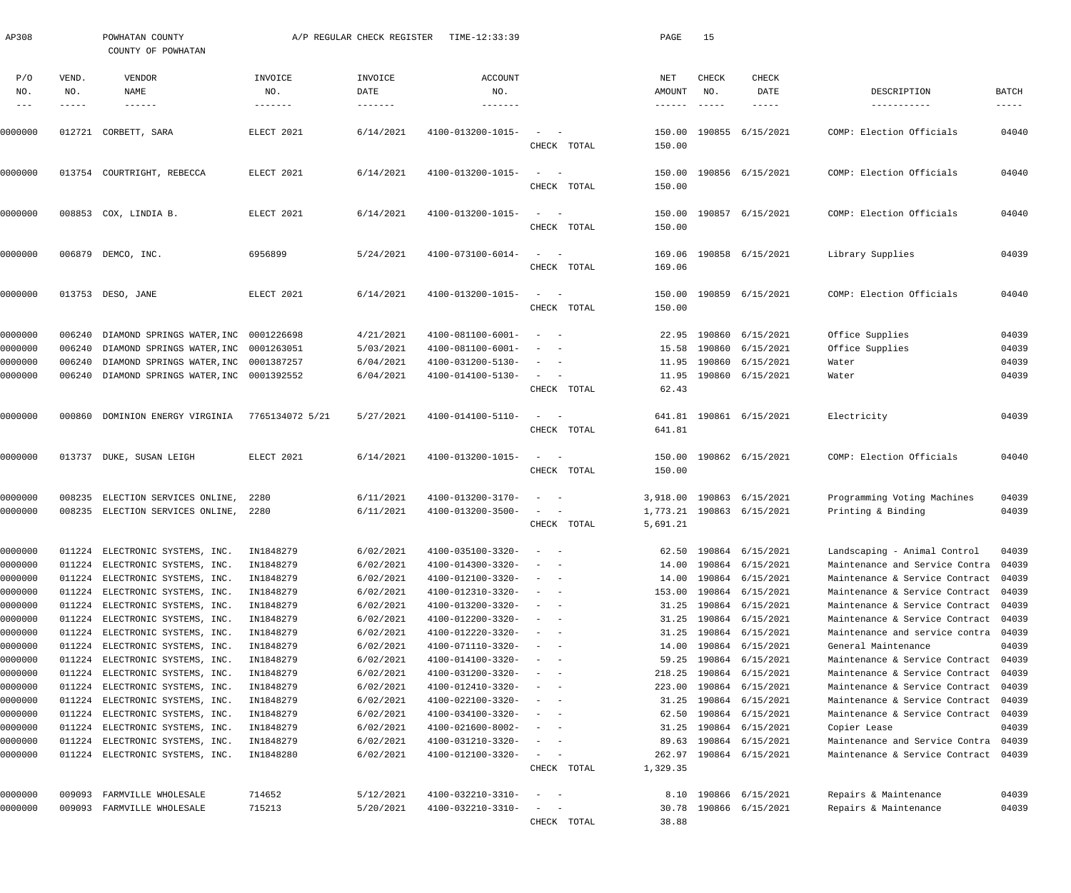AP308 POWHATAN COUNTY A/P REGULAR CHECK REGISTER TIME-12:33:39

COUNTY OF POWHATAN

| P/O NO. | VEND. NO. | VENDOR NAME | INVOICE NO. | INVOICE DATE | ACCOUNT NO. | | NET AMOUNT | CHECK NO. | CHECK DATE | DESCRIPTION | BATCH |
|---|---|---|---|---|---|---|---|---|---|---|---|
| 0000000 | 012721 | CORBETT, SARA | ELECT 2021 | 6/14/2021 | 4100-013200-1015- | - - | 150.00 | 190855 | 6/15/2021 | COMP: Election Officials | 04040 |
| | | | | | | CHECK TOTAL | 150.00 | | | | |
| 0000000 | 013754 | COURTRIGHT, REBECCA | ELECT 2021 | 6/14/2021 | 4100-013200-1015- | - - | 150.00 | 190856 | 6/15/2021 | COMP: Election Officials | 04040 |
| | | | | | | CHECK TOTAL | 150.00 | | | | |
| 0000000 | 008853 | COX, LINDIA B. | ELECT 2021 | 6/14/2021 | 4100-013200-1015- | - - | 150.00 | 190857 | 6/15/2021 | COMP: Election Officials | 04040 |
| | | | | | | CHECK TOTAL | 150.00 | | | | |
| 0000000 | 006879 | DEMCO, INC. | 6956899 | 5/24/2021 | 4100-073100-6014- | - - | 169.06 | 190858 | 6/15/2021 | Library Supplies | 04039 |
| | | | | | | CHECK TOTAL | 169.06 | | | | |
| 0000000 | 013753 | DESO, JANE | ELECT 2021 | 6/14/2021 | 4100-013200-1015- | - - | 150.00 | 190859 | 6/15/2021 | COMP: Election Officials | 04040 |
| | | | | | | CHECK TOTAL | 150.00 | | | | |
| 0000000 | 006240 | DIAMOND SPRINGS WATER,INC | 0001226698 | 4/21/2021 | 4100-081100-6001- | - - | 22.95 | 190860 | 6/15/2021 | Office Supplies | 04039 |
| 0000000 | 006240 | DIAMOND SPRINGS WATER,INC | 0001263051 | 5/03/2021 | 4100-081100-6001- | - - | 15.58 | 190860 | 6/15/2021 | Office Supplies | 04039 |
| 0000000 | 006240 | DIAMOND SPRINGS WATER,INC | 0001387257 | 6/04/2021 | 4100-031200-5130- | - - | 11.95 | 190860 | 6/15/2021 | Water | 04039 |
| 0000000 | 006240 | DIAMOND SPRINGS WATER,INC | 0001392552 | 6/04/2021 | 4100-014100-5130- | - - | 11.95 | 190860 | 6/15/2021 | Water | 04039 |
| | | | | | | CHECK TOTAL | 62.43 | | | | |
| 0000000 | 000860 | DOMINION ENERGY VIRGINIA | 7765134072 5/21 | 5/27/2021 | 4100-014100-5110- | - - | 641.81 | 190861 | 6/15/2021 | Electricity | 04039 |
| | | | | | | CHECK TOTAL | 641.81 | | | | |
| 0000000 | 013737 | DUKE, SUSAN LEIGH | ELECT 2021 | 6/14/2021 | 4100-013200-1015- | - - | 150.00 | 190862 | 6/15/2021 | COMP: Election Officials | 04040 |
| | | | | | | CHECK TOTAL | 150.00 | | | | |
| 0000000 | 008235 | ELECTION SERVICES ONLINE, | 2280 | 6/11/2021 | 4100-013200-3170- | - - | 3,918.00 | 190863 | 6/15/2021 | Programming Voting Machines | 04039 |
| 0000000 | 008235 | ELECTION SERVICES ONLINE, | 2280 | 6/11/2021 | 4100-013200-3500- | - - | 1,773.21 | 190863 | 6/15/2021 | Printing & Binding | 04039 |
| | | | | | | CHECK TOTAL | 5,691.21 | | | | |
| 0000000 | 011224 | ELECTRONIC SYSTEMS, INC. | IN1848279 | 6/02/2021 | 4100-035100-3320- | - - | 62.50 | 190864 | 6/15/2021 | Landscaping - Animal Control | 04039 |
| 0000000 | 011224 | ELECTRONIC SYSTEMS, INC. | IN1848279 | 6/02/2021 | 4100-014300-3320- | - - | 14.00 | 190864 | 6/15/2021 | Maintenance and Service Contra | 04039 |
| 0000000 | 011224 | ELECTRONIC SYSTEMS, INC. | IN1848279 | 6/02/2021 | 4100-012100-3320- | - - | 14.00 | 190864 | 6/15/2021 | Maintenance & Service Contract | 04039 |
| 0000000 | 011224 | ELECTRONIC SYSTEMS, INC. | IN1848279 | 6/02/2021 | 4100-012310-3320- | - - | 153.00 | 190864 | 6/15/2021 | Maintenance & Service Contract | 04039 |
| 0000000 | 011224 | ELECTRONIC SYSTEMS, INC. | IN1848279 | 6/02/2021 | 4100-013200-3320- | - - | 31.25 | 190864 | 6/15/2021 | Maintenance & Service Contract | 04039 |
| 0000000 | 011224 | ELECTRONIC SYSTEMS, INC. | IN1848279 | 6/02/2021 | 4100-012200-3320- | - - | 31.25 | 190864 | 6/15/2021 | Maintenance & Service Contract | 04039 |
| 0000000 | 011224 | ELECTRONIC SYSTEMS, INC. | IN1848279 | 6/02/2021 | 4100-012220-3320- | - - | 31.25 | 190864 | 6/15/2021 | Maintenance and service contra | 04039 |
| 0000000 | 011224 | ELECTRONIC SYSTEMS, INC. | IN1848279 | 6/02/2021 | 4100-071110-3320- | - - | 14.00 | 190864 | 6/15/2021 | General Maintenance | 04039 |
| 0000000 | 011224 | ELECTRONIC SYSTEMS, INC. | IN1848279 | 6/02/2021 | 4100-014100-3320- | - - | 59.25 | 190864 | 6/15/2021 | Maintenance & Service Contract | 04039 |
| 0000000 | 011224 | ELECTRONIC SYSTEMS, INC. | IN1848279 | 6/02/2021 | 4100-031200-3320- | - - | 218.25 | 190864 | 6/15/2021 | Maintenance & Service Contract | 04039 |
| 0000000 | 011224 | ELECTRONIC SYSTEMS, INC. | IN1848279 | 6/02/2021 | 4100-012410-3320- | - - | 223.00 | 190864 | 6/15/2021 | Maintenance & Service Contract | 04039 |
| 0000000 | 011224 | ELECTRONIC SYSTEMS, INC. | IN1848279 | 6/02/2021 | 4100-022100-3320- | - - | 31.25 | 190864 | 6/15/2021 | Maintenance & Service Contract | 04039 |
| 0000000 | 011224 | ELECTRONIC SYSTEMS, INC. | IN1848279 | 6/02/2021 | 4100-034100-3320- | - - | 62.50 | 190864 | 6/15/2021 | Maintenance & Service Contract | 04039 |
| 0000000 | 011224 | ELECTRONIC SYSTEMS, INC. | IN1848279 | 6/02/2021 | 4100-021600-8002- | - - | 31.25 | 190864 | 6/15/2021 | Copier Lease | 04039 |
| 0000000 | 011224 | ELECTRONIC SYSTEMS, INC. | IN1848279 | 6/02/2021 | 4100-031210-3320- | - - | 89.63 | 190864 | 6/15/2021 | Maintenance and Service Contra | 04039 |
| 0000000 | 011224 | ELECTRONIC SYSTEMS, INC. | IN1848280 | 6/02/2021 | 4100-012100-3320- | - - | 262.97 | 190864 | 6/15/2021 | Maintenance & Service Contract | 04039 |
| | | | | | | CHECK TOTAL | 1,329.35 | | | | |
| 0000000 | 009093 | FARMVILLE WHOLESALE | 714652 | 5/12/2021 | 4100-032210-3310- | - - | 8.10 | 190866 | 6/15/2021 | Repairs & Maintenance | 04039 |
| 0000000 | 009093 | FARMVILLE WHOLESALE | 715213 | 5/20/2021 | 4100-032210-3310- | - - | 30.78 | 190866 | 6/15/2021 | Repairs & Maintenance | 04039 |
| | | | | | | CHECK TOTAL | 38.88 | | | | |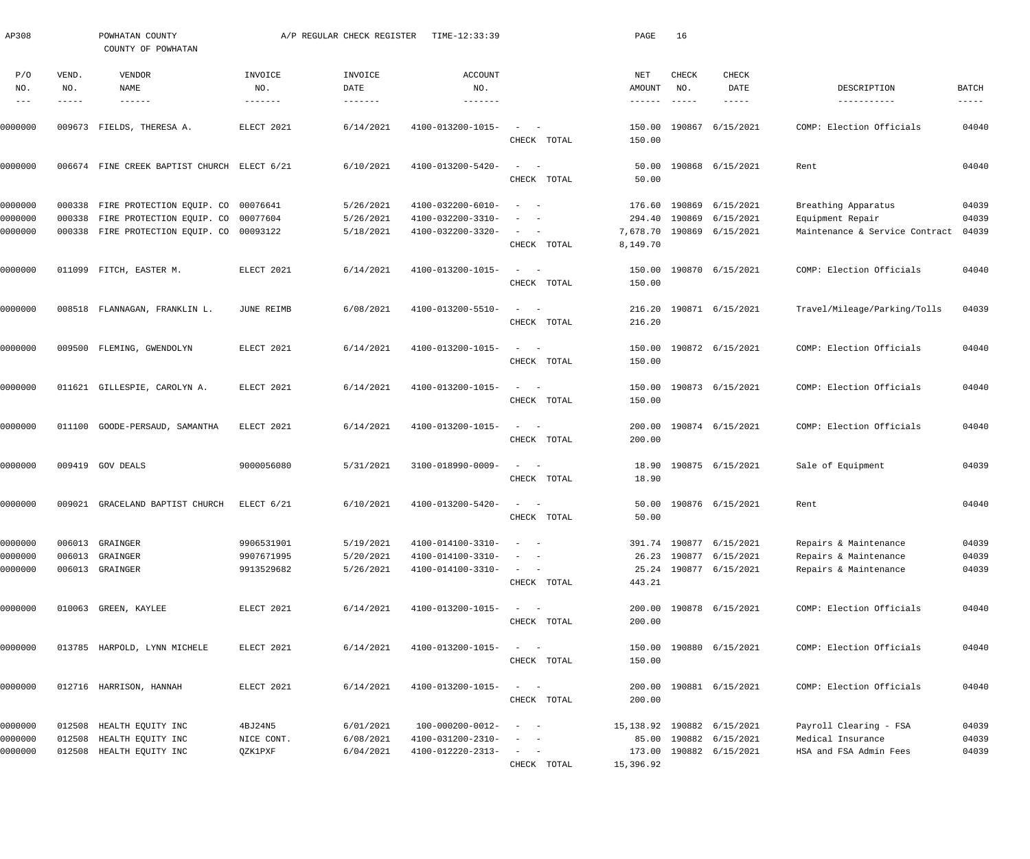AP308 POWHATAN COUNTY A/P REGULAR CHECK REGISTER TIME-12:33:39

COUNTY OF POWHATAN

| P/O NO. | VEND. NO. | VENDOR NAME | INVOICE NO. | INVOICE DATE | ACCOUNT NO. | | NET AMOUNT | CHECK NO. | CHECK DATE | DESCRIPTION | BATCH |
|---|---|---|---|---|---|---|---|---|---|---|---|
| 0000000 | 009673 | FIELDS, THERESA A. | ELECT 2021 | 6/14/2021 | 4100-013200-1015- | - - | 150.00 | 190867 | 6/15/2021 | COMP: Election Officials | 04040 |
| | | | | | | CHECK TOTAL | 150.00 | | | | |
| 0000000 | 006674 | FINE CREEK BAPTIST CHURCH | ELECT 6/21 | 6/10/2021 | 4100-013200-5420- | - - | 50.00 | 190868 | 6/15/2021 | Rent | 04040 |
| | | | | | | CHECK TOTAL | 50.00 | | | | |
| 0000000 | 000338 | FIRE PROTECTION EQUIP. CO | 00076641 | 5/26/2021 | 4100-032200-6010- | - - | 176.60 | 190869 | 6/15/2021 | Breathing Apparatus | 04039 |
| 0000000 | 000338 | FIRE PROTECTION EQUIP. CO | 00077604 | 5/26/2021 | 4100-032200-3310- | - - | 294.40 | 190869 | 6/15/2021 | Equipment Repair | 04039 |
| 0000000 | 000338 | FIRE PROTECTION EQUIP. CO | 00093122 | 5/18/2021 | 4100-032200-3320- | - - | 7,678.70 | 190869 | 6/15/2021 | Maintenance & Service Contract | 04039 |
| | | | | | | CHECK TOTAL | 8,149.70 | | | | |
| 0000000 | 011099 | FITCH, EASTER M. | ELECT 2021 | 6/14/2021 | 4100-013200-1015- | - - | 150.00 | 190870 | 6/15/2021 | COMP: Election Officials | 04040 |
| | | | | | | CHECK TOTAL | 150.00 | | | | |
| 0000000 | 008518 | FLANNAGAN, FRANKLIN L. | JUNE REIMB | 6/08/2021 | 4100-013200-5510- | - - | 216.20 | 190871 | 6/15/2021 | Travel/Mileage/Parking/Tolls | 04039 |
| | | | | | | CHECK TOTAL | 216.20 | | | | |
| 0000000 | 009500 | FLEMING, GWENDOLYN | ELECT 2021 | 6/14/2021 | 4100-013200-1015- | - - | 150.00 | 190872 | 6/15/2021 | COMP: Election Officials | 04040 |
| | | | | | | CHECK TOTAL | 150.00 | | | | |
| 0000000 | 011621 | GILLESPIE, CAROLYN A. | ELECT 2021 | 6/14/2021 | 4100-013200-1015- | - - | 150.00 | 190873 | 6/15/2021 | COMP: Election Officials | 04040 |
| | | | | | | CHECK TOTAL | 150.00 | | | | |
| 0000000 | 011100 | GOODE-PERSAUD, SAMANTHA | ELECT 2021 | 6/14/2021 | 4100-013200-1015- | - - | 200.00 | 190874 | 6/15/2021 | COMP: Election Officials | 04040 |
| | | | | | | CHECK TOTAL | 200.00 | | | | |
| 0000000 | 009419 | GOV DEALS | 9000056080 | 5/31/2021 | 3100-018990-0009- | - - | 18.90 | 190875 | 6/15/2021 | Sale of Equipment | 04039 |
| | | | | | | CHECK TOTAL | 18.90 | | | | |
| 0000000 | 009021 | GRACELAND BAPTIST CHURCH | ELECT 6/21 | 6/10/2021 | 4100-013200-5420- | - - | 50.00 | 190876 | 6/15/2021 | Rent | 04040 |
| | | | | | | CHECK TOTAL | 50.00 | | | | |
| 0000000 | 006013 | GRAINGER | 9906531901 | 5/19/2021 | 4100-014100-3310- | - - | 391.74 | 190877 | 6/15/2021 | Repairs & Maintenance | 04039 |
| 0000000 | 006013 | GRAINGER | 9907671995 | 5/20/2021 | 4100-014100-3310- | - - | 26.23 | 190877 | 6/15/2021 | Repairs & Maintenance | 04039 |
| 0000000 | 006013 | GRAINGER | 9913529682 | 5/26/2021 | 4100-014100-3310- | - - | 25.24 | 190877 | 6/15/2021 | Repairs & Maintenance | 04039 |
| | | | | | | CHECK TOTAL | 443.21 | | | | |
| 0000000 | 010063 | GREEN, KAYLEE | ELECT 2021 | 6/14/2021 | 4100-013200-1015- | - - | 200.00 | 190878 | 6/15/2021 | COMP: Election Officials | 04040 |
| | | | | | | CHECK TOTAL | 200.00 | | | | |
| 0000000 | 013785 | HARPOLD, LYNN MICHELE | ELECT 2021 | 6/14/2021 | 4100-013200-1015- | - - | 150.00 | 190880 | 6/15/2021 | COMP: Election Officials | 04040 |
| | | | | | | CHECK TOTAL | 150.00 | | | | |
| 0000000 | 012716 | HARRISON, HANNAH | ELECT 2021 | 6/14/2021 | 4100-013200-1015- | - - | 200.00 | 190881 | 6/15/2021 | COMP: Election Officials | 04040 |
| | | | | | | CHECK TOTAL | 200.00 | | | | |
| 0000000 | 012508 | HEALTH EQUITY INC | 4BJ24N5 | 6/01/2021 | 100-000200-0012- | - - | 15,138.92 | 190882 | 6/15/2021 | Payroll Clearing - FSA | 04039 |
| 0000000 | 012508 | HEALTH EQUITY INC | NICE CONT. | 6/08/2021 | 4100-031200-2310- | - - | 85.00 | 190882 | 6/15/2021 | Medical Insurance | 04039 |
| 0000000 | 012508 | HEALTH EQUITY INC | QZK1PXF | 6/04/2021 | 4100-012220-2313- | - - | 173.00 | 190882 | 6/15/2021 | HSA and FSA Admin Fees | 04039 |
| | | | | | | CHECK TOTAL | 15,396.92 | | | | |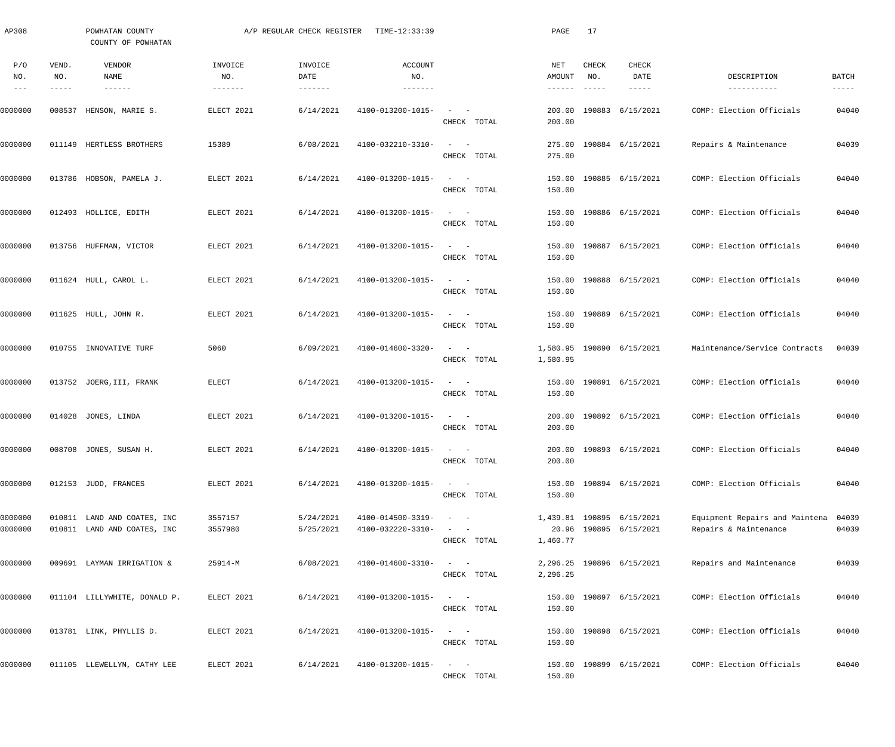AP308 POWHATAN COUNTY A/P REGULAR CHECK REGISTER TIME-12:33:39

COUNTY OF POWHATAN

| P/O NO. | VEND. NO. | VENDOR NAME | INVOICE NO. | INVOICE DATE | ACCOUNT NO. | | NET AMOUNT | CHECK NO. | CHECK DATE | DESCRIPTION | BATCH |
|---|---|---|---|---|---|---|---|---|---|---|---|
| 0000000 | 008537 | HENSON, MARIE S. | ELECT 2021 | 6/14/2021 | 4100-013200-1015- | - - | 200.00 | 190883 | 6/15/2021 | COMP: Election Officials | 04040 |
| | | | | | | CHECK TOTAL | 200.00 | | | | |
| 0000000 | 011149 | HERTLESS BROTHERS | 15389 | 6/08/2021 | 4100-032210-3310- | - - | 275.00 | 190884 | 6/15/2021 | Repairs & Maintenance | 04039 |
| | | | | | | CHECK TOTAL | 275.00 | | | | |
| 0000000 | 013786 | HOBSON, PAMELA J. | ELECT 2021 | 6/14/2021 | 4100-013200-1015- | - - | 150.00 | 190885 | 6/15/2021 | COMP: Election Officials | 04040 |
| | | | | | | CHECK TOTAL | 150.00 | | | | |
| 0000000 | 012493 | HOLLICE, EDITH | ELECT 2021 | 6/14/2021 | 4100-013200-1015- | - - | 150.00 | 190886 | 6/15/2021 | COMP: Election Officials | 04040 |
| | | | | | | CHECK TOTAL | 150.00 | | | | |
| 0000000 | 013756 | HUFFMAN, VICTOR | ELECT 2021 | 6/14/2021 | 4100-013200-1015- | - - | 150.00 | 190887 | 6/15/2021 | COMP: Election Officials | 04040 |
| | | | | | | CHECK TOTAL | 150.00 | | | | |
| 0000000 | 011624 | HULL, CAROL L. | ELECT 2021 | 6/14/2021 | 4100-013200-1015- | - - | 150.00 | 190888 | 6/15/2021 | COMP: Election Officials | 04040 |
| | | | | | | CHECK TOTAL | 150.00 | | | | |
| 0000000 | 011625 | HULL, JOHN R. | ELECT 2021 | 6/14/2021 | 4100-013200-1015- | - - | 150.00 | 190889 | 6/15/2021 | COMP: Election Officials | 04040 |
| | | | | | | CHECK TOTAL | 150.00 | | | | |
| 0000000 | 010755 | INNOVATIVE TURF | 5060 | 6/09/2021 | 4100-014600-3320- | - - | 1,580.95 | 190890 | 6/15/2021 | Maintenance/Service Contracts | 04039 |
| | | | | | | CHECK TOTAL | 1,580.95 | | | | |
| 0000000 | 013752 | JOERG,III, FRANK | ELECT | 6/14/2021 | 4100-013200-1015- | - - | 150.00 | 190891 | 6/15/2021 | COMP: Election Officials | 04040 |
| | | | | | | CHECK TOTAL | 150.00 | | | | |
| 0000000 | 014028 | JONES, LINDA | ELECT 2021 | 6/14/2021 | 4100-013200-1015- | - - | 200.00 | 190892 | 6/15/2021 | COMP: Election Officials | 04040 |
| | | | | | | CHECK TOTAL | 200.00 | | | | |
| 0000000 | 008708 | JONES, SUSAN H. | ELECT 2021 | 6/14/2021 | 4100-013200-1015- | - - | 200.00 | 190893 | 6/15/2021 | COMP: Election Officials | 04040 |
| | | | | | | CHECK TOTAL | 200.00 | | | | |
| 0000000 | 012153 | JUDD, FRANCES | ELECT 2021 | 6/14/2021 | 4100-013200-1015- | - - | 150.00 | 190894 | 6/15/2021 | COMP: Election Officials | 04040 |
| | | | | | | CHECK TOTAL | 150.00 | | | | |
| 0000000 | 010811 | LAND AND COATES, INC | 3557157 | 5/24/2021 | 4100-014500-3319- | - - | 1,439.81 | 190895 | 6/15/2021 | Equipment Repairs and Maintena | 04039 |
| 0000000 | 010811 | LAND AND COATES, INC | 3557980 | 5/25/2021 | 4100-032220-3310- | - - | 20.96 | 190895 | 6/15/2021 | Repairs & Maintenance | 04039 |
| | | | | | | CHECK TOTAL | 1,460.77 | | | | |
| 0000000 | 009691 | LAYMAN IRRIGATION & | 25914-M | 6/08/2021 | 4100-014600-3310- | - - | 2,296.25 | 190896 | 6/15/2021 | Repairs and Maintenance | 04039 |
| | | | | | | CHECK TOTAL | 2,296.25 | | | | |
| 0000000 | 011104 | LILLYWHITE, DONALD P. | ELECT 2021 | 6/14/2021 | 4100-013200-1015- | - - | 150.00 | 190897 | 6/15/2021 | COMP: Election Officials | 04040 |
| | | | | | | CHECK TOTAL | 150.00 | | | | |
| 0000000 | 013781 | LINK, PHYLLIS D. | ELECT 2021 | 6/14/2021 | 4100-013200-1015- | - - | 150.00 | 190898 | 6/15/2021 | COMP: Election Officials | 04040 |
| | | | | | | CHECK TOTAL | 150.00 | | | | |
| 0000000 | 011105 | LLEWELLYN, CATHY LEE | ELECT 2021 | 6/14/2021 | 4100-013200-1015- | - - | 150.00 | 190899 | 6/15/2021 | COMP: Election Officials | 04040 |
| | | | | | | CHECK TOTAL | 150.00 | | | | |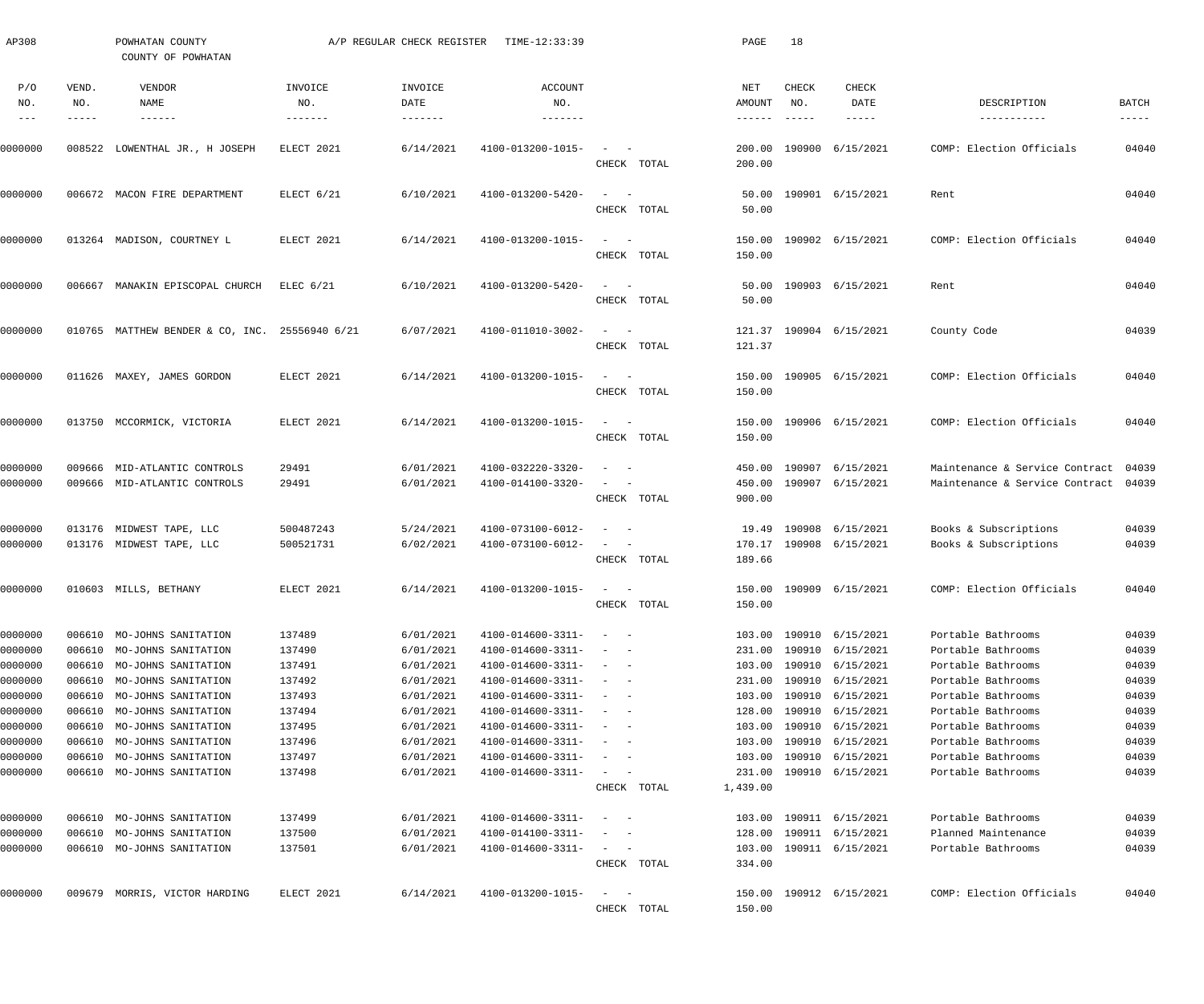AP308 POWHATAN COUNTY A/P REGULAR CHECK REGISTER TIME-12:33:39 PAGE 18

COUNTY OF POWHATAN

| P/O NO. | VEND. NO. | VENDOR NAME | INVOICE NO. | INVOICE DATE | ACCOUNT NO. | | NET AMOUNT | CHECK NO. | CHECK DATE | DESCRIPTION | BATCH |
|---|---|---|---|---|---|---|---|---|---|---|---|
| 0000000 | 008522 | LOWENTHAL JR., H JOSEPH | ELECT 2021 | 6/14/2021 | 4100-013200-1015- | - - | 200.00 | 190900 | 6/15/2021 | COMP: Election Officials | 04040 |
| | | | | | | CHECK TOTAL | 200.00 | | | | |
| 0000000 | 006672 | MACON FIRE DEPARTMENT | ELECT 6/21 | 6/10/2021 | 4100-013200-5420- | - - | 50.00 | 190901 | 6/15/2021 | Rent | 04040 |
| | | | | | | CHECK TOTAL | 50.00 | | | | |
| 0000000 | 013264 | MADISON, COURTNEY L | ELECT 2021 | 6/14/2021 | 4100-013200-1015- | - - | 150.00 | 190902 | 6/15/2021 | COMP: Election Officials | 04040 |
| | | | | | | CHECK TOTAL | 150.00 | | | | |
| 0000000 | 006667 | MANAKIN EPISCOPAL CHURCH | ELEC 6/21 | 6/10/2021 | 4100-013200-5420- | - - | 50.00 | 190903 | 6/15/2021 | Rent | 04040 |
| | | | | | | CHECK TOTAL | 50.00 | | | | |
| 0000000 | 010765 | MATTHEW BENDER & CO, INC. | 25556940 6/21 | 6/07/2021 | 4100-011010-3002- | - - | 121.37 | 190904 | 6/15/2021 | County Code | 04039 |
| | | | | | | CHECK TOTAL | 121.37 | | | | |
| 0000000 | 011626 | MAXEY, JAMES GORDON | ELECT 2021 | 6/14/2021 | 4100-013200-1015- | - - | 150.00 | 190905 | 6/15/2021 | COMP: Election Officials | 04040 |
| | | | | | | CHECK TOTAL | 150.00 | | | | |
| 0000000 | 013750 | MCCORMICK, VICTORIA | ELECT 2021 | 6/14/2021 | 4100-013200-1015- | - - | 150.00 | 190906 | 6/15/2021 | COMP: Election Officials | 04040 |
| | | | | | | CHECK TOTAL | 150.00 | | | | |
| 0000000 | 009666 | MID-ATLANTIC CONTROLS | 29491 | 6/01/2021 | 4100-032220-3320- | - - | 450.00 | 190907 | 6/15/2021 | Maintenance & Service Contract | 04039 |
| 0000000 | 009666 | MID-ATLANTIC CONTROLS | 29491 | 6/01/2021 | 4100-014100-3320- | - - | 450.00 | 190907 | 6/15/2021 | Maintenance & Service Contract | 04039 |
| | | | | | | CHECK TOTAL | 900.00 | | | | |
| 0000000 | 013176 | MIDWEST TAPE, LLC | 500487243 | 5/24/2021 | 4100-073100-6012- | - - | 19.49 | 190908 | 6/15/2021 | Books & Subscriptions | 04039 |
| 0000000 | 013176 | MIDWEST TAPE, LLC | 500521731 | 6/02/2021 | 4100-073100-6012- | - - | 170.17 | 190908 | 6/15/2021 | Books & Subscriptions | 04039 |
| | | | | | | CHECK TOTAL | 189.66 | | | | |
| 0000000 | 010603 | MILLS, BETHANY | ELECT 2021 | 6/14/2021 | 4100-013200-1015- | - - | 150.00 | 190909 | 6/15/2021 | COMP: Election Officials | 04040 |
| | | | | | | CHECK TOTAL | 150.00 | | | | |
| 0000000 | 006610 | MO-JOHNS SANITATION | 137489 | 6/01/2021 | 4100-014600-3311- | - - | 103.00 | 190910 | 6/15/2021 | Portable Bathrooms | 04039 |
| 0000000 | 006610 | MO-JOHNS SANITATION | 137490 | 6/01/2021 | 4100-014600-3311- | - - | 231.00 | 190910 | 6/15/2021 | Portable Bathrooms | 04039 |
| 0000000 | 006610 | MO-JOHNS SANITATION | 137491 | 6/01/2021 | 4100-014600-3311- | - - | 103.00 | 190910 | 6/15/2021 | Portable Bathrooms | 04039 |
| 0000000 | 006610 | MO-JOHNS SANITATION | 137492 | 6/01/2021 | 4100-014600-3311- | - - | 231.00 | 190910 | 6/15/2021 | Portable Bathrooms | 04039 |
| 0000000 | 006610 | MO-JOHNS SANITATION | 137493 | 6/01/2021 | 4100-014600-3311- | - - | 103.00 | 190910 | 6/15/2021 | Portable Bathrooms | 04039 |
| 0000000 | 006610 | MO-JOHNS SANITATION | 137494 | 6/01/2021 | 4100-014600-3311- | - - | 128.00 | 190910 | 6/15/2021 | Portable Bathrooms | 04039 |
| 0000000 | 006610 | MO-JOHNS SANITATION | 137495 | 6/01/2021 | 4100-014600-3311- | - - | 103.00 | 190910 | 6/15/2021 | Portable Bathrooms | 04039 |
| 0000000 | 006610 | MO-JOHNS SANITATION | 137496 | 6/01/2021 | 4100-014600-3311- | - - | 103.00 | 190910 | 6/15/2021 | Portable Bathrooms | 04039 |
| 0000000 | 006610 | MO-JOHNS SANITATION | 137497 | 6/01/2021 | 4100-014600-3311- | - - | 103.00 | 190910 | 6/15/2021 | Portable Bathrooms | 04039 |
| 0000000 | 006610 | MO-JOHNS SANITATION | 137498 | 6/01/2021 | 4100-014600-3311- | - - | 231.00 | 190910 | 6/15/2021 | Portable Bathrooms | 04039 |
| | | | | | | CHECK TOTAL | 1,439.00 | | | | |
| 0000000 | 006610 | MO-JOHNS SANITATION | 137499 | 6/01/2021 | 4100-014600-3311- | - - | 103.00 | 190911 | 6/15/2021 | Portable Bathrooms | 04039 |
| 0000000 | 006610 | MO-JOHNS SANITATION | 137500 | 6/01/2021 | 4100-014100-3311- | - - | 128.00 | 190911 | 6/15/2021 | Planned Maintenance | 04039 |
| 0000000 | 006610 | MO-JOHNS SANITATION | 137501 | 6/01/2021 | 4100-014600-3311- | - - | 103.00 | 190911 | 6/15/2021 | Portable Bathrooms | 04039 |
| | | | | | | CHECK TOTAL | 334.00 | | | | |
| 0000000 | 009679 | MORRIS, VICTOR HARDING | ELECT 2021 | 6/14/2021 | 4100-013200-1015- | - - | 150.00 | 190912 | 6/15/2021 | COMP: Election Officials | 04040 |
| | | | | | | CHECK TOTAL | 150.00 | | | | |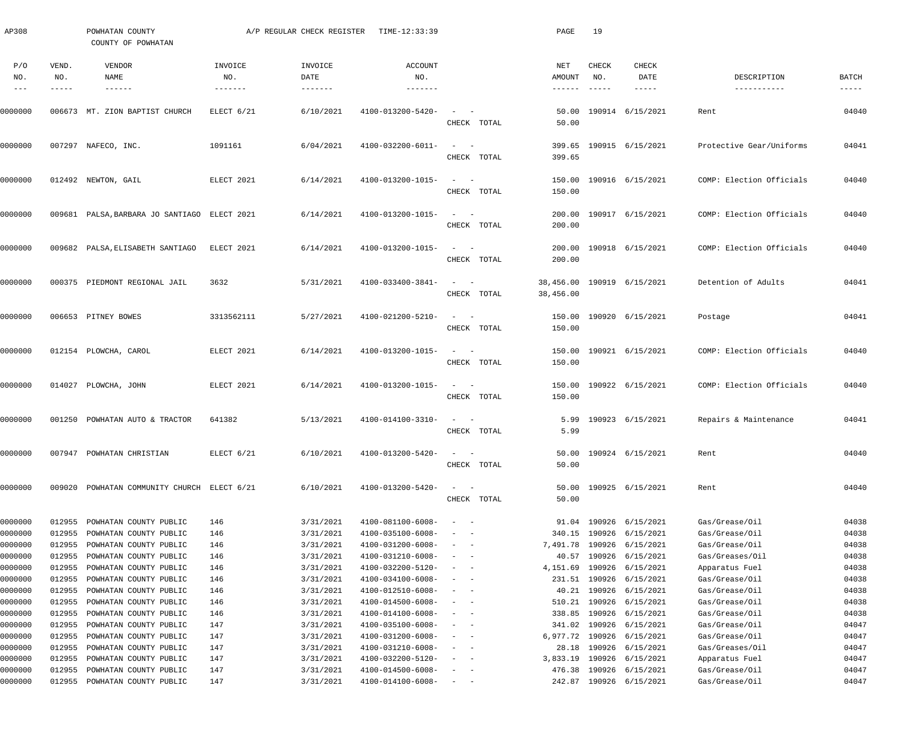AP308 POWHATAN COUNTY A/P REGULAR CHECK REGISTER TIME-12:33:39 PAGE 19

COUNTY OF POWHATAN

| P/O NO. | VEND. NO. | VENDOR NAME | INVOICE NO. | INVOICE DATE | ACCOUNT NO. | | NET AMOUNT | CHECK NO. | CHECK DATE | DESCRIPTION | BATCH |
|---|---|---|---|---|---|---|---|---|---|---|---|
| 0000000 | 006673 | MT. ZION BAPTIST CHURCH | ELECT 6/21 | 6/10/2021 | 4100-013200-5420- | - - | 50.00 | 190914 | 6/15/2021 | Rent | 04040 |
| | | | | | | CHECK TOTAL | 50.00 | | | | |
| 0000000 | 007297 | NAFECO, INC. | 1091161 | 6/04/2021 | 4100-032200-6011- | - - | 399.65 | 190915 | 6/15/2021 | Protective Gear/Uniforms | 04041 |
| | | | | | | CHECK TOTAL | 399.65 | | | | |
| 0000000 | 012492 | NEWTON, GAIL | ELECT 2021 | 6/14/2021 | 4100-013200-1015- | - - | 150.00 | 190916 | 6/15/2021 | COMP: Election Officials | 04040 |
| | | | | | | CHECK TOTAL | 150.00 | | | | |
| 0000000 | 009681 | PALSA,BARBARA JO SANTIAGO | ELECT 2021 | 6/14/2021 | 4100-013200-1015- | - - | 200.00 | 190917 | 6/15/2021 | COMP: Election Officials | 04040 |
| | | | | | | CHECK TOTAL | 200.00 | | | | |
| 0000000 | 009682 | PALSA,ELISABETH SANTIAGO | ELECT 2021 | 6/14/2021 | 4100-013200-1015- | - - | 200.00 | 190918 | 6/15/2021 | COMP: Election Officials | 04040 |
| | | | | | | CHECK TOTAL | 200.00 | | | | |
| 0000000 | 000375 | PIEDMONT REGIONAL JAIL | 3632 | 5/31/2021 | 4100-033400-3841- | - - | 38,456.00 | 190919 | 6/15/2021 | Detention of Adults | 04041 |
| | | | | | | CHECK TOTAL | 38,456.00 | | | | |
| 0000000 | 006653 | PITNEY BOWES | 3313562111 | 5/27/2021 | 4100-021200-5210- | - - | 150.00 | 190920 | 6/15/2021 | Postage | 04041 |
| | | | | | | CHECK TOTAL | 150.00 | | | | |
| 0000000 | 012154 | PLOWCHA, CAROL | ELECT 2021 | 6/14/2021 | 4100-013200-1015- | - - | 150.00 | 190921 | 6/15/2021 | COMP: Election Officials | 04040 |
| | | | | | | CHECK TOTAL | 150.00 | | | | |
| 0000000 | 014027 | PLOWCHA, JOHN | ELECT 2021 | 6/14/2021 | 4100-013200-1015- | - - | 150.00 | 190922 | 6/15/2021 | COMP: Election Officials | 04040 |
| | | | | | | CHECK TOTAL | 150.00 | | | | |
| 0000000 | 001250 | POWHATAN AUTO & TRACTOR | 641382 | 5/13/2021 | 4100-014100-3310- | - - | 5.99 | 190923 | 6/15/2021 | Repairs & Maintenance | 04041 |
| | | | | | | CHECK TOTAL | 5.99 | | | | |
| 0000000 | 007947 | POWHATAN CHRISTIAN | ELECT 6/21 | 6/10/2021 | 4100-013200-5420- | - - | 50.00 | 190924 | 6/15/2021 | Rent | 04040 |
| | | | | | | CHECK TOTAL | 50.00 | | | | |
| 0000000 | 009020 | POWHATAN COMMUNITY CHURCH | ELECT 6/21 | 6/10/2021 | 4100-013200-5420- | - - | 50.00 | 190925 | 6/15/2021 | Rent | 04040 |
| | | | | | | CHECK TOTAL | 50.00 | | | | |
| 0000000 | 012955 | POWHATAN COUNTY PUBLIC | 146 | 3/31/2021 | 4100-081100-6008- | - - | 91.04 | 190926 | 6/15/2021 | Gas/Grease/Oil | 04038 |
| 0000000 | 012955 | POWHATAN COUNTY PUBLIC | 146 | 3/31/2021 | 4100-035100-6008- | - - | 340.15 | 190926 | 6/15/2021 | Gas/Grease/Oil | 04038 |
| 0000000 | 012955 | POWHATAN COUNTY PUBLIC | 146 | 3/31/2021 | 4100-031200-6008- | - - | 7,491.78 | 190926 | 6/15/2021 | Gas/Grease/Oil | 04038 |
| 0000000 | 012955 | POWHATAN COUNTY PUBLIC | 146 | 3/31/2021 | 4100-031210-6008- | - - | 40.57 | 190926 | 6/15/2021 | Gas/Greases/Oil | 04038 |
| 0000000 | 012955 | POWHATAN COUNTY PUBLIC | 146 | 3/31/2021 | 4100-032200-5120- | - - | 4,151.69 | 190926 | 6/15/2021 | Apparatus Fuel | 04038 |
| 0000000 | 012955 | POWHATAN COUNTY PUBLIC | 146 | 3/31/2021 | 4100-034100-6008- | - - | 231.51 | 190926 | 6/15/2021 | Gas/Grease/Oil | 04038 |
| 0000000 | 012955 | POWHATAN COUNTY PUBLIC | 146 | 3/31/2021 | 4100-012510-6008- | - - | 40.21 | 190926 | 6/15/2021 | Gas/Grease/Oil | 04038 |
| 0000000 | 012955 | POWHATAN COUNTY PUBLIC | 146 | 3/31/2021 | 4100-014500-6008- | - - | 510.21 | 190926 | 6/15/2021 | Gas/Grease/Oil | 04038 |
| 0000000 | 012955 | POWHATAN COUNTY PUBLIC | 146 | 3/31/2021 | 4100-014100-6008- | - - | 338.85 | 190926 | 6/15/2021 | Gas/Grease/Oil | 04038 |
| 0000000 | 012955 | POWHATAN COUNTY PUBLIC | 147 | 3/31/2021 | 4100-035100-6008- | - - | 341.02 | 190926 | 6/15/2021 | Gas/Grease/Oil | 04047 |
| 0000000 | 012955 | POWHATAN COUNTY PUBLIC | 147 | 3/31/2021 | 4100-031200-6008- | - - | 6,977.72 | 190926 | 6/15/2021 | Gas/Grease/Oil | 04047 |
| 0000000 | 012955 | POWHATAN COUNTY PUBLIC | 147 | 3/31/2021 | 4100-031210-6008- | - - | 28.18 | 190926 | 6/15/2021 | Gas/Greases/Oil | 04047 |
| 0000000 | 012955 | POWHATAN COUNTY PUBLIC | 147 | 3/31/2021 | 4100-032200-5120- | - - | 3,833.19 | 190926 | 6/15/2021 | Apparatus Fuel | 04047 |
| 0000000 | 012955 | POWHATAN COUNTY PUBLIC | 147 | 3/31/2021 | 4100-014500-6008- | - - | 476.38 | 190926 | 6/15/2021 | Gas/Grease/Oil | 04047 |
| 0000000 | 012955 | POWHATAN COUNTY PUBLIC | 147 | 3/31/2021 | 4100-014100-6008- | - - | 242.87 | 190926 | 6/15/2021 | Gas/Grease/Oil | 04047 |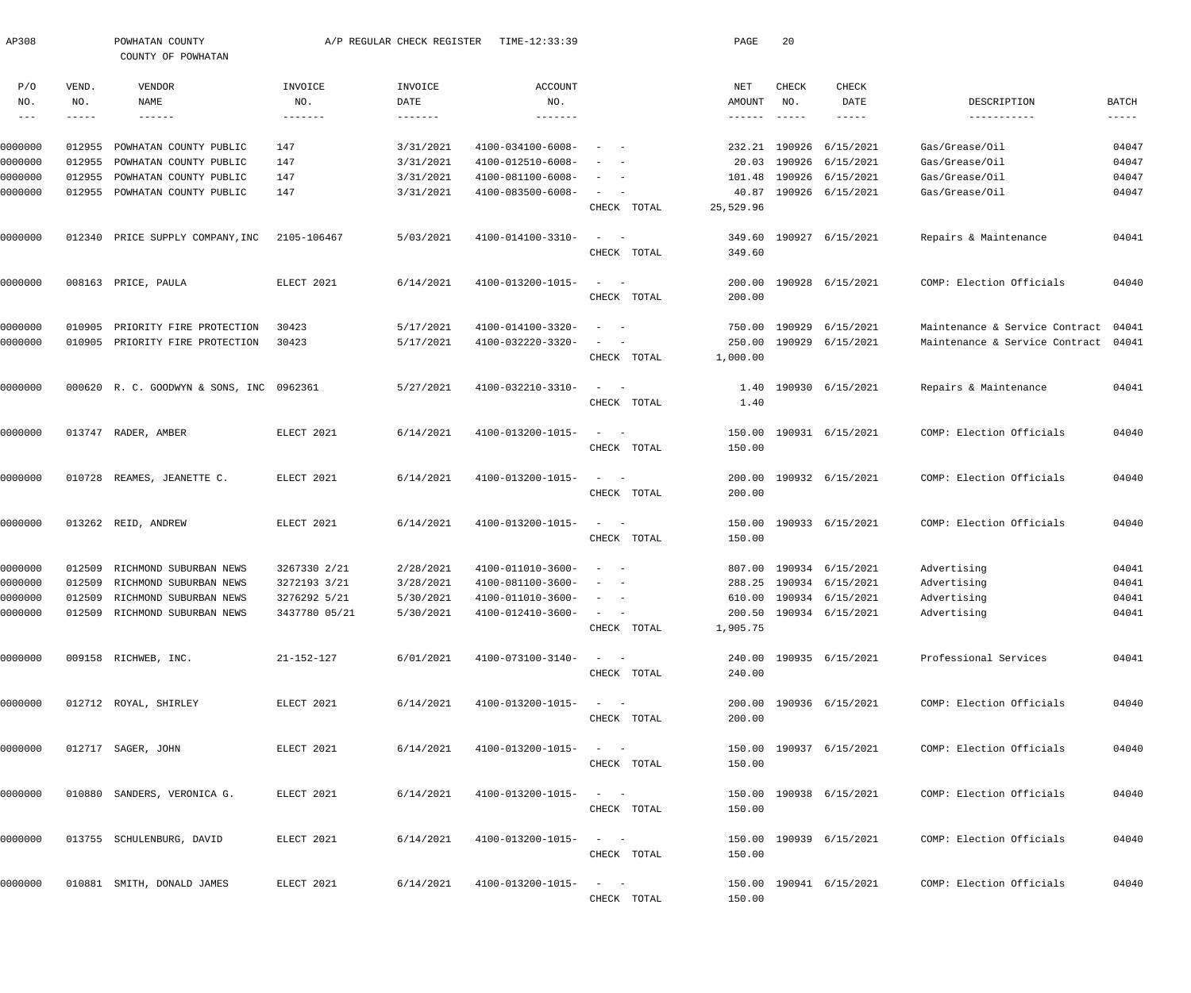AP308 POWHATAN COUNTY A/P REGULAR CHECK REGISTER TIME-12:33:39

COUNTY OF POWHATAN

| P/O NO. | VEND. NO. | VENDOR NAME | INVOICE NO. | INVOICE DATE | ACCOUNT NO. | | NET AMOUNT | CHECK NO. | CHECK DATE | DESCRIPTION | BATCH |
|---|---|---|---|---|---|---|---|---|---|---|---|
| 0000000 | 012955 | POWHATAN COUNTY PUBLIC | 147 | 3/31/2021 | 4100-034100-6008- | - - | 232.21 | 190926 | 6/15/2021 | Gas/Grease/Oil | 04047 |
| 0000000 | 012955 | POWHATAN COUNTY PUBLIC | 147 | 3/31/2021 | 4100-012510-6008- | - - | 20.03 | 190926 | 6/15/2021 | Gas/Grease/Oil | 04047 |
| 0000000 | 012955 | POWHATAN COUNTY PUBLIC | 147 | 3/31/2021 | 4100-081100-6008- | - - | 101.48 | 190926 | 6/15/2021 | Gas/Grease/Oil | 04047 |
| 0000000 | 012955 | POWHATAN COUNTY PUBLIC | 147 | 3/31/2021 | 4100-083500-6008- | - - | 40.87 | 190926 | 6/15/2021 | Gas/Grease/Oil | 04047 |
| | | | | | | CHECK TOTAL | 25,529.96 | | | | |
| 0000000 | 012340 | PRICE SUPPLY COMPANY,INC | 2105-106467 | 5/03/2021 | 4100-014100-3310- | - - | 349.60 | 190927 | 6/15/2021 | Repairs & Maintenance | 04041 |
| | | | | | | CHECK TOTAL | 349.60 | | | | |
| 0000000 | 008163 | PRICE, PAULA | ELECT 2021 | 6/14/2021 | 4100-013200-1015- | - - | 200.00 | 190928 | 6/15/2021 | COMP: Election Officials | 04040 |
| | | | | | | CHECK TOTAL | 200.00 | | | | |
| 0000000 | 010905 | PRIORITY FIRE PROTECTION | 30423 | 5/17/2021 | 4100-014100-3320- | - - | 750.00 | 190929 | 6/15/2021 | Maintenance & Service Contract | 04041 |
| 0000000 | 010905 | PRIORITY FIRE PROTECTION | 30423 | 5/17/2021 | 4100-032220-3320- | - - | 250.00 | 190929 | 6/15/2021 | Maintenance & Service Contract | 04041 |
| | | | | | | CHECK TOTAL | 1,000.00 | | | | |
| 0000000 | 000620 | R. C. GOODWYN & SONS, INC | 0962361 | 5/27/2021 | 4100-032210-3310- | - - | 1.40 | 190930 | 6/15/2021 | Repairs & Maintenance | 04041 |
| | | | | | | CHECK TOTAL | 1.40 | | | | |
| 0000000 | 013747 | RADER, AMBER | ELECT 2021 | 6/14/2021 | 4100-013200-1015- | - - | 150.00 | 190931 | 6/15/2021 | COMP: Election Officials | 04040 |
| | | | | | | CHECK TOTAL | 150.00 | | | | |
| 0000000 | 010728 | REAMES, JEANETTE C. | ELECT 2021 | 6/14/2021 | 4100-013200-1015- | - - | 200.00 | 190932 | 6/15/2021 | COMP: Election Officials | 04040 |
| | | | | | | CHECK TOTAL | 200.00 | | | | |
| 0000000 | 013262 | REID, ANDREW | ELECT 2021 | 6/14/2021 | 4100-013200-1015- | - - | 150.00 | 190933 | 6/15/2021 | COMP: Election Officials | 04040 |
| | | | | | | CHECK TOTAL | 150.00 | | | | |
| 0000000 | 012509 | RICHMOND SUBURBAN NEWS | 3267330 2/21 | 2/28/2021 | 4100-011010-3600- | - - | 807.00 | 190934 | 6/15/2021 | Advertising | 04041 |
| 0000000 | 012509 | RICHMOND SUBURBAN NEWS | 3272193 3/21 | 3/28/2021 | 4100-081100-3600- | - - | 288.25 | 190934 | 6/15/2021 | Advertising | 04041 |
| 0000000 | 012509 | RICHMOND SUBURBAN NEWS | 3276292 5/21 | 5/30/2021 | 4100-011010-3600- | - - | 610.00 | 190934 | 6/15/2021 | Advertising | 04041 |
| 0000000 | 012509 | RICHMOND SUBURBAN NEWS | 3437780 05/21 | 5/30/2021 | 4100-012410-3600- | - - | 200.50 | 190934 | 6/15/2021 | Advertising | 04041 |
| | | | | | | CHECK TOTAL | 1,905.75 | | | | |
| 0000000 | 009158 | RICHWEB, INC. | 21-152-127 | 6/01/2021 | 4100-073100-3140- | - - | 240.00 | 190935 | 6/15/2021 | Professional Services | 04041 |
| | | | | | | CHECK TOTAL | 240.00 | | | | |
| 0000000 | 012712 | ROYAL, SHIRLEY | ELECT 2021 | 6/14/2021 | 4100-013200-1015- | - - | 200.00 | 190936 | 6/15/2021 | COMP: Election Officials | 04040 |
| | | | | | | CHECK TOTAL | 200.00 | | | | |
| 0000000 | 012717 | SAGER, JOHN | ELECT 2021 | 6/14/2021 | 4100-013200-1015- | - - | 150.00 | 190937 | 6/15/2021 | COMP: Election Officials | 04040 |
| | | | | | | CHECK TOTAL | 150.00 | | | | |
| 0000000 | 010880 | SANDERS, VERONICA G. | ELECT 2021 | 6/14/2021 | 4100-013200-1015- | - - | 150.00 | 190938 | 6/15/2021 | COMP: Election Officials | 04040 |
| | | | | | | CHECK TOTAL | 150.00 | | | | |
| 0000000 | 013755 | SCHULENBURG, DAVID | ELECT 2021 | 6/14/2021 | 4100-013200-1015- | - - | 150.00 | 190939 | 6/15/2021 | COMP: Election Officials | 04040 |
| | | | | | | CHECK TOTAL | 150.00 | | | | |
| 0000000 | 010881 | SMITH, DONALD JAMES | ELECT 2021 | 6/14/2021 | 4100-013200-1015- | - - | 150.00 | 190941 | 6/15/2021 | COMP: Election Officials | 04040 |
| | | | | | | CHECK TOTAL | 150.00 | | | | |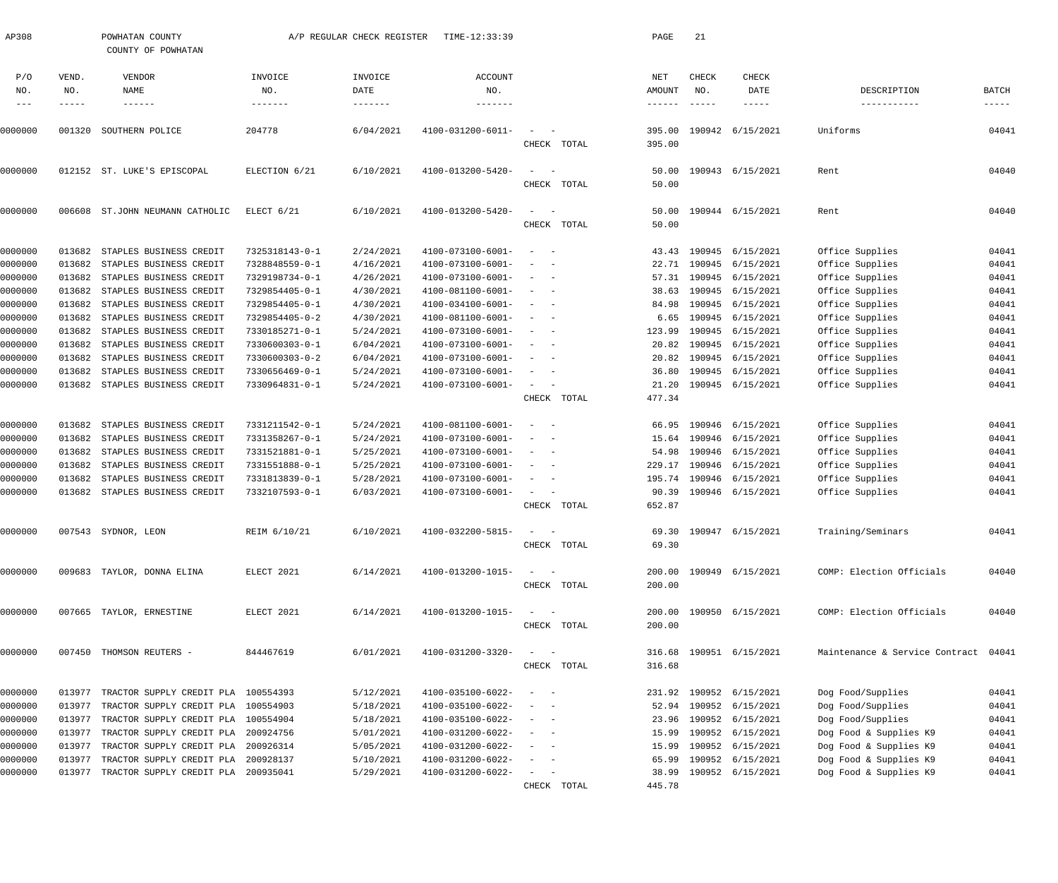AP308 POWHATAN COUNTY A/P REGULAR CHECK REGISTER TIME-12:33:39

COUNTY OF POWHATAN

| P/O NO. | VEND. NO. | VENDOR NAME | INVOICE NO. | INVOICE DATE | ACCOUNT NO. | | NET AMOUNT | CHECK NO. | CHECK DATE | DESCRIPTION | BATCH |
|---|---|---|---|---|---|---|---|---|---|---|---|
| 0000000 | 001320 | SOUTHERN POLICE | 204778 | 6/04/2021 | 4100-031200-6011- | - - | 395.00 | 190942 | 6/15/2021 | Uniforms | 04041 |
| | | | | | | CHECK TOTAL | 395.00 | | | | |
| 0000000 | 012152 | ST. LUKE'S EPISCOPAL | ELECTION 6/21 | 6/10/2021 | 4100-013200-5420- | - - | 50.00 | 190943 | 6/15/2021 | Rent | 04040 |
| | | | | | | CHECK TOTAL | 50.00 | | | | |
| 0000000 | 006608 | ST.JOHN NEUMANN CATHOLIC | ELECT 6/21 | 6/10/2021 | 4100-013200-5420- | - - | 50.00 | 190944 | 6/15/2021 | Rent | 04040 |
| | | | | | | CHECK TOTAL | 50.00 | | | | |
| 0000000 | 013682 | STAPLES BUSINESS CREDIT | 7325318143-0-1 | 2/24/2021 | 4100-073100-6001- | - - | 43.43 | 190945 | 6/15/2021 | Office Supplies | 04041 |
| 0000000 | 013682 | STAPLES BUSINESS CREDIT | 7328848559-0-1 | 4/16/2021 | 4100-073100-6001- | - - | 22.71 | 190945 | 6/15/2021 | Office Supplies | 04041 |
| 0000000 | 013682 | STAPLES BUSINESS CREDIT | 7329198734-0-1 | 4/26/2021 | 4100-073100-6001- | - - | 57.31 | 190945 | 6/15/2021 | Office Supplies | 04041 |
| 0000000 | 013682 | STAPLES BUSINESS CREDIT | 7329854405-0-1 | 4/30/2021 | 4100-081100-6001- | - - | 38.63 | 190945 | 6/15/2021 | Office Supplies | 04041 |
| 0000000 | 013682 | STAPLES BUSINESS CREDIT | 7329854405-0-1 | 4/30/2021 | 4100-034100-6001- | - - | 84.98 | 190945 | 6/15/2021 | Office Supplies | 04041 |
| 0000000 | 013682 | STAPLES BUSINESS CREDIT | 7329854405-0-2 | 4/30/2021 | 4100-081100-6001- | - - | 6.65 | 190945 | 6/15/2021 | Office Supplies | 04041 |
| 0000000 | 013682 | STAPLES BUSINESS CREDIT | 7330185271-0-1 | 5/24/2021 | 4100-073100-6001- | - - | 123.99 | 190945 | 6/15/2021 | Office Supplies | 04041 |
| 0000000 | 013682 | STAPLES BUSINESS CREDIT | 7330600303-0-1 | 6/04/2021 | 4100-073100-6001- | - - | 20.82 | 190945 | 6/15/2021 | Office Supplies | 04041 |
| 0000000 | 013682 | STAPLES BUSINESS CREDIT | 7330600303-0-2 | 6/04/2021 | 4100-073100-6001- | - - | 20.82 | 190945 | 6/15/2021 | Office Supplies | 04041 |
| 0000000 | 013682 | STAPLES BUSINESS CREDIT | 7330656469-0-1 | 5/24/2021 | 4100-073100-6001- | - - | 36.80 | 190945 | 6/15/2021 | Office Supplies | 04041 |
| 0000000 | 013682 | STAPLES BUSINESS CREDIT | 7330964831-0-1 | 5/24/2021 | 4100-073100-6001- | - - | 21.20 | 190945 | 6/15/2021 | Office Supplies | 04041 |
| | | | | | | CHECK TOTAL | 477.34 | | | | |
| 0000000 | 013682 | STAPLES BUSINESS CREDIT | 7331211542-0-1 | 5/24/2021 | 4100-081100-6001- | - - | 66.95 | 190946 | 6/15/2021 | Office Supplies | 04041 |
| 0000000 | 013682 | STAPLES BUSINESS CREDIT | 7331358267-0-1 | 5/24/2021 | 4100-073100-6001- | - - | 15.64 | 190946 | 6/15/2021 | Office Supplies | 04041 |
| 0000000 | 013682 | STAPLES BUSINESS CREDIT | 7331521881-0-1 | 5/25/2021 | 4100-073100-6001- | - - | 54.98 | 190946 | 6/15/2021 | Office Supplies | 04041 |
| 0000000 | 013682 | STAPLES BUSINESS CREDIT | 7331551888-0-1 | 5/25/2021 | 4100-073100-6001- | - - | 229.17 | 190946 | 6/15/2021 | Office Supplies | 04041 |
| 0000000 | 013682 | STAPLES BUSINESS CREDIT | 7331813839-0-1 | 5/28/2021 | 4100-073100-6001- | - - | 195.74 | 190946 | 6/15/2021 | Office Supplies | 04041 |
| 0000000 | 013682 | STAPLES BUSINESS CREDIT | 7332107593-0-1 | 6/03/2021 | 4100-073100-6001- | - - | 90.39 | 190946 | 6/15/2021 | Office Supplies | 04041 |
| | | | | | | CHECK TOTAL | 652.87 | | | | |
| 0000000 | 007543 | SYDNOR, LEON | REIM 6/10/21 | 6/10/2021 | 4100-032200-5815- | - - | 69.30 | 190947 | 6/15/2021 | Training/Seminars | 04041 |
| | | | | | | CHECK TOTAL | 69.30 | | | | |
| 0000000 | 009683 | TAYLOR, DONNA ELINA | ELECT 2021 | 6/14/2021 | 4100-013200-1015- | - - | 200.00 | 190949 | 6/15/2021 | COMP: Election Officials | 04040 |
| | | | | | | CHECK TOTAL | 200.00 | | | | |
| 0000000 | 007665 | TAYLOR, ERNESTINE | ELECT 2021 | 6/14/2021 | 4100-013200-1015- | - - | 200.00 | 190950 | 6/15/2021 | COMP: Election Officials | 04040 |
| | | | | | | CHECK TOTAL | 200.00 | | | | |
| 0000000 | 007450 | THOMSON REUTERS - | 844467619 | 6/01/2021 | 4100-031200-3320- | - - | 316.68 | 190951 | 6/15/2021 | Maintenance & Service Contract | 04041 |
| | | | | | | CHECK TOTAL | 316.68 | | | | |
| 0000000 | 013977 | TRACTOR SUPPLY CREDIT PLA | 100554393 | 5/12/2021 | 4100-035100-6022- | - - | 231.92 | 190952 | 6/15/2021 | Dog Food/Supplies | 04041 |
| 0000000 | 013977 | TRACTOR SUPPLY CREDIT PLA | 100554903 | 5/18/2021 | 4100-035100-6022- | - - | 52.94 | 190952 | 6/15/2021 | Dog Food/Supplies | 04041 |
| 0000000 | 013977 | TRACTOR SUPPLY CREDIT PLA | 100554904 | 5/18/2021 | 4100-035100-6022- | - - | 23.96 | 190952 | 6/15/2021 | Dog Food/Supplies | 04041 |
| 0000000 | 013977 | TRACTOR SUPPLY CREDIT PLA | 200924756 | 5/01/2021 | 4100-031200-6022- | - - | 15.99 | 190952 | 6/15/2021 | Dog Food & Supplies K9 | 04041 |
| 0000000 | 013977 | TRACTOR SUPPLY CREDIT PLA | 200926314 | 5/05/2021 | 4100-031200-6022- | - - | 15.99 | 190952 | 6/15/2021 | Dog Food & Supplies K9 | 04041 |
| 0000000 | 013977 | TRACTOR SUPPLY CREDIT PLA | 200928137 | 5/10/2021 | 4100-031200-6022- | - - | 65.99 | 190952 | 6/15/2021 | Dog Food & Supplies K9 | 04041 |
| 0000000 | 013977 | TRACTOR SUPPLY CREDIT PLA | 200935041 | 5/29/2021 | 4100-031200-6022- | - - | 38.99 | 190952 | 6/15/2021 | Dog Food & Supplies K9 | 04041 |
| | | | | | | CHECK TOTAL | 445.78 | | | | |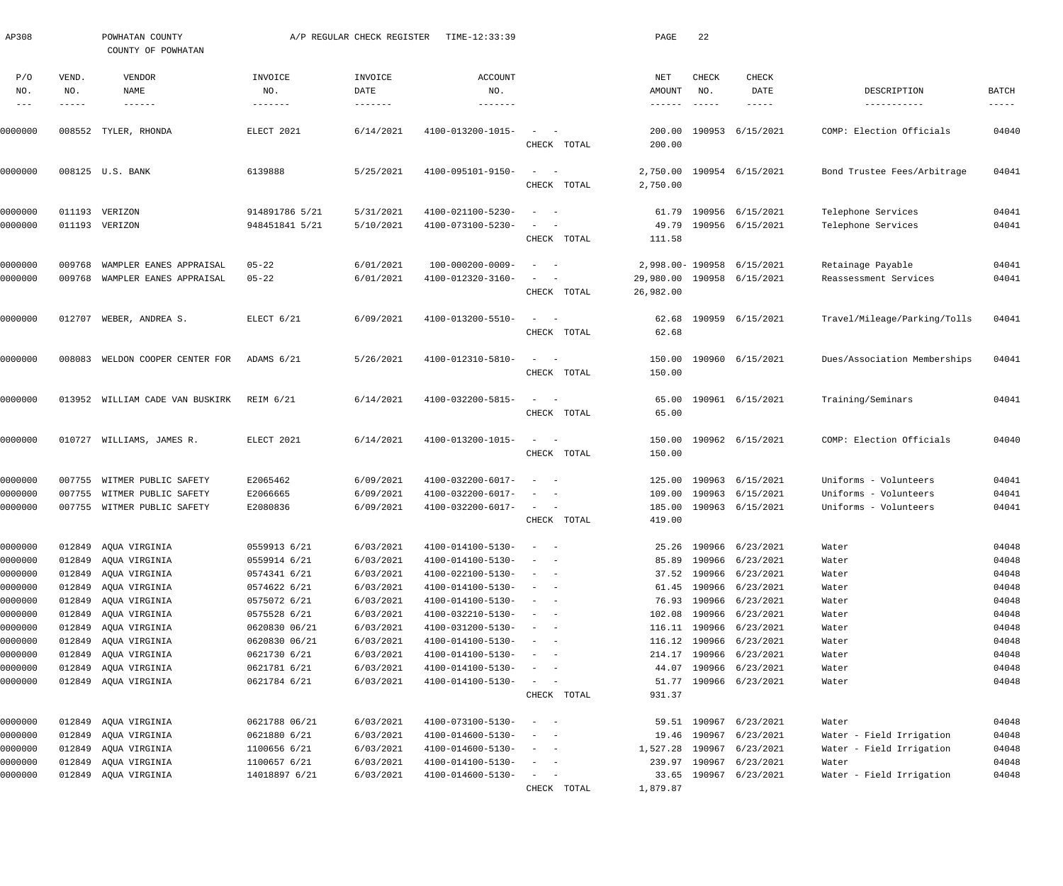AP308 POWHATAN COUNTY A/P REGULAR CHECK REGISTER TIME-12:33:39

COUNTY OF POWHATAN

| P/O NO. | VEND. NO. | VENDOR NAME | INVOICE NO. | INVOICE DATE | ACCOUNT NO. | | NET AMOUNT | CHECK NO. | CHECK DATE | DESCRIPTION | BATCH |
|---|---|---|---|---|---|---|---|---|---|---|---|
| 0000000 | 008552 | TYLER, RHONDA | ELECT 2021 | 6/14/2021 | 4100-013200-1015- | - - | 200.00 | 190953 | 6/15/2021 | COMP: Election Officials | 04040 |
| | | | | | | CHECK TOTAL | 200.00 | | | | |
| 0000000 | 008125 | U.S. BANK | 6139888 | 5/25/2021 | 4100-095101-9150- | - - | 2,750.00 | 190954 | 6/15/2021 | Bond Trustee Fees/Arbitrage | 04041 |
| | | | | | | CHECK TOTAL | 2,750.00 | | | | |
| 0000000 | 011193 | VERIZON | 914891786 5/21 | 5/31/2021 | 4100-021100-5230- | - - | 61.79 | 190956 | 6/15/2021 | Telephone Services | 04041 |
| 0000000 | 011193 | VERIZON | 948451841 5/21 | 5/10/2021 | 4100-073100-5230- | - - | 49.79 | 190956 | 6/15/2021 | Telephone Services | 04041 |
| | | | | | | CHECK TOTAL | 111.58 | | | | |
| 0000000 | 009768 | WAMPLER EANES APPRAISAL | 05-22 | 6/01/2021 | 100-000200-0009- | - - | 2,998.00- | 190958 | 6/15/2021 | Retainage Payable | 04041 |
| 0000000 | 009768 | WAMPLER EANES APPRAISAL | 05-22 | 6/01/2021 | 4100-012320-3160- | - - | 29,980.00 | 190958 | 6/15/2021 | Reassessment Services | 04041 |
| | | | | | | CHECK TOTAL | 26,982.00 | | | | |
| 0000000 | 012707 | WEBER, ANDREA S. | ELECT 6/21 | 6/09/2021 | 4100-013200-5510- | - - | 62.68 | 190959 | 6/15/2021 | Travel/Mileage/Parking/Tolls | 04041 |
| | | | | | | CHECK TOTAL | 62.68 | | | | |
| 0000000 | 008083 | WELDON COOPER CENTER FOR | ADAMS 6/21 | 5/26/2021 | 4100-012310-5810- | - - | 150.00 | 190960 | 6/15/2021 | Dues/Association Memberships | 04041 |
| | | | | | | CHECK TOTAL | 150.00 | | | | |
| 0000000 | 013952 | WILLIAM CADE VAN BUSKIRK | REIM 6/21 | 6/14/2021 | 4100-032200-5815- | - - | 65.00 | 190961 | 6/15/2021 | Training/Seminars | 04041 |
| | | | | | | CHECK TOTAL | 65.00 | | | | |
| 0000000 | 010727 | WILLIAMS, JAMES R. | ELECT 2021 | 6/14/2021 | 4100-013200-1015- | - - | 150.00 | 190962 | 6/15/2021 | COMP: Election Officials | 04040 |
| | | | | | | CHECK TOTAL | 150.00 | | | | |
| 0000000 | 007755 | WITMER PUBLIC SAFETY | E2065462 | 6/09/2021 | 4100-032200-6017- | - - | 125.00 | 190963 | 6/15/2021 | Uniforms - Volunteers | 04041 |
| 0000000 | 007755 | WITMER PUBLIC SAFETY | E2066665 | 6/09/2021 | 4100-032200-6017- | - - | 109.00 | 190963 | 6/15/2021 | Uniforms - Volunteers | 04041 |
| 0000000 | 007755 | WITMER PUBLIC SAFETY | E2080836 | 6/09/2021 | 4100-032200-6017- | - - | 185.00 | 190963 | 6/15/2021 | Uniforms - Volunteers | 04041 |
| | | | | | | CHECK TOTAL | 419.00 | | | | |
| 0000000 | 012849 | AQUA VIRGINIA | 0559913 6/21 | 6/03/2021 | 4100-014100-5130- | - - | 25.26 | 190966 | 6/23/2021 | Water | 04048 |
| 0000000 | 012849 | AQUA VIRGINIA | 0559914 6/21 | 6/03/2021 | 4100-014100-5130- | - - | 85.89 | 190966 | 6/23/2021 | Water | 04048 |
| 0000000 | 012849 | AQUA VIRGINIA | 0574341 6/21 | 6/03/2021 | 4100-022100-5130- | - - | 37.52 | 190966 | 6/23/2021 | Water | 04048 |
| 0000000 | 012849 | AQUA VIRGINIA | 0574622 6/21 | 6/03/2021 | 4100-014100-5130- | - - | 61.45 | 190966 | 6/23/2021 | Water | 04048 |
| 0000000 | 012849 | AQUA VIRGINIA | 0575072 6/21 | 6/03/2021 | 4100-014100-5130- | - - | 76.93 | 190966 | 6/23/2021 | Water | 04048 |
| 0000000 | 012849 | AQUA VIRGINIA | 0575528 6/21 | 6/03/2021 | 4100-032210-5130- | - - | 102.08 | 190966 | 6/23/2021 | Water | 04048 |
| 0000000 | 012849 | AQUA VIRGINIA | 0620830 06/21 | 6/03/2021 | 4100-031200-5130- | - - | 116.11 | 190966 | 6/23/2021 | Water | 04048 |
| 0000000 | 012849 | AQUA VIRGINIA | 0620830 06/21 | 6/03/2021 | 4100-014100-5130- | - - | 116.12 | 190966 | 6/23/2021 | Water | 04048 |
| 0000000 | 012849 | AQUA VIRGINIA | 0621730 6/21 | 6/03/2021 | 4100-014100-5130- | - - | 214.17 | 190966 | 6/23/2021 | Water | 04048 |
| 0000000 | 012849 | AQUA VIRGINIA | 0621781 6/21 | 6/03/2021 | 4100-014100-5130- | - - | 44.07 | 190966 | 6/23/2021 | Water | 04048 |
| 0000000 | 012849 | AQUA VIRGINIA | 0621784 6/21 | 6/03/2021 | 4100-014100-5130- | - - | 51.77 | 190966 | 6/23/2021 | Water | 04048 |
| | | | | | | CHECK TOTAL | 931.37 | | | | |
| 0000000 | 012849 | AQUA VIRGINIA | 0621788 06/21 | 6/03/2021 | 4100-073100-5130- | - - | 59.51 | 190967 | 6/23/2021 | Water | 04048 |
| 0000000 | 012849 | AQUA VIRGINIA | 0621880 6/21 | 6/03/2021 | 4100-014600-5130- | - - | 19.46 | 190967 | 6/23/2021 | Water - Field Irrigation | 04048 |
| 0000000 | 012849 | AQUA VIRGINIA | 1100656 6/21 | 6/03/2021 | 4100-014600-5130- | - - | 1,527.28 | 190967 | 6/23/2021 | Water - Field Irrigation | 04048 |
| 0000000 | 012849 | AQUA VIRGINIA | 1100657 6/21 | 6/03/2021 | 4100-014100-5130- | - - | 239.97 | 190967 | 6/23/2021 | Water | 04048 |
| 0000000 | 012849 | AQUA VIRGINIA | 14018897 6/21 | 6/03/2021 | 4100-014600-5130- | - - | 33.65 | 190967 | 6/23/2021 | Water - Field Irrigation | 04048 |
| | | | | | | CHECK TOTAL | 1,879.87 | | | | |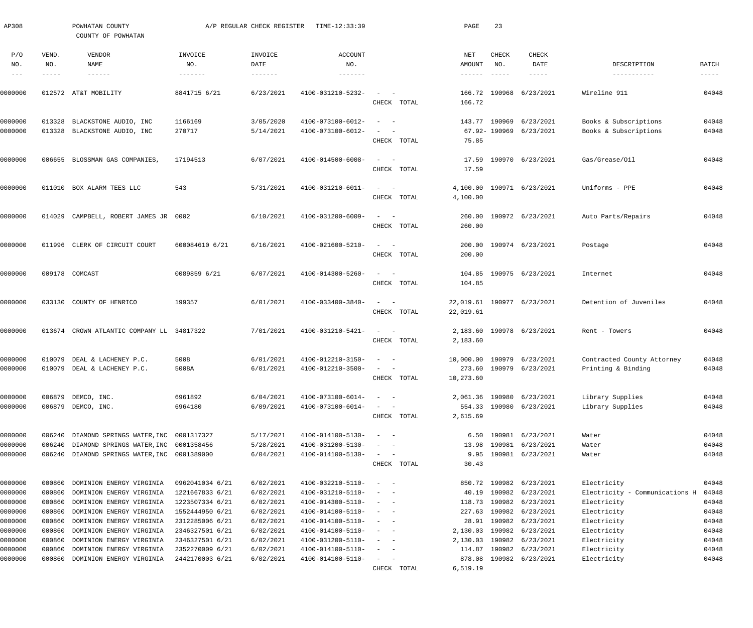AP308 POWHATAN COUNTY A/P REGULAR CHECK REGISTER TIME-12:33:39 PAGE 23

COUNTY OF POWHATAN

| P/O NO. | VEND. NO. | VENDOR NAME | INVOICE NO. | INVOICE DATE | ACCOUNT NO. | | NET AMOUNT | CHECK NO. | CHECK DATE | DESCRIPTION | BATCH |
|---|---|---|---|---|---|---|---|---|---|---|---|
| 0000000 | 012572 | AT&T MOBILITY | 8841715 6/21 | 6/23/2021 | 4100-031210-5232- | - - | 166.72 | 190968 | 6/23/2021 | Wireline 911 | 04048 |
| | | | | | | CHECK TOTAL | 166.72 | | | | |
| 0000000 | 013328 | BLACKSTONE AUDIO, INC | 1166169 | 3/05/2020 | 4100-073100-6012- | - - | 143.77 | 190969 | 6/23/2021 | Books & Subscriptions | 04048 |
| 0000000 | 013328 | BLACKSTONE AUDIO, INC | 270717 | 5/14/2021 | 4100-073100-6012- | - - | 67.92- | 190969 | 6/23/2021 | Books & Subscriptions | 04048 |
| | | | | | | CHECK TOTAL | 75.85 | | | | |
| 0000000 | 006655 | BLOSSMAN GAS COMPANIES, | 17194513 | 6/07/2021 | 4100-014500-6008- | - - | 17.59 | 190970 | 6/23/2021 | Gas/Grease/Oil | 04048 |
| | | | | | | CHECK TOTAL | 17.59 | | | | |
| 0000000 | 011010 | BOX ALARM TEES LLC | 543 | 5/31/2021 | 4100-031210-6011- | - - | 4,100.00 | 190971 | 6/23/2021 | Uniforms - PPE | 04048 |
| | | | | | | CHECK TOTAL | 4,100.00 | | | | |
| 0000000 | 014029 | CAMPBELL, ROBERT JAMES JR | 0002 | 6/10/2021 | 4100-031200-6009- | - - | 260.00 | 190972 | 6/23/2021 | Auto Parts/Repairs | 04048 |
| | | | | | | CHECK TOTAL | 260.00 | | | | |
| 0000000 | 011996 | CLERK OF CIRCUIT COURT | 600084610 6/21 | 6/16/2021 | 4100-021600-5210- | - - | 200.00 | 190974 | 6/23/2021 | Postage | 04048 |
| | | | | | | CHECK TOTAL | 200.00 | | | | |
| 0000000 | 009178 | COMCAST | 0089859 6/21 | 6/07/2021 | 4100-014300-5260- | - - | 104.85 | 190975 | 6/23/2021 | Internet | 04048 |
| | | | | | | CHECK TOTAL | 104.85 | | | | |
| 0000000 | 033130 | COUNTY OF HENRICO | 199357 | 6/01/2021 | 4100-033400-3840- | - - | 22,019.61 | 190977 | 6/23/2021 | Detention of Juveniles | 04048 |
| | | | | | | CHECK TOTAL | 22,019.61 | | | | |
| 0000000 | 013674 | CROWN ATLANTIC COMPANY LL | 34817322 | 7/01/2021 | 4100-031210-5421- | - - | 2,183.60 | 190978 | 6/23/2021 | Rent - Towers | 04048 |
| | | | | | | CHECK TOTAL | 2,183.60 | | | | |
| 0000000 | 010079 | DEAL & LACHENEY P.C. | 5008 | 6/01/2021 | 4100-012210-3150- | - - | 10,000.00 | 190979 | 6/23/2021 | Contracted County Attorney | 04048 |
| 0000000 | 010079 | DEAL & LACHENEY P.C. | 5008A | 6/01/2021 | 4100-012210-3500- | - - | 273.60 | 190979 | 6/23/2021 | Printing & Binding | 04048 |
| | | | | | | CHECK TOTAL | 10,273.60 | | | | |
| 0000000 | 006879 | DEMCO, INC. | 6961892 | 6/04/2021 | 4100-073100-6014- | - - | 2,061.36 | 190980 | 6/23/2021 | Library Supplies | 04048 |
| 0000000 | 006879 | DEMCO, INC. | 6964180 | 6/09/2021 | 4100-073100-6014- | - - | 554.33 | 190980 | 6/23/2021 | Library Supplies | 04048 |
| | | | | | | CHECK TOTAL | 2,615.69 | | | | |
| 0000000 | 006240 | DIAMOND SPRINGS WATER,INC | 0001317327 | 5/17/2021 | 4100-014100-5130- | - - | 6.50 | 190981 | 6/23/2021 | Water | 04048 |
| 0000000 | 006240 | DIAMOND SPRINGS WATER,INC | 0001358456 | 5/28/2021 | 4100-031200-5130- | - - | 13.98 | 190981 | 6/23/2021 | Water | 04048 |
| 0000000 | 006240 | DIAMOND SPRINGS WATER,INC | 0001389000 | 6/04/2021 | 4100-014100-5130- | - - | 9.95 | 190981 | 6/23/2021 | Water | 04048 |
| | | | | | | CHECK TOTAL | 30.43 | | | | |
| 0000000 | 000860 | DOMINION ENERGY VIRGINIA | 0962041034 6/21 | 6/02/2021 | 4100-032210-5110- | - - | 850.72 | 190982 | 6/23/2021 | Electricity | 04048 |
| 0000000 | 000860 | DOMINION ENERGY VIRGINIA | 1221667833 6/21 | 6/02/2021 | 4100-031210-5110- | - - | 40.19 | 190982 | 6/23/2021 | Electricity - Communications H | 04048 |
| 0000000 | 000860 | DOMINION ENERGY VIRGINIA | 1223507334 6/21 | 6/02/2021 | 4100-014300-5110- | - - | 118.73 | 190982 | 6/23/2021 | Electricity | 04048 |
| 0000000 | 000860 | DOMINION ENERGY VIRGINIA | 1552444950 6/21 | 6/02/2021 | 4100-014100-5110- | - - | 227.63 | 190982 | 6/23/2021 | Electricity | 04048 |
| 0000000 | 000860 | DOMINION ENERGY VIRGINIA | 2312285006 6/21 | 6/02/2021 | 4100-014100-5110- | - - | 28.91 | 190982 | 6/23/2021 | Electricity | 04048 |
| 0000000 | 000860 | DOMINION ENERGY VIRGINIA | 2346327501 6/21 | 6/02/2021 | 4100-014100-5110- | - - | 2,130.03 | 190982 | 6/23/2021 | Electricity | 04048 |
| 0000000 | 000860 | DOMINION ENERGY VIRGINIA | 2346327501 6/21 | 6/02/2021 | 4100-031200-5110- | - - | 2,130.03 | 190982 | 6/23/2021 | Electricity | 04048 |
| 0000000 | 000860 | DOMINION ENERGY VIRGINIA | 2352270009 6/21 | 6/02/2021 | 4100-014100-5110- | - - | 114.87 | 190982 | 6/23/2021 | Electricity | 04048 |
| 0000000 | 000860 | DOMINION ENERGY VIRGINIA | 2442170003 6/21 | 6/02/2021 | 4100-014100-5110- | - - | 878.08 | 190982 | 6/23/2021 | Electricity | 04048 |
| | | | | | | CHECK TOTAL | 6,519.19 | | | | |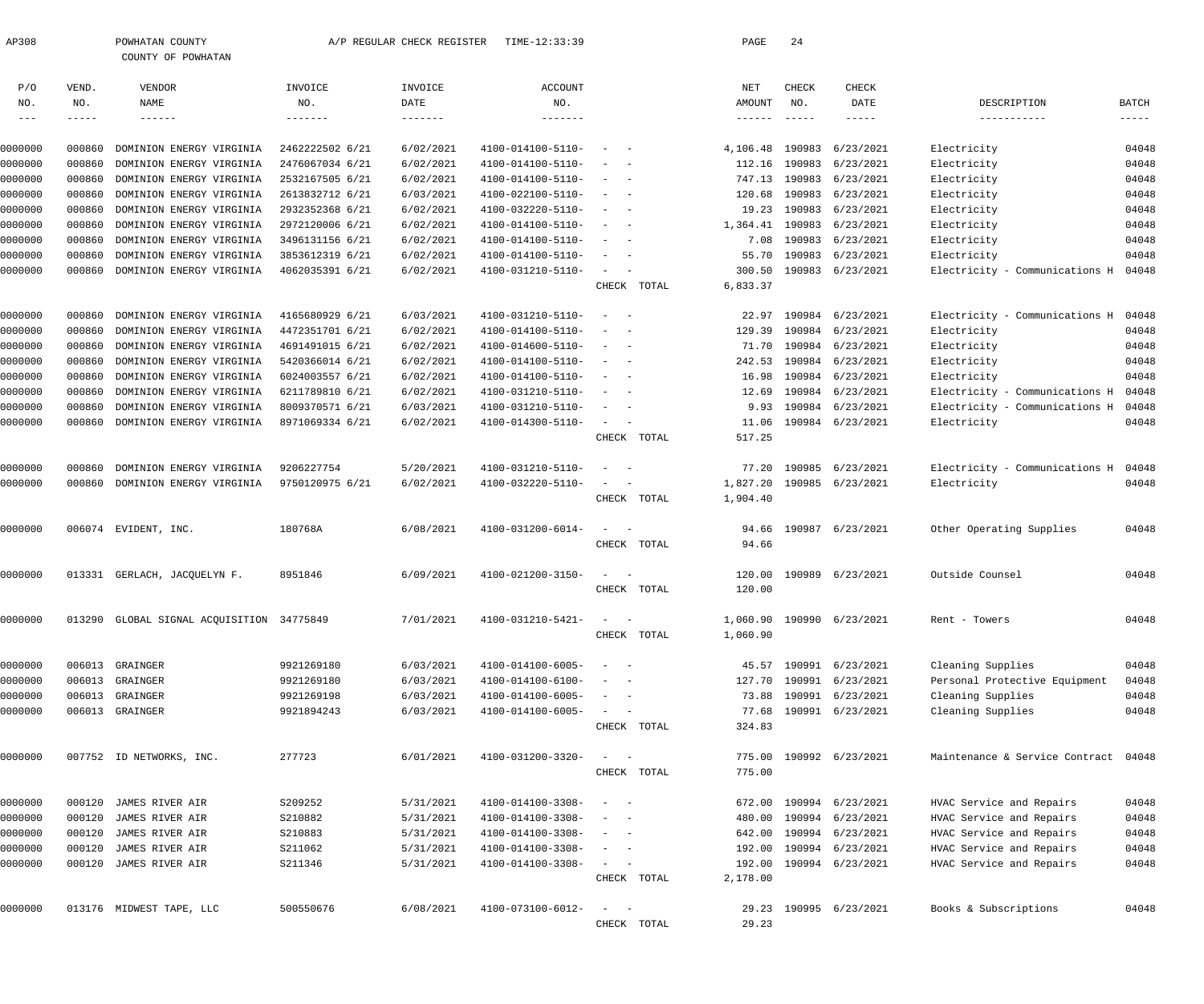AP308 POWHATAN COUNTY A/P REGULAR CHECK REGISTER TIME-12:33:39

COUNTY OF POWHATAN

| P/O NO. | VEND. NO. | VENDOR NAME | INVOICE NO. | INVOICE DATE | ACCOUNT NO. | | NET AMOUNT | CHECK NO. | CHECK DATE | DESCRIPTION | BATCH |
|---|---|---|---|---|---|---|---|---|---|---|---|
| 0000000 | 000860 | DOMINION ENERGY VIRGINIA | 2462222502 6/21 | 6/02/2021 | 4100-014100-5110- | - - | 4,106.48 | 190983 | 6/23/2021 | Electricity | 04048 |
| 0000000 | 000860 | DOMINION ENERGY VIRGINIA | 2476067034 6/21 | 6/02/2021 | 4100-014100-5110- | - - | 112.16 | 190983 | 6/23/2021 | Electricity | 04048 |
| 0000000 | 000860 | DOMINION ENERGY VIRGINIA | 2532167505 6/21 | 6/02/2021 | 4100-014100-5110- | - - | 747.13 | 190983 | 6/23/2021 | Electricity | 04048 |
| 0000000 | 000860 | DOMINION ENERGY VIRGINIA | 2613832712 6/21 | 6/03/2021 | 4100-022100-5110- | - - | 120.68 | 190983 | 6/23/2021 | Electricity | 04048 |
| 0000000 | 000860 | DOMINION ENERGY VIRGINIA | 2932352368 6/21 | 6/02/2021 | 4100-032220-5110- | - - | 19.23 | 190983 | 6/23/2021 | Electricity | 04048 |
| 0000000 | 000860 | DOMINION ENERGY VIRGINIA | 2972120006 6/21 | 6/02/2021 | 4100-014100-5110- | - - | 1,364.41 | 190983 | 6/23/2021 | Electricity | 04048 |
| 0000000 | 000860 | DOMINION ENERGY VIRGINIA | 3496131156 6/21 | 6/02/2021 | 4100-014100-5110- | - - | 7.08 | 190983 | 6/23/2021 | Electricity | 04048 |
| 0000000 | 000860 | DOMINION ENERGY VIRGINIA | 3853612319 6/21 | 6/02/2021 | 4100-014100-5110- | - - | 55.70 | 190983 | 6/23/2021 | Electricity | 04048 |
| 0000000 | 000860 | DOMINION ENERGY VIRGINIA | 4062035391 6/21 | 6/02/2021 | 4100-031210-5110- | - - | 300.50 | 190983 | 6/23/2021 | Electricity - Communications H | 04048 |
| | | | | | | CHECK TOTAL | 6,833.37 | | | | |
| 0000000 | 000860 | DOMINION ENERGY VIRGINIA | 4165680929 6/21 | 6/03/2021 | 4100-031210-5110- | - - | 22.97 | 190984 | 6/23/2021 | Electricity - Communications H | 04048 |
| 0000000 | 000860 | DOMINION ENERGY VIRGINIA | 4472351701 6/21 | 6/02/2021 | 4100-014100-5110- | - - | 129.39 | 190984 | 6/23/2021 | Electricity | 04048 |
| 0000000 | 000860 | DOMINION ENERGY VIRGINIA | 4691491015 6/21 | 6/02/2021 | 4100-014600-5110- | - - | 71.70 | 190984 | 6/23/2021 | Electricity | 04048 |
| 0000000 | 000860 | DOMINION ENERGY VIRGINIA | 5420366014 6/21 | 6/02/2021 | 4100-014100-5110- | - - | 242.53 | 190984 | 6/23/2021 | Electricity | 04048 |
| 0000000 | 000860 | DOMINION ENERGY VIRGINIA | 6024003557 6/21 | 6/02/2021 | 4100-014100-5110- | - - | 16.98 | 190984 | 6/23/2021 | Electricity | 04048 |
| 0000000 | 000860 | DOMINION ENERGY VIRGINIA | 6211789810 6/21 | 6/02/2021 | 4100-031210-5110- | - - | 12.69 | 190984 | 6/23/2021 | Electricity - Communications H | 04048 |
| 0000000 | 000860 | DOMINION ENERGY VIRGINIA | 8009370571 6/21 | 6/03/2021 | 4100-031210-5110- | - - | 9.93 | 190984 | 6/23/2021 | Electricity - Communications H | 04048 |
| 0000000 | 000860 | DOMINION ENERGY VIRGINIA | 8971069334 6/21 | 6/02/2021 | 4100-014300-5110- | - - | 11.06 | 190984 | 6/23/2021 | Electricity | 04048 |
| | | | | | | CHECK TOTAL | 517.25 | | | | |
| 0000000 | 000860 | DOMINION ENERGY VIRGINIA | 9206227754 | 5/20/2021 | 4100-031210-5110- | - - | 77.20 | 190985 | 6/23/2021 | Electricity - Communications H | 04048 |
| 0000000 | 000860 | DOMINION ENERGY VIRGINIA | 9750120975 6/21 | 6/02/2021 | 4100-032220-5110- | - - | 1,827.20 | 190985 | 6/23/2021 | Electricity | 04048 |
| | | | | | | CHECK TOTAL | 1,904.40 | | | | |
| 0000000 | 006074 | EVIDENT, INC. | 180768A | 6/08/2021 | 4100-031200-6014- | - - | 94.66 | 190987 | 6/23/2021 | Other Operating Supplies | 04048 |
| | | | | | | CHECK TOTAL | 94.66 | | | | |
| 0000000 | 013331 | GERLACH, JACQUELYN F. | 8951846 | 6/09/2021 | 4100-021200-3150- | - - | 120.00 | 190989 | 6/23/2021 | Outside Counsel | 04048 |
| | | | | | | CHECK TOTAL | 120.00 | | | | |
| 0000000 | 013290 | GLOBAL SIGNAL ACQUISITION | 34775849 | 7/01/2021 | 4100-031210-5421- | - - | 1,060.90 | 190990 | 6/23/2021 | Rent - Towers | 04048 |
| | | | | | | CHECK TOTAL | 1,060.90 | | | | |
| 0000000 | 006013 | GRAINGER | 9921269180 | 6/03/2021 | 4100-014100-6005- | - - | 45.57 | 190991 | 6/23/2021 | Cleaning Supplies | 04048 |
| 0000000 | 006013 | GRAINGER | 9921269180 | 6/03/2021 | 4100-014100-6100- | - - | 127.70 | 190991 | 6/23/2021 | Personal Protective Equipment | 04048 |
| 0000000 | 006013 | GRAINGER | 9921269198 | 6/03/2021 | 4100-014100-6005- | - - | 73.88 | 190991 | 6/23/2021 | Cleaning Supplies | 04048 |
| 0000000 | 006013 | GRAINGER | 9921894243 | 6/03/2021 | 4100-014100-6005- | - - | 77.68 | 190991 | 6/23/2021 | Cleaning Supplies | 04048 |
| | | | | | | CHECK TOTAL | 324.83 | | | | |
| 0000000 | 007752 | ID NETWORKS, INC. | 277723 | 6/01/2021 | 4100-031200-3320- | - - | 775.00 | 190992 | 6/23/2021 | Maintenance & Service Contract | 04048 |
| | | | | | | CHECK TOTAL | 775.00 | | | | |
| 0000000 | 000120 | JAMES RIVER AIR | S209252 | 5/31/2021 | 4100-014100-3308- | - - | 672.00 | 190994 | 6/23/2021 | HVAC Service and Repairs | 04048 |
| 0000000 | 000120 | JAMES RIVER AIR | S210882 | 5/31/2021 | 4100-014100-3308- | - - | 480.00 | 190994 | 6/23/2021 | HVAC Service and Repairs | 04048 |
| 0000000 | 000120 | JAMES RIVER AIR | S210883 | 5/31/2021 | 4100-014100-3308- | - - | 642.00 | 190994 | 6/23/2021 | HVAC Service and Repairs | 04048 |
| 0000000 | 000120 | JAMES RIVER AIR | S211062 | 5/31/2021 | 4100-014100-3308- | - - | 192.00 | 190994 | 6/23/2021 | HVAC Service and Repairs | 04048 |
| 0000000 | 000120 | JAMES RIVER AIR | S211346 | 5/31/2021 | 4100-014100-3308- | - - | 192.00 | 190994 | 6/23/2021 | HVAC Service and Repairs | 04048 |
| | | | | | | CHECK TOTAL | 2,178.00 | | | | |
| 0000000 | 013176 | MIDWEST TAPE, LLC | 500550676 | 6/08/2021 | 4100-073100-6012- | - - | 29.23 | 190995 | 6/23/2021 | Books & Subscriptions | 04048 |
| | | | | | | CHECK TOTAL | 29.23 | | | | |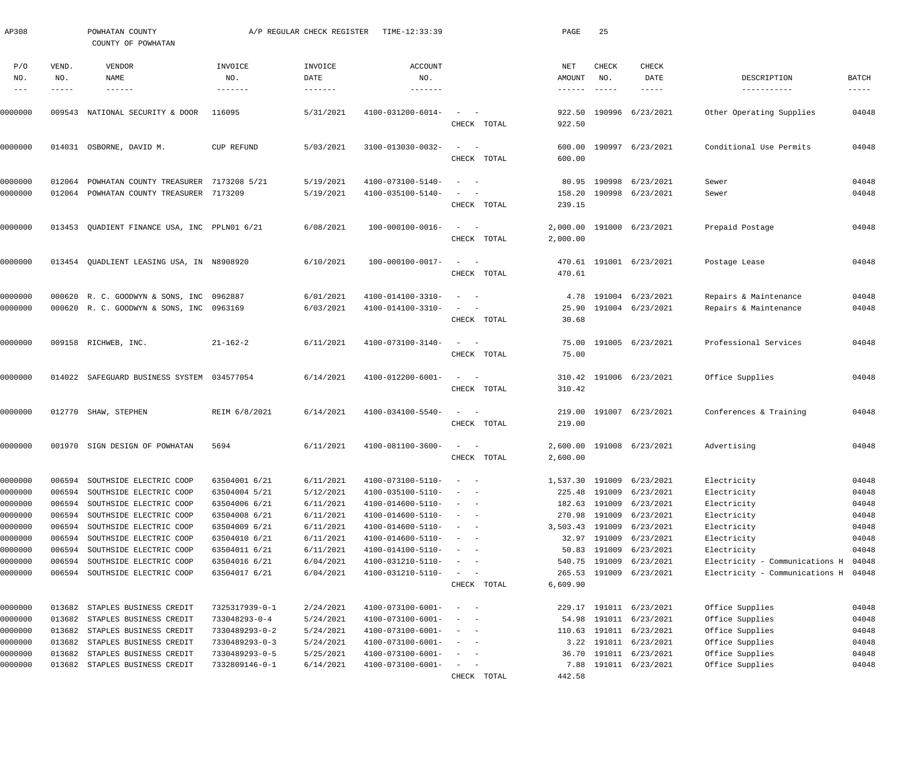AP308 POWHATAN COUNTY A/P REGULAR CHECK REGISTER TIME-12:33:39 PAGE 25

COUNTY OF POWHATAN

| P/O NO. | VEND. NO. | VENDOR NAME | INVOICE NO. | INVOICE DATE | ACCOUNT NO. | | NET AMOUNT | CHECK NO. | CHECK DATE | DESCRIPTION | BATCH |
|---|---|---|---|---|---|---|---|---|---|---|---|
| 0000000 | 009543 | NATIONAL SECURITY & DOOR | 116095 | 5/31/2021 | 4100-031200-6014- | - - | 922.50 | 190996 | 6/23/2021 | Other Operating Supplies | 04048 |
| | | | | | | CHECK TOTAL | 922.50 | | | | |
| 0000000 | 014031 | OSBORNE, DAVID M. | CUP REFUND | 5/03/2021 | 3100-013030-0032- | - - | 600.00 | 190997 | 6/23/2021 | Conditional Use Permits | 04048 |
| | | | | | | CHECK TOTAL | 600.00 | | | | |
| 0000000 | 012064 | POWHATAN COUNTY TREASURER | 7173208 5/21 | 5/19/2021 | 4100-073100-5140- | - - | 80.95 | 190998 | 6/23/2021 | Sewer | 04048 |
| 0000000 | 012064 | POWHATAN COUNTY TREASURER | 7173209 | 5/19/2021 | 4100-035100-5140- | - - | 158.20 | 190998 | 6/23/2021 | Sewer | 04048 |
| | | | | | | CHECK TOTAL | 239.15 | | | | |
| 0000000 | 013453 | QUADIENT FINANCE USA, INC | PPLN01 6/21 | 6/08/2021 | 100-000100-0016- | - - | 2,000.00 | 191000 | 6/23/2021 | Prepaid Postage | 04048 |
| | | | | | | CHECK TOTAL | 2,000.00 | | | | |
| 0000000 | 013454 | QUADLIENT LEASING USA, IN | N8908920 | 6/10/2021 | 100-000100-0017- | - - | 470.61 | 191001 | 6/23/2021 | Postage Lease | 04048 |
| | | | | | | CHECK TOTAL | 470.61 | | | | |
| 0000000 | 000620 | R. C. GOODWYN & SONS, INC | 0962887 | 6/01/2021 | 4100-014100-3310- | - - | 4.78 | 191004 | 6/23/2021 | Repairs & Maintenance | 04048 |
| 0000000 | 000620 | R. C. GOODWYN & SONS, INC | 0963169 | 6/03/2021 | 4100-014100-3310- | - - | 25.90 | 191004 | 6/23/2021 | Repairs & Maintenance | 04048 |
| | | | | | | CHECK TOTAL | 30.68 | | | | |
| 0000000 | 009158 | RICHWEB, INC. | 21-162-2 | 6/11/2021 | 4100-073100-3140- | - - | 75.00 | 191005 | 6/23/2021 | Professional Services | 04048 |
| | | | | | | CHECK TOTAL | 75.00 | | | | |
| 0000000 | 014022 | SAFEGUARD BUSINESS SYSTEM | 034577054 | 6/14/2021 | 4100-012200-6001- | - - | 310.42 | 191006 | 6/23/2021 | Office Supplies | 04048 |
| | | | | | | CHECK TOTAL | 310.42 | | | | |
| 0000000 | 012770 | SHAW, STEPHEN | REIM 6/8/2021 | 6/14/2021 | 4100-034100-5540- | - - | 219.00 | 191007 | 6/23/2021 | Conferences & Training | 04048 |
| | | | | | | CHECK TOTAL | 219.00 | | | | |
| 0000000 | 001970 | SIGN DESIGN OF POWHATAN | 5694 | 6/11/2021 | 4100-081100-3600- | - - | 2,600.00 | 191008 | 6/23/2021 | Advertising | 04048 |
| | | | | | | CHECK TOTAL | 2,600.00 | | | | |
| 0000000 | 006594 | SOUTHSIDE ELECTRIC COOP | 63504001 6/21 | 6/11/2021 | 4100-073100-5110- | - - | 1,537.30 | 191009 | 6/23/2021 | Electricity | 04048 |
| 0000000 | 006594 | SOUTHSIDE ELECTRIC COOP | 63504004 5/21 | 5/12/2021 | 4100-035100-5110- | - - | 225.48 | 191009 | 6/23/2021 | Electricity | 04048 |
| 0000000 | 006594 | SOUTHSIDE ELECTRIC COOP | 63504006 6/21 | 6/11/2021 | 4100-014600-5110- | - - | 182.63 | 191009 | 6/23/2021 | Electricity | 04048 |
| 0000000 | 006594 | SOUTHSIDE ELECTRIC COOP | 63504008 6/21 | 6/11/2021 | 4100-014600-5110- | - - | 270.98 | 191009 | 6/23/2021 | Electricity | 04048 |
| 0000000 | 006594 | SOUTHSIDE ELECTRIC COOP | 63504009 6/21 | 6/11/2021 | 4100-014600-5110- | - - | 3,503.43 | 191009 | 6/23/2021 | Electricity | 04048 |
| 0000000 | 006594 | SOUTHSIDE ELECTRIC COOP | 63504010 6/21 | 6/11/2021 | 4100-014600-5110- | - - | 32.97 | 191009 | 6/23/2021 | Electricity | 04048 |
| 0000000 | 006594 | SOUTHSIDE ELECTRIC COOP | 63504011 6/21 | 6/11/2021 | 4100-014100-5110- | - - | 50.83 | 191009 | 6/23/2021 | Electricity | 04048 |
| 0000000 | 006594 | SOUTHSIDE ELECTRIC COOP | 63504016 6/21 | 6/04/2021 | 4100-031210-5110- | - - | 540.75 | 191009 | 6/23/2021 | Electricity - Communications H | 04048 |
| 0000000 | 006594 | SOUTHSIDE ELECTRIC COOP | 63504017 6/21 | 6/04/2021 | 4100-031210-5110- | - - | 265.53 | 191009 | 6/23/2021 | Electricity - Communications H | 04048 |
| | | | | | | CHECK TOTAL | 6,609.90 | | | | |
| 0000000 | 013682 | STAPLES BUSINESS CREDIT | 7325317939-0-1 | 2/24/2021 | 4100-073100-6001- | - - | 229.17 | 191011 | 6/23/2021 | Office Supplies | 04048 |
| 0000000 | 013682 | STAPLES BUSINESS CREDIT | 733048293-0-4 | 5/24/2021 | 4100-073100-6001- | - - | 54.98 | 191011 | 6/23/2021 | Office Supplies | 04048 |
| 0000000 | 013682 | STAPLES BUSINESS CREDIT | 7330489293-0-2 | 5/24/2021 | 4100-073100-6001- | - - | 110.63 | 191011 | 6/23/2021 | Office Supplies | 04048 |
| 0000000 | 013682 | STAPLES BUSINESS CREDIT | 7330489293-0-3 | 5/24/2021 | 4100-073100-6001- | - - | 3.22 | 191011 | 6/23/2021 | Office Supplies | 04048 |
| 0000000 | 013682 | STAPLES BUSINESS CREDIT | 7330489293-0-5 | 5/25/2021 | 4100-073100-6001- | - - | 36.70 | 191011 | 6/23/2021 | Office Supplies | 04048 |
| 0000000 | 013682 | STAPLES BUSINESS CREDIT | 7332809146-0-1 | 6/14/2021 | 4100-073100-6001- | - - | 7.88 | 191011 | 6/23/2021 | Office Supplies | 04048 |
| | | | | | | CHECK TOTAL | 442.58 | | | | |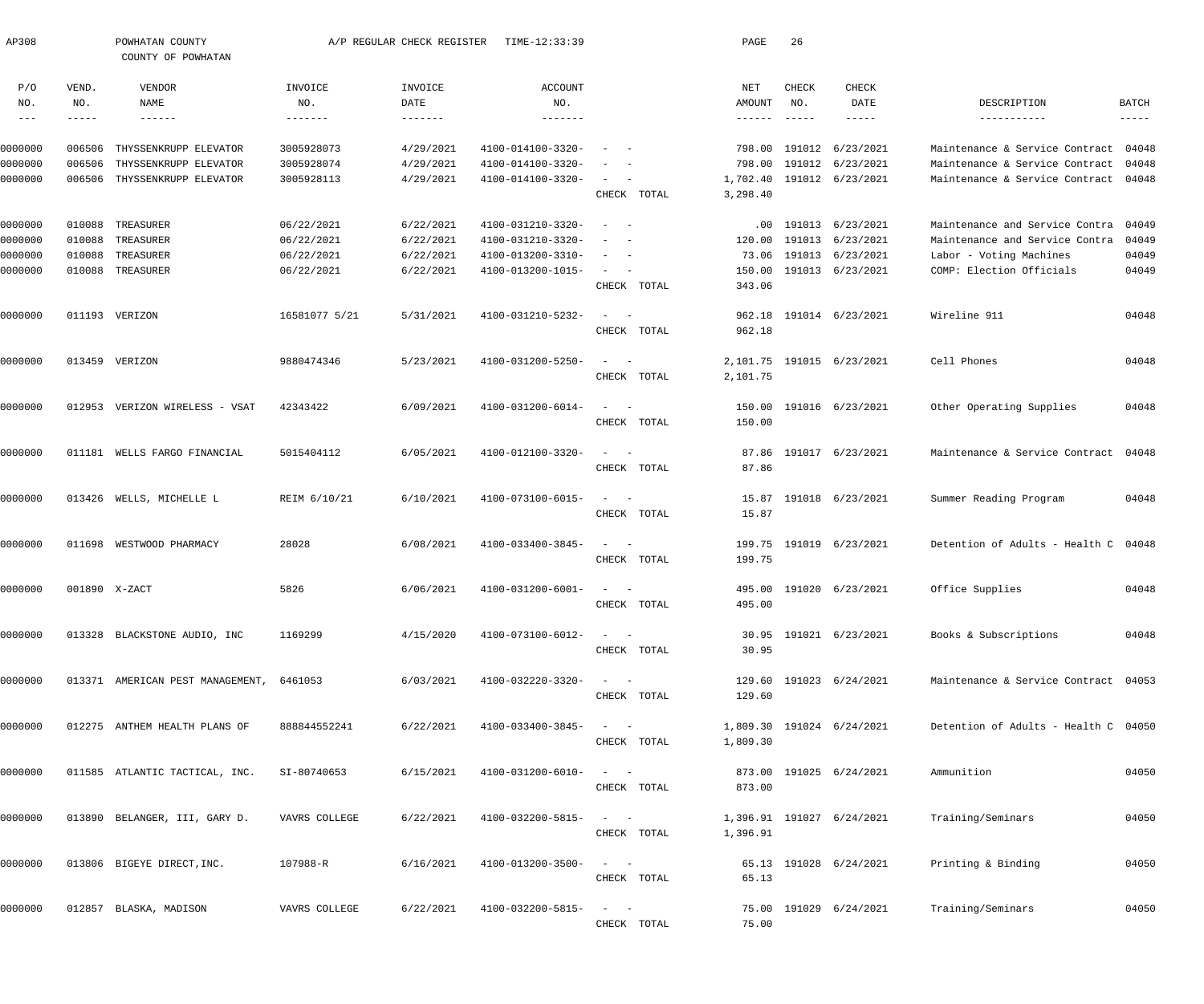AP308 POWHATAN COUNTY A/P REGULAR CHECK REGISTER TIME-12:33:39

COUNTY OF POWHATAN

| P/O NO. | VEND. NO. | VENDOR NAME | INVOICE NO. | INVOICE DATE | ACCOUNT NO. | | NET AMOUNT | CHECK NO. | CHECK DATE | DESCRIPTION | BATCH |
|---|---|---|---|---|---|---|---|---|---|---|---|
| 0000000 | 006506 | THYSSENKRUPP ELEVATOR | 3005928073 | 4/29/2021 | 4100-014100-3320- | - - | 798.00 | 191012 | 6/23/2021 | Maintenance & Service Contract | 04048 |
| 0000000 | 006506 | THYSSENKRUPP ELEVATOR | 3005928074 | 4/29/2021 | 4100-014100-3320- | - - | 798.00 | 191012 | 6/23/2021 | Maintenance & Service Contract | 04048 |
| 0000000 | 006506 | THYSSENKRUPP ELEVATOR | 3005928113 | 4/29/2021 | 4100-014100-3320- | - - | 1,702.40 | 191012 | 6/23/2021 | Maintenance & Service Contract | 04048 |
| | | | | | | CHECK TOTAL | 3,298.40 | | | | |
| 0000000 | 010088 | TREASURER | 06/22/2021 | 6/22/2021 | 4100-031210-3320- | - - | .00 | 191013 | 6/23/2021 | Maintenance and Service Contra | 04049 |
| 0000000 | 010088 | TREASURER | 06/22/2021 | 6/22/2021 | 4100-031210-3320- | - - | 120.00 | 191013 | 6/23/2021 | Maintenance and Service Contra | 04049 |
| 0000000 | 010088 | TREASURER | 06/22/2021 | 6/22/2021 | 4100-013200-3310- | - - | 73.06 | 191013 | 6/23/2021 | Labor - Voting Machines | 04049 |
| 0000000 | 010088 | TREASURER | 06/22/2021 | 6/22/2021 | 4100-013200-1015- | - - | 150.00 | 191013 | 6/23/2021 | COMP: Election Officials | 04049 |
| | | | | | | CHECK TOTAL | 343.06 | | | | |
| 0000000 | 011193 | VERIZON | 16581077 5/21 | 5/31/2021 | 4100-031210-5232- | - - | 962.18 | 191014 | 6/23/2021 | Wireline 911 | 04048 |
| | | | | | | CHECK TOTAL | 962.18 | | | | |
| 0000000 | 013459 | VERIZON | 9880474346 | 5/23/2021 | 4100-031200-5250- | - - | 2,101.75 | 191015 | 6/23/2021 | Cell Phones | 04048 |
| | | | | | | CHECK TOTAL | 2,101.75 | | | | |
| 0000000 | 012953 | VERIZON WIRELESS - VSAT | 42343422 | 6/09/2021 | 4100-031200-6014- | - - | 150.00 | 191016 | 6/23/2021 | Other Operating Supplies | 04048 |
| | | | | | | CHECK TOTAL | 150.00 | | | | |
| 0000000 | 011181 | WELLS FARGO FINANCIAL | 5015404112 | 6/05/2021 | 4100-012100-3320- | - - | 87.86 | 191017 | 6/23/2021 | Maintenance & Service Contract | 04048 |
| | | | | | | CHECK TOTAL | 87.86 | | | | |
| 0000000 | 013426 | WELLS, MICHELLE L | REIM 6/10/21 | 6/10/2021 | 4100-073100-6015- | - - | 15.87 | 191018 | 6/23/2021 | Summer Reading Program | 04048 |
| | | | | | | CHECK TOTAL | 15.87 | | | | |
| 0000000 | 011698 | WESTWOOD PHARMACY | 28028 | 6/08/2021 | 4100-033400-3845- | - - | 199.75 | 191019 | 6/23/2021 | Detention of Adults - Health C | 04048 |
| | | | | | | CHECK TOTAL | 199.75 | | | | |
| 0000000 | 001890 | X-ZACT | 5826 | 6/06/2021 | 4100-031200-6001- | - - | 495.00 | 191020 | 6/23/2021 | Office Supplies | 04048 |
| | | | | | | CHECK TOTAL | 495.00 | | | | |
| 0000000 | 013328 | BLACKSTONE AUDIO, INC | 1169299 | 4/15/2020 | 4100-073100-6012- | - - | 30.95 | 191021 | 6/23/2021 | Books & Subscriptions | 04048 |
| | | | | | | CHECK TOTAL | 30.95 | | | | |
| 0000000 | 013371 | AMERICAN PEST MANAGEMENT, | 6461053 | 6/03/2021 | 4100-032220-3320- | - - | 129.60 | 191023 | 6/24/2021 | Maintenance & Service Contract | 04053 |
| | | | | | | CHECK TOTAL | 129.60 | | | | |
| 0000000 | 012275 | ANTHEM HEALTH PLANS OF | 888844552241 | 6/22/2021 | 4100-033400-3845- | - - | 1,809.30 | 191024 | 6/24/2021 | Detention of Adults - Health C | 04050 |
| | | | | | | CHECK TOTAL | 1,809.30 | | | | |
| 0000000 | 011585 | ATLANTIC TACTICAL, INC. | SI-80740653 | 6/15/2021 | 4100-031200-6010- | - - | 873.00 | 191025 | 6/24/2021 | Ammunition | 04050 |
| | | | | | | CHECK TOTAL | 873.00 | | | | |
| 0000000 | 013890 | BELANGER, III, GARY D. | VAVRS COLLEGE | 6/22/2021 | 4100-032200-5815- | - - | 1,396.91 | 191027 | 6/24/2021 | Training/Seminars | 04050 |
| | | | | | | CHECK TOTAL | 1,396.91 | | | | |
| 0000000 | 013806 | BIGEYE DIRECT,INC. | 107988-R | 6/16/2021 | 4100-013200-3500- | - - | 65.13 | 191028 | 6/24/2021 | Printing & Binding | 04050 |
| | | | | | | CHECK TOTAL | 65.13 | | | | |
| 0000000 | 012857 | BLASKA, MADISON | VAVRS COLLEGE | 6/22/2021 | 4100-032200-5815- | - - | 75.00 | 191029 | 6/24/2021 | Training/Seminars | 04050 |
| | | | | | | CHECK TOTAL | 75.00 | | | | |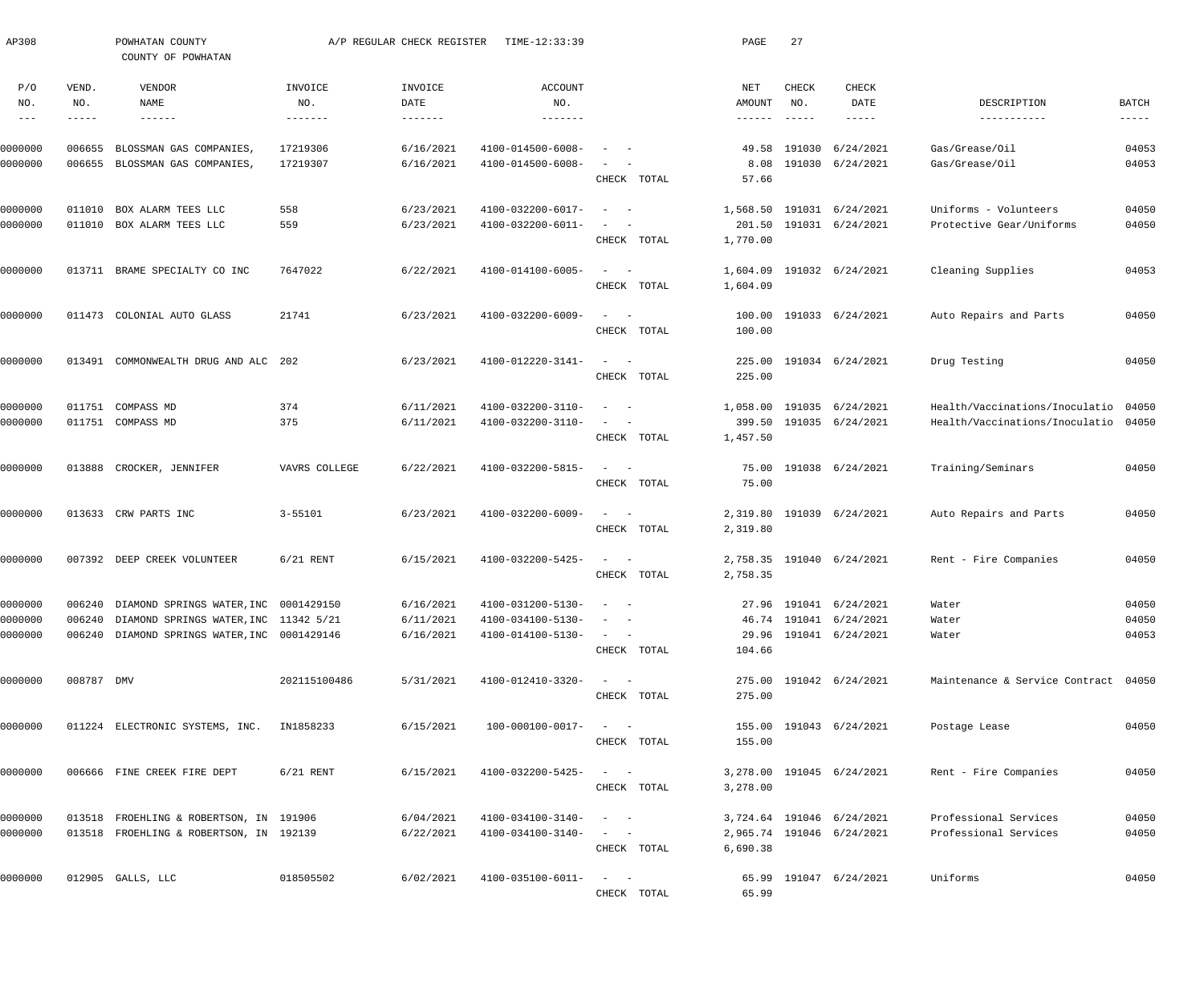AP308 POWHATAN COUNTY A/P REGULAR CHECK REGISTER TIME-12:33:39

COUNTY OF POWHATAN

| P/O NO. | VEND. NO. | VENDOR NAME | INVOICE NO. | INVOICE DATE | ACCOUNT NO. | | NET AMOUNT | CHECK NO. | CHECK DATE | DESCRIPTION | BATCH |
|---|---|---|---|---|---|---|---|---|---|---|---|
| 0000000 | 006655 | BLOSSMAN GAS COMPANIES, | 17219306 | 6/16/2021 | 4100-014500-6008- | - - | 49.58 | 191030 | 6/24/2021 | Gas/Grease/Oil | 04053 |
| 0000000 | 006655 | BLOSSMAN GAS COMPANIES, | 17219307 | 6/16/2021 | 4100-014500-6008- | - - | 8.08 | 191030 | 6/24/2021 | Gas/Grease/Oil | 04053 |
| | | | | | | CHECK TOTAL | 57.66 | | | | |
| 0000000 | 011010 | BOX ALARM TEES LLC | 558 | 6/23/2021 | 4100-032200-6017- | - - | 1,568.50 | 191031 | 6/24/2021 | Uniforms - Volunteers | 04050 |
| 0000000 | 011010 | BOX ALARM TEES LLC | 559 | 6/23/2021 | 4100-032200-6011- | - - | 201.50 | 191031 | 6/24/2021 | Protective Gear/Uniforms | 04050 |
| | | | | | | CHECK TOTAL | 1,770.00 | | | | |
| 0000000 | 013711 | BRAME SPECIALTY CO INC | 7647022 | 6/22/2021 | 4100-014100-6005- | - - | 1,604.09 | 191032 | 6/24/2021 | Cleaning Supplies | 04053 |
| | | | | | | CHECK TOTAL | 1,604.09 | | | | |
| 0000000 | 011473 | COLONIAL AUTO GLASS | 21741 | 6/23/2021 | 4100-032200-6009- | - - | 100.00 | 191033 | 6/24/2021 | Auto Repairs and Parts | 04050 |
| | | | | | | CHECK TOTAL | 100.00 | | | | |
| 0000000 | 013491 | COMMONWEALTH DRUG AND ALC | 202 | 6/23/2021 | 4100-012220-3141- | - - | 225.00 | 191034 | 6/24/2021 | Drug Testing | 04050 |
| | | | | | | CHECK TOTAL | 225.00 | | | | |
| 0000000 | 011751 | COMPASS MD | 374 | 6/11/2021 | 4100-032200-3110- | - - | 1,058.00 | 191035 | 6/24/2021 | Health/Vaccinations/Inoculatio | 04050 |
| 0000000 | 011751 | COMPASS MD | 375 | 6/11/2021 | 4100-032200-3110- | - - | 399.50 | 191035 | 6/24/2021 | Health/Vaccinations/Inoculatio | 04050 |
| | | | | | | CHECK TOTAL | 1,457.50 | | | | |
| 0000000 | 013888 | CROCKER, JENNIFER | VAVRS COLLEGE | 6/22/2021 | 4100-032200-5815- | - - | 75.00 | 191038 | 6/24/2021 | Training/Seminars | 04050 |
| | | | | | | CHECK TOTAL | 75.00 | | | | |
| 0000000 | 013633 | CRW PARTS INC | 3-55101 | 6/23/2021 | 4100-032200-6009- | - - | 2,319.80 | 191039 | 6/24/2021 | Auto Repairs and Parts | 04050 |
| | | | | | | CHECK TOTAL | 2,319.80 | | | | |
| 0000000 | 007392 | DEEP CREEK VOLUNTEER | 6/21 RENT | 6/15/2021 | 4100-032200-5425- | - - | 2,758.35 | 191040 | 6/24/2021 | Rent - Fire Companies | 04050 |
| | | | | | | CHECK TOTAL | 2,758.35 | | | | |
| 0000000 | 006240 | DIAMOND SPRINGS WATER,INC | 0001429150 | 6/16/2021 | 4100-031200-5130- | - - | 27.96 | 191041 | 6/24/2021 | Water | 04050 |
| 0000000 | 006240 | DIAMOND SPRINGS WATER,INC | 11342 5/21 | 6/11/2021 | 4100-034100-5130- | - - | 46.74 | 191041 | 6/24/2021 | Water | 04050 |
| 0000000 | 006240 | DIAMOND SPRINGS WATER,INC | 0001429146 | 6/16/2021 | 4100-014100-5130- | - - | 29.96 | 191041 | 6/24/2021 | Water | 04053 |
| | | | | | | CHECK TOTAL | 104.66 | | | | |
| 0000000 | 008787 | DMV | 202115100486 | 5/31/2021 | 4100-012410-3320- | - - | 275.00 | 191042 | 6/24/2021 | Maintenance & Service Contract | 04050 |
| | | | | | | CHECK TOTAL | 275.00 | | | | |
| 0000000 | 011224 | ELECTRONIC SYSTEMS, INC. | IN1858233 | 6/15/2021 | 100-000100-0017- | - - | 155.00 | 191043 | 6/24/2021 | Postage Lease | 04050 |
| | | | | | | CHECK TOTAL | 155.00 | | | | |
| 0000000 | 006666 | FINE CREEK FIRE DEPT | 6/21 RENT | 6/15/2021 | 4100-032200-5425- | - - | 3,278.00 | 191045 | 6/24/2021 | Rent - Fire Companies | 04050 |
| | | | | | | CHECK TOTAL | 3,278.00 | | | | |
| 0000000 | 013518 | FROEHLING & ROBERTSON, IN | 191906 | 6/04/2021 | 4100-034100-3140- | - - | 3,724.64 | 191046 | 6/24/2021 | Professional Services | 04050 |
| 0000000 | 013518 | FROEHLING & ROBERTSON, IN | 192139 | 6/22/2021 | 4100-034100-3140- | - - | 2,965.74 | 191046 | 6/24/2021 | Professional Services | 04050 |
| | | | | | | CHECK TOTAL | 6,690.38 | | | | |
| 0000000 | 012905 | GALLS, LLC | 018505502 | 6/02/2021 | 4100-035100-6011- | - - | 65.99 | 191047 | 6/24/2021 | Uniforms | 04050 |
| | | | | | | CHECK TOTAL | 65.99 | | | | |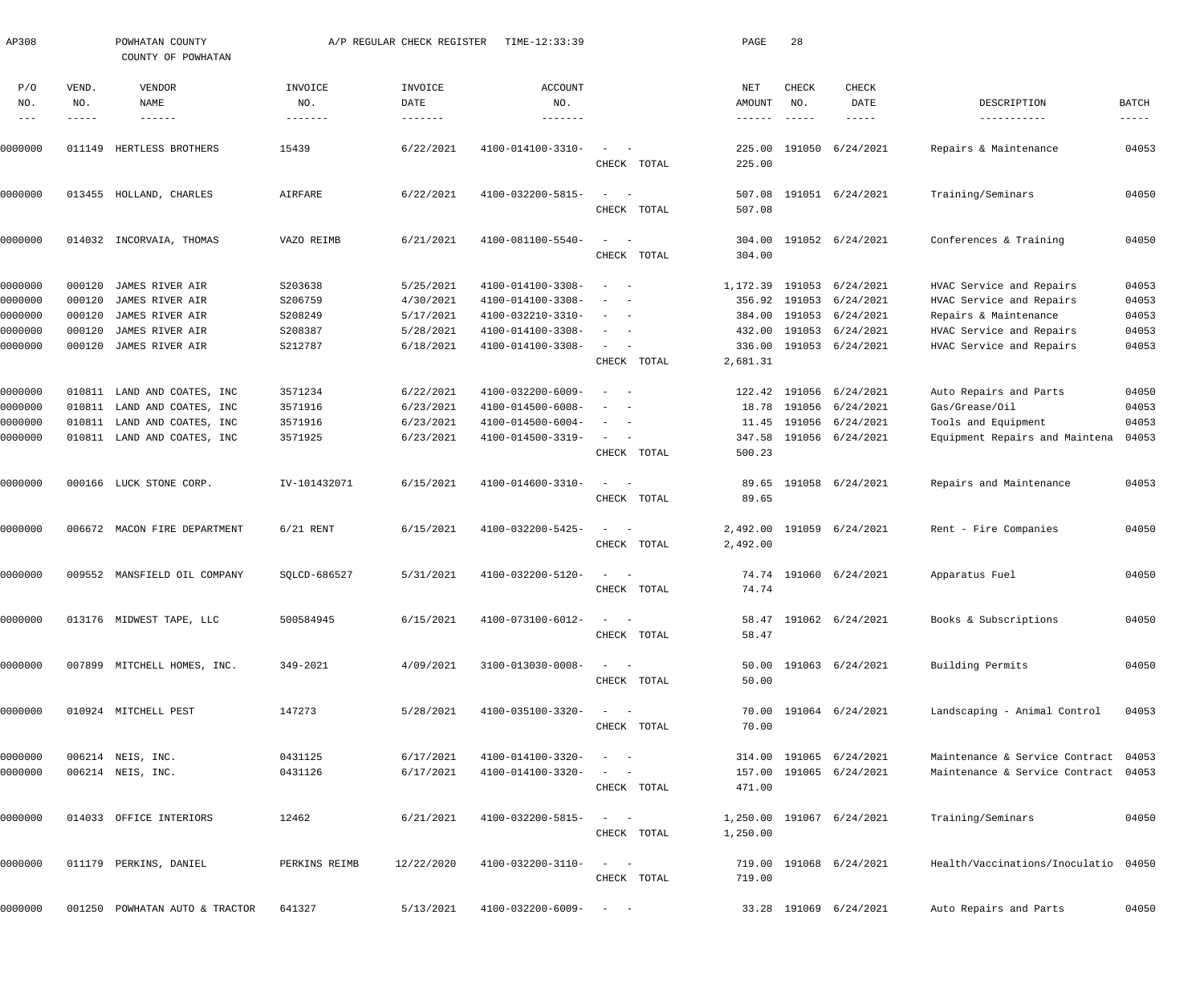AP308 POWHATAN COUNTY A/P REGULAR CHECK REGISTER TIME-12:33:39 PAGE 28

COUNTY OF POWHATAN

| P/O NO. | VEND. NO. | VENDOR NAME | INVOICE NO. | INVOICE DATE | ACCOUNT NO. | | NET AMOUNT | CHECK NO. | CHECK DATE | DESCRIPTION | BATCH |
|---|---|---|---|---|---|---|---|---|---|---|---|
| 0000000 | 011149 | HERTLESS BROTHERS | 15439 | 6/22/2021 | 4100-014100-3310- | - - | 225.00 | 191050 | 6/24/2021 | Repairs & Maintenance | 04053 |
| | | | | | | CHECK TOTAL | 225.00 | | | | |
| 0000000 | 013455 | HOLLAND, CHARLES | AIRFARE | 6/22/2021 | 4100-032200-5815- | - - | 507.08 | 191051 | 6/24/2021 | Training/Seminars | 04050 |
| | | | | | | CHECK TOTAL | 507.08 | | | | |
| 0000000 | 014032 | INCORVAIA, THOMAS | VAZO REIMB | 6/21/2021 | 4100-081100-5540- | - - | 304.00 | 191052 | 6/24/2021 | Conferences & Training | 04050 |
| | | | | | | CHECK TOTAL | 304.00 | | | | |
| 0000000 | 000120 | JAMES RIVER AIR | S203638 | 5/25/2021 | 4100-014100-3308- | - - | 1,172.39 | 191053 | 6/24/2021 | HVAC Service and Repairs | 04053 |
| 0000000 | 000120 | JAMES RIVER AIR | S206759 | 4/30/2021 | 4100-014100-3308- | - - | 356.92 | 191053 | 6/24/2021 | HVAC Service and Repairs | 04053 |
| 0000000 | 000120 | JAMES RIVER AIR | S208249 | 5/17/2021 | 4100-032210-3310- | - - | 384.00 | 191053 | 6/24/2021 | Repairs & Maintenance | 04053 |
| 0000000 | 000120 | JAMES RIVER AIR | S208387 | 5/28/2021 | 4100-014100-3308- | - - | 432.00 | 191053 | 6/24/2021 | HVAC Service and Repairs | 04053 |
| 0000000 | 000120 | JAMES RIVER AIR | S212787 | 6/18/2021 | 4100-014100-3308- | - - | 336.00 | 191053 | 6/24/2021 | HVAC Service and Repairs | 04053 |
| | | | | | | CHECK TOTAL | 2,681.31 | | | | |
| 0000000 | 010811 | LAND AND COATES, INC | 3571234 | 6/22/2021 | 4100-032200-6009- | - - | 122.42 | 191056 | 6/24/2021 | Auto Repairs and Parts | 04050 |
| 0000000 | 010811 | LAND AND COATES, INC | 3571916 | 6/23/2021 | 4100-014500-6008- | - - | 18.78 | 191056 | 6/24/2021 | Gas/Grease/Oil | 04053 |
| 0000000 | 010811 | LAND AND COATES, INC | 3571916 | 6/23/2021 | 4100-014500-6004- | - - | 11.45 | 191056 | 6/24/2021 | Tools and Equipment | 04053 |
| 0000000 | 010811 | LAND AND COATES, INC | 3571925 | 6/23/2021 | 4100-014500-3319- | - - | 347.58 | 191056 | 6/24/2021 | Equipment Repairs and Maintena | 04053 |
| | | | | | | CHECK TOTAL | 500.23 | | | | |
| 0000000 | 000166 | LUCK STONE CORP. | IV-101432071 | 6/15/2021 | 4100-014600-3310- | - - | 89.65 | 191058 | 6/24/2021 | Repairs and Maintenance | 04053 |
| | | | | | | CHECK TOTAL | 89.65 | | | | |
| 0000000 | 006672 | MACON FIRE DEPARTMENT | 6/21 RENT | 6/15/2021 | 4100-032200-5425- | - - | 2,492.00 | 191059 | 6/24/2021 | Rent - Fire Companies | 04050 |
| | | | | | | CHECK TOTAL | 2,492.00 | | | | |
| 0000000 | 009552 | MANSFIELD OIL COMPANY | SQLCD-686527 | 5/31/2021 | 4100-032200-5120- | - - | 74.74 | 191060 | 6/24/2021 | Apparatus Fuel | 04050 |
| | | | | | | CHECK TOTAL | 74.74 | | | | |
| 0000000 | 013176 | MIDWEST TAPE, LLC | 500584945 | 6/15/2021 | 4100-073100-6012- | - - | 58.47 | 191062 | 6/24/2021 | Books & Subscriptions | 04050 |
| | | | | | | CHECK TOTAL | 58.47 | | | | |
| 0000000 | 007899 | MITCHELL HOMES, INC. | 349-2021 | 4/09/2021 | 3100-013030-0008- | - - | 50.00 | 191063 | 6/24/2021 | Building Permits | 04050 |
| | | | | | | CHECK TOTAL | 50.00 | | | | |
| 0000000 | 010924 | MITCHELL PEST | 147273 | 5/28/2021 | 4100-035100-3320- | - - | 70.00 | 191064 | 6/24/2021 | Landscaping - Animal Control | 04053 |
| | | | | | | CHECK TOTAL | 70.00 | | | | |
| 0000000 | 006214 | NEIS, INC. | 0431125 | 6/17/2021 | 4100-014100-3320- | - - | 314.00 | 191065 | 6/24/2021 | Maintenance & Service Contract | 04053 |
| 0000000 | 006214 | NEIS, INC. | 0431126 | 6/17/2021 | 4100-014100-3320- | - - | 157.00 | 191065 | 6/24/2021 | Maintenance & Service Contract | 04053 |
| | | | | | | CHECK TOTAL | 471.00 | | | | |
| 0000000 | 014033 | OFFICE INTERIORS | 12462 | 6/21/2021 | 4100-032200-5815- | - - | 1,250.00 | 191067 | 6/24/2021 | Training/Seminars | 04050 |
| | | | | | | CHECK TOTAL | 1,250.00 | | | | |
| 0000000 | 011179 | PERKINS, DANIEL | PERKINS REIMB | 12/22/2020 | 4100-032200-3110- | - - | 719.00 | 191068 | 6/24/2021 | Health/Vaccinations/Inoculatio | 04050 |
| | | | | | | CHECK TOTAL | 719.00 | | | | |
| 0000000 | 001250 | POWHATAN AUTO & TRACTOR | 641327 | 5/13/2021 | 4100-032200-6009- | - - | 33.28 | 191069 | 6/24/2021 | Auto Repairs and Parts | 04050 |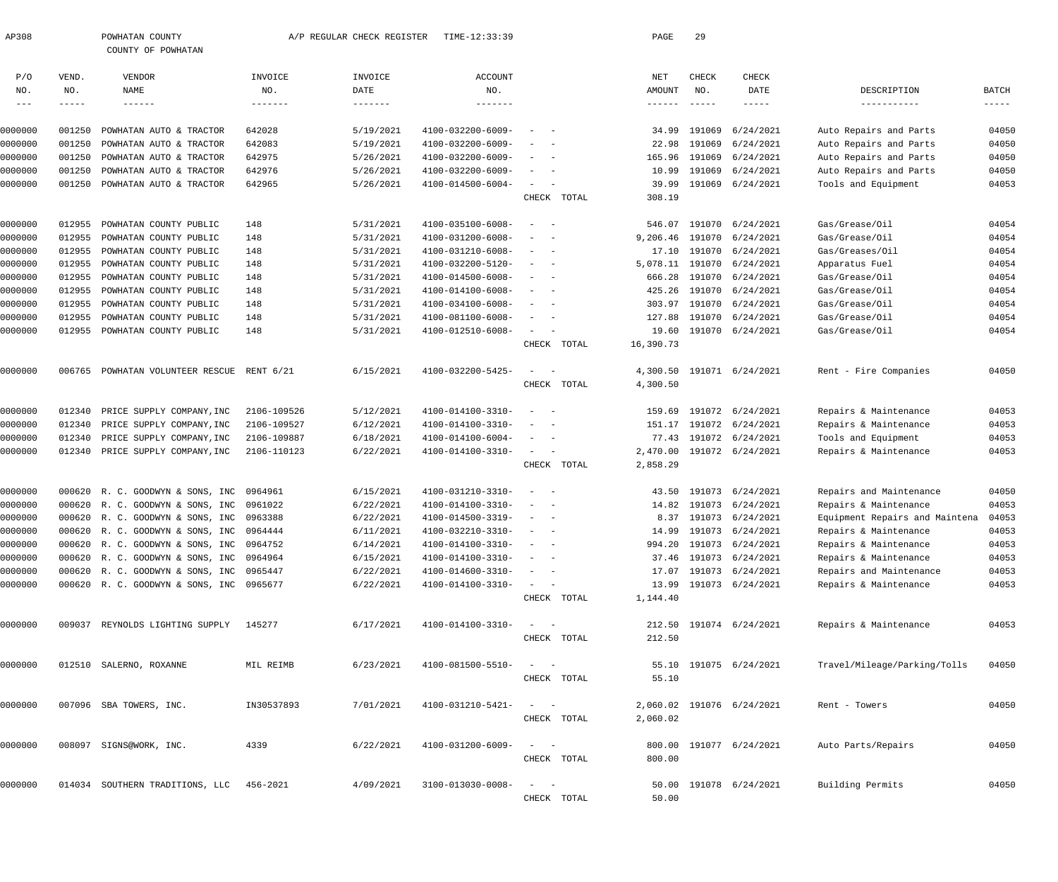AP308 POWHATAN COUNTY A/P REGULAR CHECK REGISTER TIME-12:33:39

COUNTY OF POWHATAN

| P/O NO. | VEND. NO. | VENDOR NAME | INVOICE NO. | INVOICE DATE | ACCOUNT NO. | | NET AMOUNT | CHECK NO. | CHECK DATE | DESCRIPTION | BATCH |
|---|---|---|---|---|---|---|---|---|---|---|---|
| 0000000 | 001250 | POWHATAN AUTO & TRACTOR | 642028 | 5/19/2021 | 4100-032200-6009- | - - | 34.99 | 191069 | 6/24/2021 | Auto Repairs and Parts | 04050 |
| 0000000 | 001250 | POWHATAN AUTO & TRACTOR | 642083 | 5/19/2021 | 4100-032200-6009- | - - | 22.98 | 191069 | 6/24/2021 | Auto Repairs and Parts | 04050 |
| 0000000 | 001250 | POWHATAN AUTO & TRACTOR | 642975 | 5/26/2021 | 4100-032200-6009- | - - | 165.96 | 191069 | 6/24/2021 | Auto Repairs and Parts | 04050 |
| 0000000 | 001250 | POWHATAN AUTO & TRACTOR | 642976 | 5/26/2021 | 4100-032200-6009- | - - | 10.99 | 191069 | 6/24/2021 | Auto Repairs and Parts | 04050 |
| 0000000 | 001250 | POWHATAN AUTO & TRACTOR | 642965 | 5/26/2021 | 4100-014500-6004- | - - | 39.99 | 191069 | 6/24/2021 | Tools and Equipment | 04053 |
| | | | | | | CHECK TOTAL | 308.19 | | | | |
| 0000000 | 012955 | POWHATAN COUNTY PUBLIC | 148 | 5/31/2021 | 4100-035100-6008- | - - | 546.07 | 191070 | 6/24/2021 | Gas/Grease/Oil | 04054 |
| 0000000 | 012955 | POWHATAN COUNTY PUBLIC | 148 | 5/31/2021 | 4100-031200-6008- | - - | 9,206.46 | 191070 | 6/24/2021 | Gas/Grease/Oil | 04054 |
| 0000000 | 012955 | POWHATAN COUNTY PUBLIC | 148 | 5/31/2021 | 4100-031210-6008- | - - | 17.10 | 191070 | 6/24/2021 | Gas/Greases/Oil | 04054 |
| 0000000 | 012955 | POWHATAN COUNTY PUBLIC | 148 | 5/31/2021 | 4100-032200-5120- | - - | 5,078.11 | 191070 | 6/24/2021 | Apparatus Fuel | 04054 |
| 0000000 | 012955 | POWHATAN COUNTY PUBLIC | 148 | 5/31/2021 | 4100-014500-6008- | - - | 666.28 | 191070 | 6/24/2021 | Gas/Grease/Oil | 04054 |
| 0000000 | 012955 | POWHATAN COUNTY PUBLIC | 148 | 5/31/2021 | 4100-014100-6008- | - - | 425.26 | 191070 | 6/24/2021 | Gas/Grease/Oil | 04054 |
| 0000000 | 012955 | POWHATAN COUNTY PUBLIC | 148 | 5/31/2021 | 4100-034100-6008- | - - | 303.97 | 191070 | 6/24/2021 | Gas/Grease/Oil | 04054 |
| 0000000 | 012955 | POWHATAN COUNTY PUBLIC | 148 | 5/31/2021 | 4100-081100-6008- | - - | 127.88 | 191070 | 6/24/2021 | Gas/Grease/Oil | 04054 |
| 0000000 | 012955 | POWHATAN COUNTY PUBLIC | 148 | 5/31/2021 | 4100-012510-6008- | - - | 19.60 | 191070 | 6/24/2021 | Gas/Grease/Oil | 04054 |
| | | | | | | CHECK TOTAL | 16,390.73 | | | | |
| 0000000 | 006765 | POWHATAN VOLUNTEER RESCUE | RENT 6/21 | 6/15/2021 | 4100-032200-5425- | - - | 4,300.50 | 191071 | 6/24/2021 | Rent - Fire Companies | 04050 |
| | | | | | | CHECK TOTAL | 4,300.50 | | | | |
| 0000000 | 012340 | PRICE SUPPLY COMPANY,INC | 2106-109526 | 5/12/2021 | 4100-014100-3310- | - - | 159.69 | 191072 | 6/24/2021 | Repairs & Maintenance | 04053 |
| 0000000 | 012340 | PRICE SUPPLY COMPANY,INC | 2106-109527 | 6/12/2021 | 4100-014100-3310- | - - | 151.17 | 191072 | 6/24/2021 | Repairs & Maintenance | 04053 |
| 0000000 | 012340 | PRICE SUPPLY COMPANY,INC | 2106-109887 | 6/18/2021 | 4100-014100-6004- | - - | 77.43 | 191072 | 6/24/2021 | Tools and Equipment | 04053 |
| 0000000 | 012340 | PRICE SUPPLY COMPANY,INC | 2106-110123 | 6/22/2021 | 4100-014100-3310- | - - | 2,470.00 | 191072 | 6/24/2021 | Repairs & Maintenance | 04053 |
| | | | | | | CHECK TOTAL | 2,858.29 | | | | |
| 0000000 | 000620 | R. C. GOODWYN & SONS, INC | 0964961 | 6/15/2021 | 4100-031210-3310- | - - | 43.50 | 191073 | 6/24/2021 | Repairs and Maintenance | 04050 |
| 0000000 | 000620 | R. C. GOODWYN & SONS, INC | 0961022 | 6/22/2021 | 4100-014100-3310- | - - | 14.82 | 191073 | 6/24/2021 | Repairs & Maintenance | 04053 |
| 0000000 | 000620 | R. C. GOODWYN & SONS, INC | 0963388 | 6/22/2021 | 4100-014500-3319- | - - | 8.37 | 191073 | 6/24/2021 | Equipment Repairs and Maintena | 04053 |
| 0000000 | 000620 | R. C. GOODWYN & SONS, INC | 0964444 | 6/11/2021 | 4100-032210-3310- | - - | 14.99 | 191073 | 6/24/2021 | Repairs & Maintenance | 04053 |
| 0000000 | 000620 | R. C. GOODWYN & SONS, INC | 0964752 | 6/14/2021 | 4100-014100-3310- | - - | 994.20 | 191073 | 6/24/2021 | Repairs & Maintenance | 04053 |
| 0000000 | 000620 | R. C. GOODWYN & SONS, INC | 0964964 | 6/15/2021 | 4100-014100-3310- | - - | 37.46 | 191073 | 6/24/2021 | Repairs & Maintenance | 04053 |
| 0000000 | 000620 | R. C. GOODWYN & SONS, INC | 0965447 | 6/22/2021 | 4100-014600-3310- | - - | 17.07 | 191073 | 6/24/2021 | Repairs and Maintenance | 04053 |
| 0000000 | 000620 | R. C. GOODWYN & SONS, INC | 0965677 | 6/22/2021 | 4100-014100-3310- | - - | 13.99 | 191073 | 6/24/2021 | Repairs & Maintenance | 04053 |
| | | | | | | CHECK TOTAL | 1,144.40 | | | | |
| 0000000 | 009037 | REYNOLDS LIGHTING SUPPLY | 145277 | 6/17/2021 | 4100-014100-3310- | - - | 212.50 | 191074 | 6/24/2021 | Repairs & Maintenance | 04053 |
| | | | | | | CHECK TOTAL | 212.50 | | | | |
| 0000000 | 012510 | SALERNO, ROXANNE | MIL REIMB | 6/23/2021 | 4100-081500-5510- | - - | 55.10 | 191075 | 6/24/2021 | Travel/Mileage/Parking/Tolls | 04050 |
| | | | | | | CHECK TOTAL | 55.10 | | | | |
| 0000000 | 007096 | SBA TOWERS, INC. | IN30537893 | 7/01/2021 | 4100-031210-5421- | - - | 2,060.02 | 191076 | 6/24/2021 | Rent - Towers | 04050 |
| | | | | | | CHECK TOTAL | 2,060.02 | | | | |
| 0000000 | 008097 | SIGNS@WORK, INC. | 4339 | 6/22/2021 | 4100-031200-6009- | - - | 800.00 | 191077 | 6/24/2021 | Auto Parts/Repairs | 04050 |
| | | | | | | CHECK TOTAL | 800.00 | | | | |
| 0000000 | 014034 | SOUTHERN TRADITIONS, LLC | 456-2021 | 4/09/2021 | 3100-013030-0008- | - - | 50.00 | 191078 | 6/24/2021 | Building Permits | 04050 |
| | | | | | | CHECK TOTAL | 50.00 | | | | |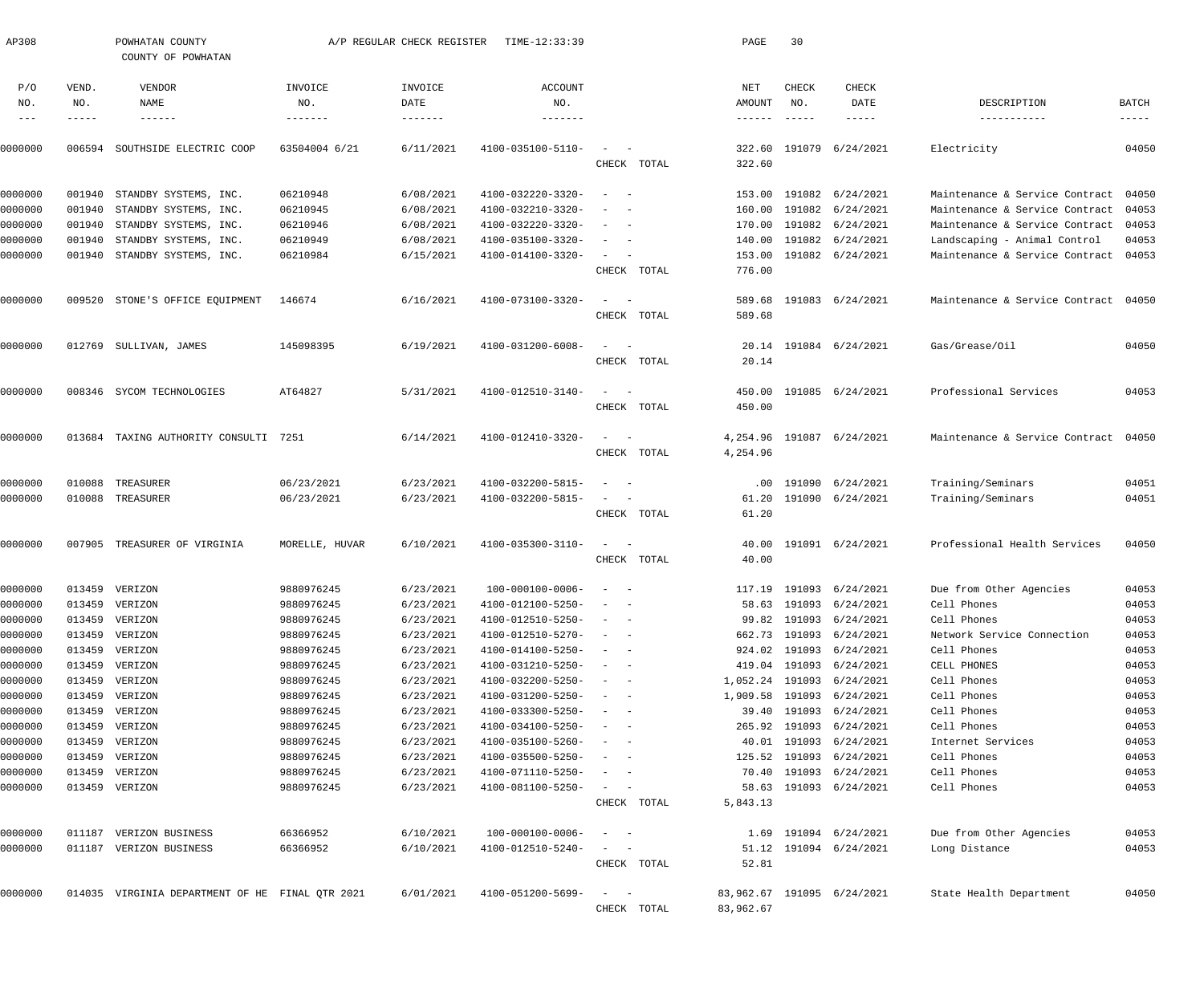AP308 POWHATAN COUNTY A/P REGULAR CHECK REGISTER TIME-12:33:39

COUNTY OF POWHATAN

| P/O NO. | VEND. NO. | VENDOR NAME | INVOICE NO. | INVOICE DATE | ACCOUNT NO. | | NET AMOUNT | CHECK NO. | CHECK DATE | DESCRIPTION | BATCH |
|---|---|---|---|---|---|---|---|---|---|---|---|
| 0000000 | 006594 | SOUTHSIDE ELECTRIC COOP | 63504004 6/21 | 6/11/2021 | 4100-035100-5110- | - - | 322.60 | 191079 | 6/24/2021 | Electricity | 04050 |
| | | | | | | CHECK TOTAL | 322.60 | | | | |
| 0000000 | 001940 | STANDBY SYSTEMS, INC. | 06210948 | 6/08/2021 | 4100-032220-3320- | - - | 153.00 | 191082 | 6/24/2021 | Maintenance & Service Contract | 04050 |
| 0000000 | 001940 | STANDBY SYSTEMS, INC. | 06210945 | 6/08/2021 | 4100-032210-3320- | - - | 160.00 | 191082 | 6/24/2021 | Maintenance & Service Contract | 04053 |
| 0000000 | 001940 | STANDBY SYSTEMS, INC. | 06210946 | 6/08/2021 | 4100-032220-3320- | - - | 170.00 | 191082 | 6/24/2021 | Maintenance & Service Contract | 04053 |
| 0000000 | 001940 | STANDBY SYSTEMS, INC. | 06210949 | 6/08/2021 | 4100-035100-3320- | - - | 140.00 | 191082 | 6/24/2021 | Landscaping - Animal Control | 04053 |
| 0000000 | 001940 | STANDBY SYSTEMS, INC. | 06210984 | 6/15/2021 | 4100-014100-3320- | - - | 153.00 | 191082 | 6/24/2021 | Maintenance & Service Contract | 04053 |
| | | | | | | CHECK TOTAL | 776.00 | | | | |
| 0000000 | 009520 | STONE'S OFFICE EQUIPMENT | 146674 | 6/16/2021 | 4100-073100-3320- | - - | 589.68 | 191083 | 6/24/2021 | Maintenance & Service Contract | 04050 |
| | | | | | | CHECK TOTAL | 589.68 | | | | |
| 0000000 | 012769 | SULLIVAN, JAMES | 145098395 | 6/19/2021 | 4100-031200-6008- | - - | 20.14 | 191084 | 6/24/2021 | Gas/Grease/Oil | 04050 |
| | | | | | | CHECK TOTAL | 20.14 | | | | |
| 0000000 | 008346 | SYCOM TECHNOLOGIES | AT64827 | 5/31/2021 | 4100-012510-3140- | - - | 450.00 | 191085 | 6/24/2021 | Professional Services | 04053 |
| | | | | | | CHECK TOTAL | 450.00 | | | | |
| 0000000 | 013684 | TAXING AUTHORITY CONSULTI | 7251 | 6/14/2021 | 4100-012410-3320- | - - | 4,254.96 | 191087 | 6/24/2021 | Maintenance & Service Contract | 04050 |
| | | | | | | CHECK TOTAL | 4,254.96 | | | | |
| 0000000 | 010088 | TREASURER | 06/23/2021 | 6/23/2021 | 4100-032200-5815- | - - | .00 | 191090 | 6/24/2021 | Training/Seminars | 04051 |
| 0000000 | 010088 | TREASURER | 06/23/2021 | 6/23/2021 | 4100-032200-5815- | - - | 61.20 | 191090 | 6/24/2021 | Training/Seminars | 04051 |
| | | | | | | CHECK TOTAL | 61.20 | | | | |
| 0000000 | 007905 | TREASURER OF VIRGINIA | MORELLE, HUVAR | 6/10/2021 | 4100-035300-3110- | - - | 40.00 | 191091 | 6/24/2021 | Professional Health Services | 04050 |
| | | | | | | CHECK TOTAL | 40.00 | | | | |
| 0000000 | 013459 | VERIZON | 9880976245 | 6/23/2021 | 100-000100-0006- | - - | 117.19 | 191093 | 6/24/2021 | Due from Other Agencies | 04053 |
| 0000000 | 013459 | VERIZON | 9880976245 | 6/23/2021 | 4100-012100-5250- | - - | 58.63 | 191093 | 6/24/2021 | Cell Phones | 04053 |
| 0000000 | 013459 | VERIZON | 9880976245 | 6/23/2021 | 4100-012510-5250- | - - | 99.82 | 191093 | 6/24/2021 | Cell Phones | 04053 |
| 0000000 | 013459 | VERIZON | 9880976245 | 6/23/2021 | 4100-012510-5270- | - - | 662.73 | 191093 | 6/24/2021 | Network Service Connection | 04053 |
| 0000000 | 013459 | VERIZON | 9880976245 | 6/23/2021 | 4100-014100-5250- | - - | 924.02 | 191093 | 6/24/2021 | Cell Phones | 04053 |
| 0000000 | 013459 | VERIZON | 9880976245 | 6/23/2021 | 4100-031210-5250- | - - | 419.04 | 191093 | 6/24/2021 | CELL PHONES | 04053 |
| 0000000 | 013459 | VERIZON | 9880976245 | 6/23/2021 | 4100-032200-5250- | - - | 1,052.24 | 191093 | 6/24/2021 | Cell Phones | 04053 |
| 0000000 | 013459 | VERIZON | 9880976245 | 6/23/2021 | 4100-031200-5250- | - - | 1,909.58 | 191093 | 6/24/2021 | Cell Phones | 04053 |
| 0000000 | 013459 | VERIZON | 9880976245 | 6/23/2021 | 4100-033300-5250- | - - | 39.40 | 191093 | 6/24/2021 | Cell Phones | 04053 |
| 0000000 | 013459 | VERIZON | 9880976245 | 6/23/2021 | 4100-034100-5250- | - - | 265.92 | 191093 | 6/24/2021 | Cell Phones | 04053 |
| 0000000 | 013459 | VERIZON | 9880976245 | 6/23/2021 | 4100-035100-5260- | - - | 40.01 | 191093 | 6/24/2021 | Internet Services | 04053 |
| 0000000 | 013459 | VERIZON | 9880976245 | 6/23/2021 | 4100-035500-5250- | - - | 125.52 | 191093 | 6/24/2021 | Cell Phones | 04053 |
| 0000000 | 013459 | VERIZON | 9880976245 | 6/23/2021 | 4100-071110-5250- | - - | 70.40 | 191093 | 6/24/2021 | Cell Phones | 04053 |
| 0000000 | 013459 | VERIZON | 9880976245 | 6/23/2021 | 4100-081100-5250- | - - | 58.63 | 191093 | 6/24/2021 | Cell Phones | 04053 |
| | | | | | | CHECK TOTAL | 5,843.13 | | | | |
| 0000000 | 011187 | VERIZON BUSINESS | 66366952 | 6/10/2021 | 100-000100-0006- | - - | 1.69 | 191094 | 6/24/2021 | Due from Other Agencies | 04053 |
| 0000000 | 011187 | VERIZON BUSINESS | 66366952 | 6/10/2021 | 4100-012510-5240- | - - | 51.12 | 191094 | 6/24/2021 | Long Distance | 04053 |
| | | | | | | CHECK TOTAL | 52.81 | | | | |
| 0000000 | 014035 | VIRGINIA DEPARTMENT OF HE | FINAL QTR 2021 | 6/01/2021 | 4100-051200-5699- | - - | 83,962.67 | 191095 | 6/24/2021 | State Health Department | 04050 |
| | | | | | | CHECK TOTAL | 83,962.67 | | | | |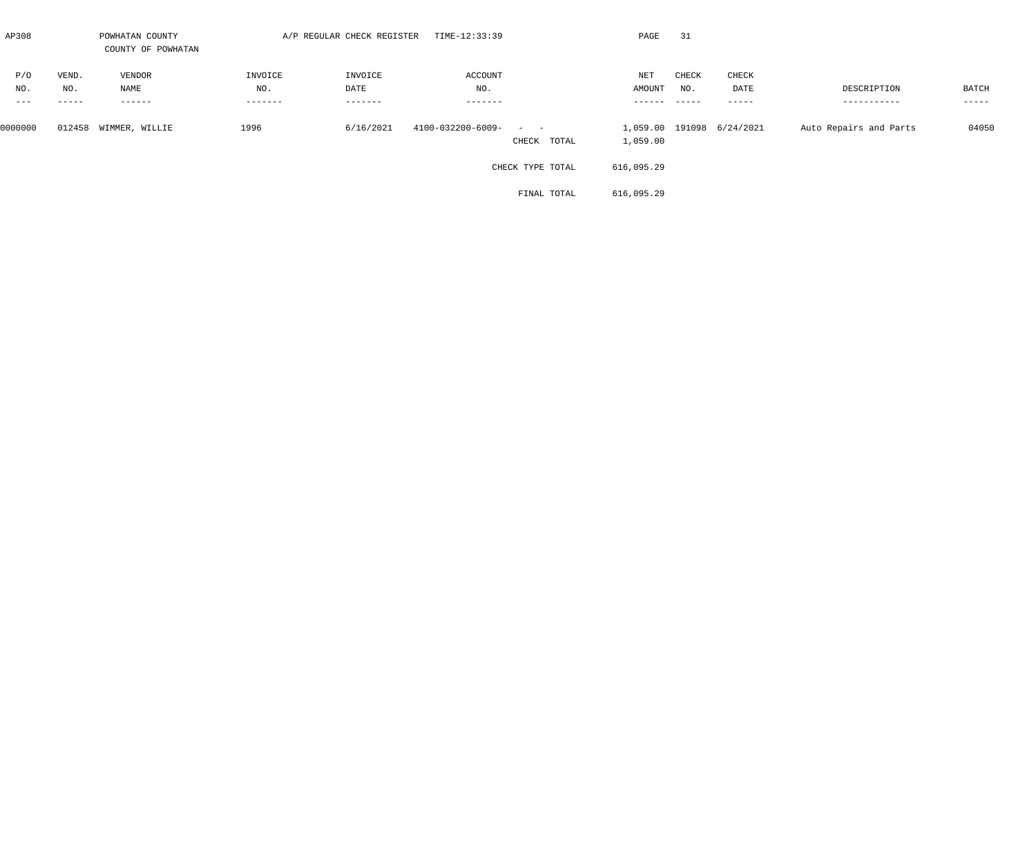AP308 POWHATAN COUNTY A/P REGULAR CHECK REGISTER TIME-12:33:39

COUNTY OF POWHATAN

| P/O NO. | VEND. NO. | VENDOR NAME | INVOICE NO. | INVOICE DATE | ACCOUNT NO. | | NET AMOUNT | CHECK NO. | CHECK DATE | DESCRIPTION | BATCH |
|---|---|---|---|---|---|---|---|---|---|---|---|
| 0000000 | 012458 | WIMMER, WILLIE | 1996 | 6/16/2021 | 4100-032200-6009- | - - | 1,059.00 | 191098 | 6/24/2021 | Auto Repairs and Parts | 04050 |
| | | | | | | CHECK TOTAL | 1,059.00 | | | | |
| | | | | | | CHECK TYPE TOTAL | 616,095.29 | | | | |
| | | | | | | FINAL TOTAL | 616,095.29 | | | | |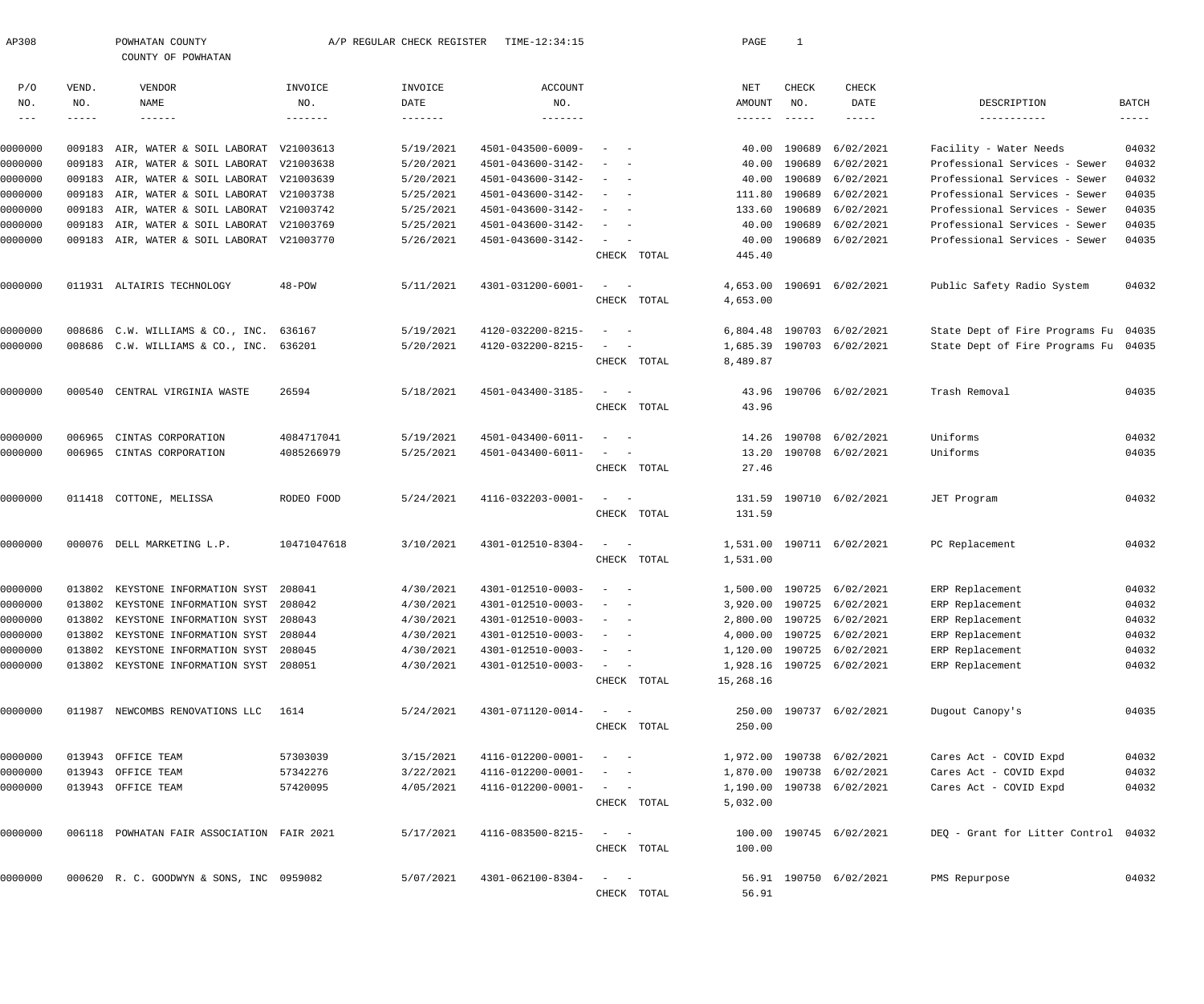AP308 POWHATAN COUNTY A/P REGULAR CHECK REGISTER TIME-12:34:15 PAGE 1

COUNTY OF POWHATAN

| P/O NO. | VEND. NO. | VENDOR NAME | INVOICE NO. | INVOICE DATE | ACCOUNT NO. | | NET AMOUNT | CHECK NO. | CHECK DATE | DESCRIPTION | BATCH |
|---|---|---|---|---|---|---|---|---|---|---|---|
| 0000000 | 009183 | AIR, WATER & SOIL LABORAT | V21003613 | 5/19/2021 | 4501-043500-6009- | - - | 40.00 | 190689 | 6/02/2021 | Facility - Water Needs | 04032 |
| 0000000 | 009183 | AIR, WATER & SOIL LABORAT | V21003638 | 5/20/2021 | 4501-043600-3142- | - - | 40.00 | 190689 | 6/02/2021 | Professional Services - Sewer | 04032 |
| 0000000 | 009183 | AIR, WATER & SOIL LABORAT | V21003639 | 5/20/2021 | 4501-043600-3142- | - - | 40.00 | 190689 | 6/02/2021 | Professional Services - Sewer | 04032 |
| 0000000 | 009183 | AIR, WATER & SOIL LABORAT | V21003738 | 5/25/2021 | 4501-043600-3142- | - - | 111.80 | 190689 | 6/02/2021 | Professional Services - Sewer | 04035 |
| 0000000 | 009183 | AIR, WATER & SOIL LABORAT | V21003742 | 5/25/2021 | 4501-043600-3142- | - - | 133.60 | 190689 | 6/02/2021 | Professional Services - Sewer | 04035 |
| 0000000 | 009183 | AIR, WATER & SOIL LABORAT | V21003769 | 5/25/2021 | 4501-043600-3142- | - - | 40.00 | 190689 | 6/02/2021 | Professional Services - Sewer | 04035 |
| 0000000 | 009183 | AIR, WATER & SOIL LABORAT | V21003770 | 5/26/2021 | 4501-043600-3142- | - - | 40.00 | 190689 | 6/02/2021 | Professional Services - Sewer | 04035 |
| | | | | | | CHECK TOTAL | 445.40 | | | | |
| 0000000 | 011931 | ALTAIRIS TECHNOLOGY | 48-POW | 5/11/2021 | 4301-031200-6001- | - - | 4,653.00 | 190691 | 6/02/2021 | Public Safety Radio System | 04032 |
| | | | | | | CHECK TOTAL | 4,653.00 | | | | |
| 0000000 | 008686 | C.W. WILLIAMS & CO., INC. | 636167 | 5/19/2021 | 4120-032200-8215- | - - | 6,804.48 | 190703 | 6/02/2021 | State Dept of Fire Programs Fu | 04035 |
| 0000000 | 008686 | C.W. WILLIAMS & CO., INC. | 636201 | 5/20/2021 | 4120-032200-8215- | - - | 1,685.39 | 190703 | 6/02/2021 | State Dept of Fire Programs Fu | 04035 |
| | | | | | | CHECK TOTAL | 8,489.87 | | | | |
| 0000000 | 000540 | CENTRAL VIRGINIA WASTE | 26594 | 5/18/2021 | 4501-043400-3185- | - - | 43.96 | 190706 | 6/02/2021 | Trash Removal | 04035 |
| | | | | | | CHECK TOTAL | 43.96 | | | | |
| 0000000 | 006965 | CINTAS CORPORATION | 4084717041 | 5/19/2021 | 4501-043400-6011- | - - | 14.26 | 190708 | 6/02/2021 | Uniforms | 04032 |
| 0000000 | 006965 | CINTAS CORPORATION | 4085266979 | 5/25/2021 | 4501-043400-6011- | - - | 13.20 | 190708 | 6/02/2021 | Uniforms | 04035 |
| | | | | | | CHECK TOTAL | 27.46 | | | | |
| 0000000 | 011418 | COTTONE, MELISSA | RODEO FOOD | 5/24/2021 | 4116-032203-0001- | - - | 131.59 | 190710 | 6/02/2021 | JET Program | 04032 |
| | | | | | | CHECK TOTAL | 131.59 | | | | |
| 0000000 | 000076 | DELL MARKETING L.P. | 10471047618 | 3/10/2021 | 4301-012510-8304- | - - | 1,531.00 | 190711 | 6/02/2021 | PC Replacement | 04032 |
| | | | | | | CHECK TOTAL | 1,531.00 | | | | |
| 0000000 | 013802 | KEYSTONE INFORMATION SYST | 208041 | 4/30/2021 | 4301-012510-0003- | - - | 1,500.00 | 190725 | 6/02/2021 | ERP Replacement | 04032 |
| 0000000 | 013802 | KEYSTONE INFORMATION SYST | 208042 | 4/30/2021 | 4301-012510-0003- | - - | 3,920.00 | 190725 | 6/02/2021 | ERP Replacement | 04032 |
| 0000000 | 013802 | KEYSTONE INFORMATION SYST | 208043 | 4/30/2021 | 4301-012510-0003- | - - | 2,800.00 | 190725 | 6/02/2021 | ERP Replacement | 04032 |
| 0000000 | 013802 | KEYSTONE INFORMATION SYST | 208044 | 4/30/2021 | 4301-012510-0003- | - - | 4,000.00 | 190725 | 6/02/2021 | ERP Replacement | 04032 |
| 0000000 | 013802 | KEYSTONE INFORMATION SYST | 208045 | 4/30/2021 | 4301-012510-0003- | - - | 1,120.00 | 190725 | 6/02/2021 | ERP Replacement | 04032 |
| 0000000 | 013802 | KEYSTONE INFORMATION SYST | 208051 | 4/30/2021 | 4301-012510-0003- | - - | 1,928.16 | 190725 | 6/02/2021 | ERP Replacement | 04032 |
| | | | | | | CHECK TOTAL | 15,268.16 | | | | |
| 0000000 | 011987 | NEWCOMBS RENOVATIONS LLC | 1614 | 5/24/2021 | 4301-071120-0014- | - - | 250.00 | 190737 | 6/02/2021 | Dugout Canopy's | 04035 |
| | | | | | | CHECK TOTAL | 250.00 | | | | |
| 0000000 | 013943 | OFFICE TEAM | 57303039 | 3/15/2021 | 4116-012200-0001- | - - | 1,972.00 | 190738 | 6/02/2021 | Cares Act - COVID Expd | 04032 |
| 0000000 | 013943 | OFFICE TEAM | 57342276 | 3/22/2021 | 4116-012200-0001- | - - | 1,870.00 | 190738 | 6/02/2021 | Cares Act - COVID Expd | 04032 |
| 0000000 | 013943 | OFFICE TEAM | 57420095 | 4/05/2021 | 4116-012200-0001- | - - | 1,190.00 | 190738 | 6/02/2021 | Cares Act - COVID Expd | 04032 |
| | | | | | | CHECK TOTAL | 5,032.00 | | | | |
| 0000000 | 006118 | POWHATAN FAIR ASSOCIATION | FAIR 2021 | 5/17/2021 | 4116-083500-8215- | - - | 100.00 | 190745 | 6/02/2021 | DEQ - Grant for Litter Control | 04032 |
| | | | | | | CHECK TOTAL | 100.00 | | | | |
| 0000000 | 000620 | R. C. GOODWYN & SONS, INC | 0959082 | 5/07/2021 | 4301-062100-8304- | - - | 56.91 | 190750 | 6/02/2021 | PMS Repurpose | 04032 |
| | | | | | | CHECK TOTAL | 56.91 | | | | |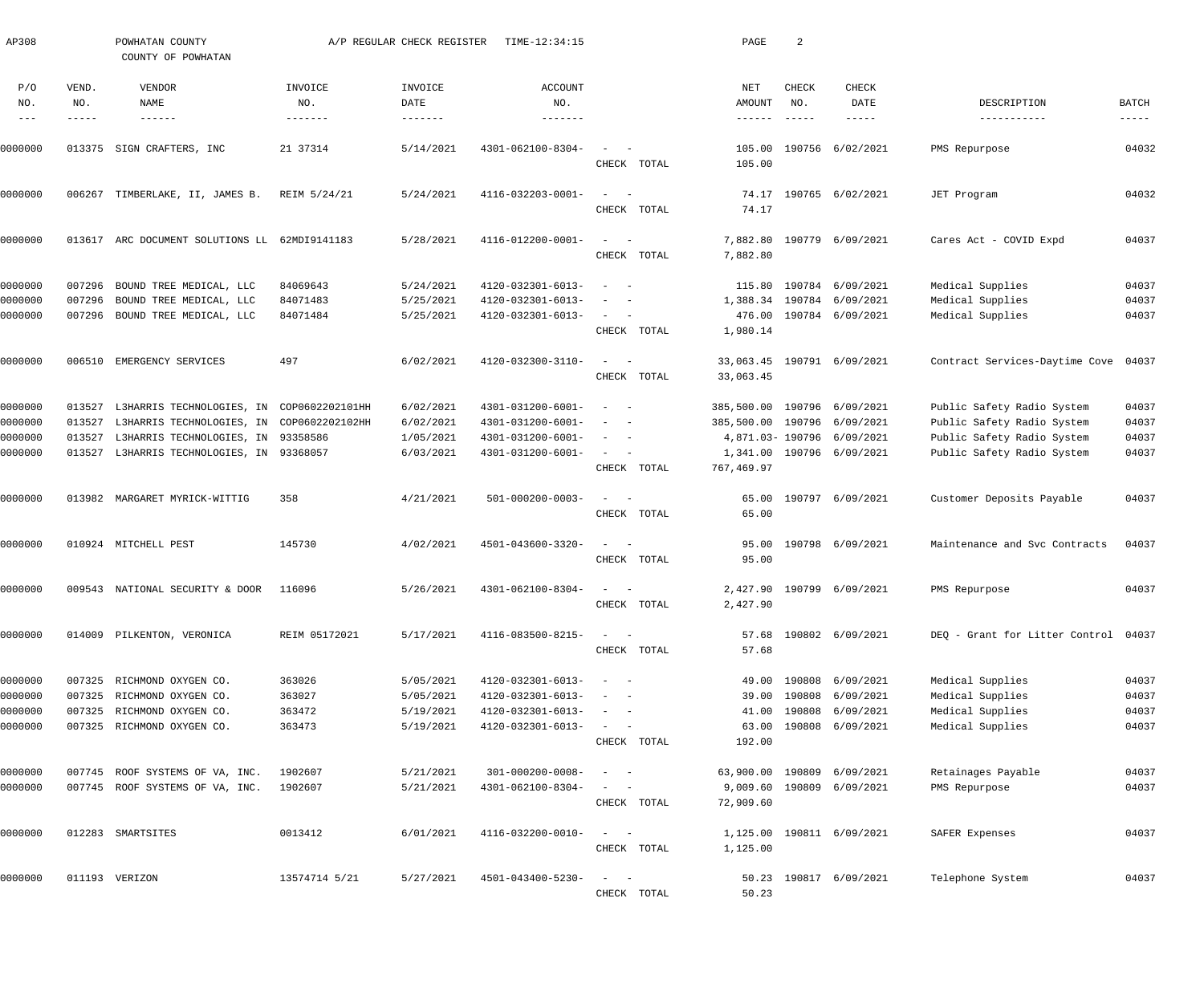AP308 POWHATAN COUNTY A/P REGULAR CHECK REGISTER TIME-12:34:15 PAGE 2

COUNTY OF POWHATAN

| P/O NO. | VEND. NO. | VENDOR NAME | INVOICE NO. | INVOICE DATE | ACCOUNT NO. | | NET AMOUNT | CHECK NO. | CHECK DATE | DESCRIPTION | BATCH |
|---|---|---|---|---|---|---|---|---|---|---|---|
| 0000000 | 013375 | SIGN CRAFTERS, INC | 21 37314 | 5/14/2021 | 4301-062100-8304- | - - | 105.00 | 190756 | 6/02/2021 | PMS Repurpose | 04032 |
| | | | | | | CHECK TOTAL | 105.00 | | | | |
| 0000000 | 006267 | TIMBERLAKE, II, JAMES B. | REIM 5/24/21 | 5/24/2021 | 4116-032203-0001- | - - | 74.17 | 190765 | 6/02/2021 | JET Program | 04032 |
| | | | | | | CHECK TOTAL | 74.17 | | | | |
| 0000000 | 013617 | ARC DOCUMENT SOLUTIONS LL | 62MDI9141183 | 5/28/2021 | 4116-012200-0001- | - - | 7,882.80 | 190779 | 6/09/2021 | Cares Act - COVID Expd | 04037 |
| | | | | | | CHECK TOTAL | 7,882.80 | | | | |
| 0000000 | 007296 | BOUND TREE MEDICAL, LLC | 84069643 | 5/24/2021 | 4120-032301-6013- | - - | 115.80 | 190784 | 6/09/2021 | Medical Supplies | 04037 |
| 0000000 | 007296 | BOUND TREE MEDICAL, LLC | 84071483 | 5/25/2021 | 4120-032301-6013- | - - | 1,388.34 | 190784 | 6/09/2021 | Medical Supplies | 04037 |
| 0000000 | 007296 | BOUND TREE MEDICAL, LLC | 84071484 | 5/25/2021 | 4120-032301-6013- | - - | 476.00 | 190784 | 6/09/2021 | Medical Supplies | 04037 |
| | | | | | | CHECK TOTAL | 1,980.14 | | | | |
| 0000000 | 006510 | EMERGENCY SERVICES | 497 | 6/02/2021 | 4120-032300-3110- | - - | 33,063.45 | 190791 | 6/09/2021 | Contract Services-Daytime Cove | 04037 |
| | | | | | | CHECK TOTAL | 33,063.45 | | | | |
| 0000000 | 013527 | L3HARRIS TECHNOLOGIES, IN | COP0602202101HH | 6/02/2021 | 4301-031200-6001- | - - | 385,500.00 | 190796 | 6/09/2021 | Public Safety Radio System | 04037 |
| 0000000 | 013527 | L3HARRIS TECHNOLOGIES, IN | COP0602202102HH | 6/02/2021 | 4301-031200-6001- | - - | 385,500.00 | 190796 | 6/09/2021 | Public Safety Radio System | 04037 |
| 0000000 | 013527 | L3HARRIS TECHNOLOGIES, IN | 93358586 | 1/05/2021 | 4301-031200-6001- | - - | 4,871.03- | 190796 | 6/09/2021 | Public Safety Radio System | 04037 |
| 0000000 | 013527 | L3HARRIS TECHNOLOGIES, IN | 93368057 | 6/03/2021 | 4301-031200-6001- | - - | 1,341.00 | 190796 | 6/09/2021 | Public Safety Radio System | 04037 |
| | | | | | | CHECK TOTAL | 767,469.97 | | | | |
| 0000000 | 013982 | MARGARET MYRICK-WITTIG | 358 | 4/21/2021 | 501-000200-0003- | - - | 65.00 | 190797 | 6/09/2021 | Customer Deposits Payable | 04037 |
| | | | | | | CHECK TOTAL | 65.00 | | | | |
| 0000000 | 010924 | MITCHELL PEST | 145730 | 4/02/2021 | 4501-043600-3320- | - - | 95.00 | 190798 | 6/09/2021 | Maintenance and Svc Contracts | 04037 |
| | | | | | | CHECK TOTAL | 95.00 | | | | |
| 0000000 | 009543 | NATIONAL SECURITY & DOOR | 116096 | 5/26/2021 | 4301-062100-8304- | - - | 2,427.90 | 190799 | 6/09/2021 | PMS Repurpose | 04037 |
| | | | | | | CHECK TOTAL | 2,427.90 | | | | |
| 0000000 | 014009 | PILKENTON, VERONICA | REIM 05172021 | 5/17/2021 | 4116-083500-8215- | - - | 57.68 | 190802 | 6/09/2021 | DEQ - Grant for Litter Control | 04037 |
| | | | | | | CHECK TOTAL | 57.68 | | | | |
| 0000000 | 007325 | RICHMOND OXYGEN CO. | 363026 | 5/05/2021 | 4120-032301-6013- | - - | 49.00 | 190808 | 6/09/2021 | Medical Supplies | 04037 |
| 0000000 | 007325 | RICHMOND OXYGEN CO. | 363027 | 5/05/2021 | 4120-032301-6013- | - - | 39.00 | 190808 | 6/09/2021 | Medical Supplies | 04037 |
| 0000000 | 007325 | RICHMOND OXYGEN CO. | 363472 | 5/19/2021 | 4120-032301-6013- | - - | 41.00 | 190808 | 6/09/2021 | Medical Supplies | 04037 |
| 0000000 | 007325 | RICHMOND OXYGEN CO. | 363473 | 5/19/2021 | 4120-032301-6013- | - - | 63.00 | 190808 | 6/09/2021 | Medical Supplies | 04037 |
| | | | | | | CHECK TOTAL | 192.00 | | | | |
| 0000000 | 007745 | ROOF SYSTEMS OF VA, INC. | 1902607 | 5/21/2021 | 301-000200-0008- | - - | 63,900.00 | 190809 | 6/09/2021 | Retainages Payable | 04037 |
| 0000000 | 007745 | ROOF SYSTEMS OF VA, INC. | 1902607 | 5/21/2021 | 4301-062100-8304- | - - | 9,009.60 | 190809 | 6/09/2021 | PMS Repurpose | 04037 |
| | | | | | | CHECK TOTAL | 72,909.60 | | | | |
| 0000000 | 012283 | SMARTSITES | 0013412 | 6/01/2021 | 4116-032200-0010- | - - | 1,125.00 | 190811 | 6/09/2021 | SAFER Expenses | 04037 |
| | | | | | | CHECK TOTAL | 1,125.00 | | | | |
| 0000000 | 011193 | VERIZON | 13574714 5/21 | 5/27/2021 | 4501-043400-5230- | - - | 50.23 | 190817 | 6/09/2021 | Telephone System | 04037 |
| | | | | | | CHECK TOTAL | 50.23 | | | | |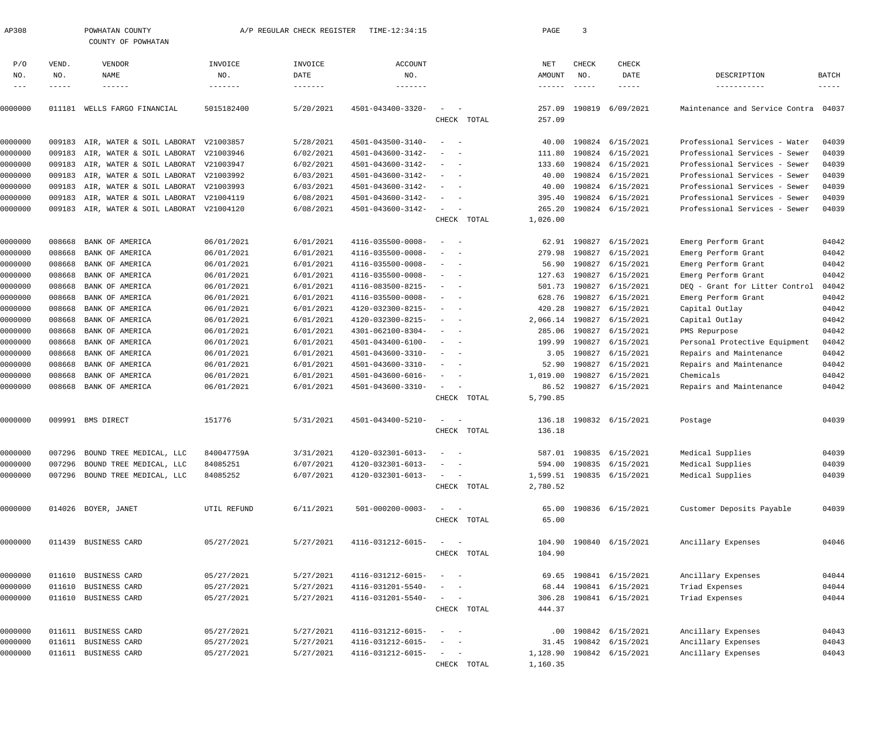AP308 POWHATAN COUNTY A/P REGULAR CHECK REGISTER TIME-12:34:15 PAGE 3

COUNTY OF POWHATAN

| P/O NO. | VEND. NO. | VENDOR NAME | INVOICE NO. | INVOICE DATE | ACCOUNT NO. | | NET AMOUNT | CHECK NO. | CHECK DATE | DESCRIPTION | BATCH |
|---|---|---|---|---|---|---|---|---|---|---|---|
| 0000000 | 011181 | WELLS FARGO FINANCIAL | 5015182400 | 5/20/2021 | 4501-043400-3320- | - - | 257.09 | 190819 | 6/09/2021 | Maintenance and Service Contra | 04037 |
| | | | | | | CHECK TOTAL | 257.09 | | | | |
| 0000000 | 009183 | AIR, WATER & SOIL LABORAT | V21003857 | 5/28/2021 | 4501-043500-3140- | - - | 40.00 | 190824 | 6/15/2021 | Professional Services - Water | 04039 |
| 0000000 | 009183 | AIR, WATER & SOIL LABORAT | V21003946 | 6/02/2021 | 4501-043600-3142- | - - | 111.80 | 190824 | 6/15/2021 | Professional Services - Sewer | 04039 |
| 0000000 | 009183 | AIR, WATER & SOIL LABORAT | V21003947 | 6/02/2021 | 4501-043600-3142- | - - | 133.60 | 190824 | 6/15/2021 | Professional Services - Sewer | 04039 |
| 0000000 | 009183 | AIR, WATER & SOIL LABORAT | V21003992 | 6/03/2021 | 4501-043600-3142- | - - | 40.00 | 190824 | 6/15/2021 | Professional Services - Sewer | 04039 |
| 0000000 | 009183 | AIR, WATER & SOIL LABORAT | V21003993 | 6/03/2021 | 4501-043600-3142- | - - | 40.00 | 190824 | 6/15/2021 | Professional Services - Sewer | 04039 |
| 0000000 | 009183 | AIR, WATER & SOIL LABORAT | V21004119 | 6/08/2021 | 4501-043600-3142- | - - | 395.40 | 190824 | 6/15/2021 | Professional Services - Sewer | 04039 |
| 0000000 | 009183 | AIR, WATER & SOIL LABORAT | V21004120 | 6/08/2021 | 4501-043600-3142- | - - | 265.20 | 190824 | 6/15/2021 | Professional Services - Sewer | 04039 |
| | | | | | | CHECK TOTAL | 1,026.00 | | | | |
| 0000000 | 008668 | BANK OF AMERICA | 06/01/2021 | 6/01/2021 | 4116-035500-0008- | - - | 62.91 | 190827 | 6/15/2021 | Emerg Perform Grant | 04042 |
| 0000000 | 008668 | BANK OF AMERICA | 06/01/2021 | 6/01/2021 | 4116-035500-0008- | - - | 279.98 | 190827 | 6/15/2021 | Emerg Perform Grant | 04042 |
| 0000000 | 008668 | BANK OF AMERICA | 06/01/2021 | 6/01/2021 | 4116-035500-0008- | - - | 56.90 | 190827 | 6/15/2021 | Emerg Perform Grant | 04042 |
| 0000000 | 008668 | BANK OF AMERICA | 06/01/2021 | 6/01/2021 | 4116-035500-0008- | - - | 127.63 | 190827 | 6/15/2021 | Emerg Perform Grant | 04042 |
| 0000000 | 008668 | BANK OF AMERICA | 06/01/2021 | 6/01/2021 | 4116-083500-8215- | - - | 501.73 | 190827 | 6/15/2021 | DEQ - Grant for Litter Control | 04042 |
| 0000000 | 008668 | BANK OF AMERICA | 06/01/2021 | 6/01/2021 | 4116-035500-0008- | - - | 628.76 | 190827 | 6/15/2021 | Emerg Perform Grant | 04042 |
| 0000000 | 008668 | BANK OF AMERICA | 06/01/2021 | 6/01/2021 | 4120-032300-8215- | - - | 420.28 | 190827 | 6/15/2021 | Capital Outlay | 04042 |
| 0000000 | 008668 | BANK OF AMERICA | 06/01/2021 | 6/01/2021 | 4120-032300-8215- | - - | 2,066.14 | 190827 | 6/15/2021 | Capital Outlay | 04042 |
| 0000000 | 008668 | BANK OF AMERICA | 06/01/2021 | 6/01/2021 | 4301-062100-8304- | - - | 285.06 | 190827 | 6/15/2021 | PMS Repurpose | 04042 |
| 0000000 | 008668 | BANK OF AMERICA | 06/01/2021 | 6/01/2021 | 4501-043400-6100- | - - | 199.99 | 190827 | 6/15/2021 | Personal Protective Equipment | 04042 |
| 0000000 | 008668 | BANK OF AMERICA | 06/01/2021 | 6/01/2021 | 4501-043600-3310- | - - | 3.05 | 190827 | 6/15/2021 | Repairs and Maintenance | 04042 |
| 0000000 | 008668 | BANK OF AMERICA | 06/01/2021 | 6/01/2021 | 4501-043600-3310- | - - | 52.90 | 190827 | 6/15/2021 | Repairs and Maintenance | 04042 |
| 0000000 | 008668 | BANK OF AMERICA | 06/01/2021 | 6/01/2021 | 4501-043600-6016- | - - | 1,019.00 | 190827 | 6/15/2021 | Chemicals | 04042 |
| 0000000 | 008668 | BANK OF AMERICA | 06/01/2021 | 6/01/2021 | 4501-043600-3310- | - - | 86.52 | 190827 | 6/15/2021 | Repairs and Maintenance | 04042 |
| | | | | | | CHECK TOTAL | 5,790.85 | | | | |
| 0000000 | 009991 | BMS DIRECT | 151776 | 5/31/2021 | 4501-043400-5210- | - - | 136.18 | 190832 | 6/15/2021 | Postage | 04039 |
| | | | | | | CHECK TOTAL | 136.18 | | | | |
| 0000000 | 007296 | BOUND TREE MEDICAL, LLC | 840047759A | 3/31/2021 | 4120-032301-6013- | - - | 587.01 | 190835 | 6/15/2021 | Medical Supplies | 04039 |
| 0000000 | 007296 | BOUND TREE MEDICAL, LLC | 84085251 | 6/07/2021 | 4120-032301-6013- | - - | 594.00 | 190835 | 6/15/2021 | Medical Supplies | 04039 |
| 0000000 | 007296 | BOUND TREE MEDICAL, LLC | 84085252 | 6/07/2021 | 4120-032301-6013- | - - | 1,599.51 | 190835 | 6/15/2021 | Medical Supplies | 04039 |
| | | | | | | CHECK TOTAL | 2,780.52 | | | | |
| 0000000 | 014026 | BOYER, JANET | UTIL REFUND | 6/11/2021 | 501-000200-0003- | - - | 65.00 | 190836 | 6/15/2021 | Customer Deposits Payable | 04039 |
| | | | | | | CHECK TOTAL | 65.00 | | | | |
| 0000000 | 011439 | BUSINESS CARD | 05/27/2021 | 5/27/2021 | 4116-031212-6015- | - - | 104.90 | 190840 | 6/15/2021 | Ancillary Expenses | 04046 |
| | | | | | | CHECK TOTAL | 104.90 | | | | |
| 0000000 | 011610 | BUSINESS CARD | 05/27/2021 | 5/27/2021 | 4116-031212-6015- | - - | 69.65 | 190841 | 6/15/2021 | Ancillary Expenses | 04044 |
| 0000000 | 011610 | BUSINESS CARD | 05/27/2021 | 5/27/2021 | 4116-031201-5540- | - - | 68.44 | 190841 | 6/15/2021 | Triad Expenses | 04044 |
| 0000000 | 011610 | BUSINESS CARD | 05/27/2021 | 5/27/2021 | 4116-031201-5540- | - - | 306.28 | 190841 | 6/15/2021 | Triad Expenses | 04044 |
| | | | | | | CHECK TOTAL | 444.37 | | | | |
| 0000000 | 011611 | BUSINESS CARD | 05/27/2021 | 5/27/2021 | 4116-031212-6015- | - - | .00 | 190842 | 6/15/2021 | Ancillary Expenses | 04043 |
| 0000000 | 011611 | BUSINESS CARD | 05/27/2021 | 5/27/2021 | 4116-031212-6015- | - - | 31.45 | 190842 | 6/15/2021 | Ancillary Expenses | 04043 |
| 0000000 | 011611 | BUSINESS CARD | 05/27/2021 | 5/27/2021 | 4116-031212-6015- | - - | 1,128.90 | 190842 | 6/15/2021 | Ancillary Expenses | 04043 |
| | | | | | | CHECK TOTAL | 1,160.35 | | | | |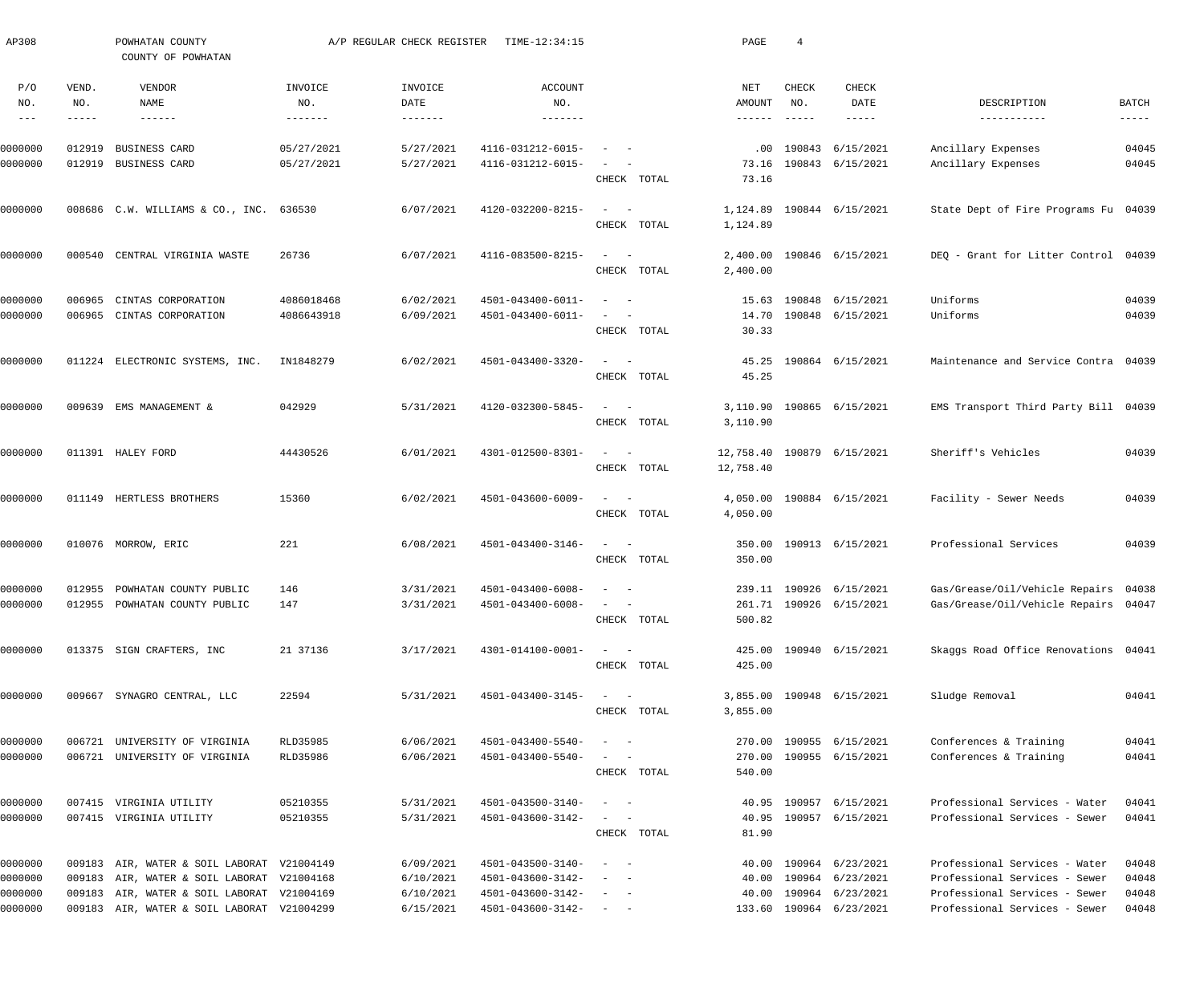AP308 POWHATAN COUNTY A/P REGULAR CHECK REGISTER TIME-12:34:15

COUNTY OF POWHATAN

| P/O NO. | VEND. NO. | VENDOR NAME | INVOICE NO. | INVOICE DATE | ACCOUNT NO. | | NET AMOUNT | CHECK NO. | CHECK DATE | DESCRIPTION | BATCH |
|---|---|---|---|---|---|---|---|---|---|---|---|
| 0000000 | 012919 | BUSINESS CARD | 05/27/2021 | 5/27/2021 | 4116-031212-6015- | - - | .00 | 190843 | 6/15/2021 | Ancillary Expenses | 04045 |
| 0000000 | 012919 | BUSINESS CARD | 05/27/2021 | 5/27/2021 | 4116-031212-6015- | - - | 73.16 | 190843 | 6/15/2021 | Ancillary Expenses | 04045 |
| | | | | | | CHECK TOTAL | 73.16 | | | | |
| 0000000 | 008686 | C.W. WILLIAMS & CO., INC. | 636530 | 6/07/2021 | 4120-032200-8215- | - - | 1,124.89 | 190844 | 6/15/2021 | State Dept of Fire Programs Fu | 04039 |
| | | | | | | CHECK TOTAL | 1,124.89 | | | | |
| 0000000 | 000540 | CENTRAL VIRGINIA WASTE | 26736 | 6/07/2021 | 4116-083500-8215- | - - | 2,400.00 | 190846 | 6/15/2021 | DEQ - Grant for Litter Control | 04039 |
| | | | | | | CHECK TOTAL | 2,400.00 | | | | |
| 0000000 | 006965 | CINTAS CORPORATION | 4086018468 | 6/02/2021 | 4501-043400-6011- | - - | 15.63 | 190848 | 6/15/2021 | Uniforms | 04039 |
| 0000000 | 006965 | CINTAS CORPORATION | 4086643918 | 6/09/2021 | 4501-043400-6011- | - - | 14.70 | 190848 | 6/15/2021 | Uniforms | 04039 |
| | | | | | | CHECK TOTAL | 30.33 | | | | |
| 0000000 | 011224 | ELECTRONIC SYSTEMS, INC. | IN1848279 | 6/02/2021 | 4501-043400-3320- | - - | 45.25 | 190864 | 6/15/2021 | Maintenance and Service Contra | 04039 |
| | | | | | | CHECK TOTAL | 45.25 | | | | |
| 0000000 | 009639 | EMS MANAGEMENT & | 042929 | 5/31/2021 | 4120-032300-5845- | - - | 3,110.90 | 190865 | 6/15/2021 | EMS Transport Third Party Bill | 04039 |
| | | | | | | CHECK TOTAL | 3,110.90 | | | | |
| 0000000 | 011391 | HALEY FORD | 44430526 | 6/01/2021 | 4301-012500-8301- | - - | 12,758.40 | 190879 | 6/15/2021 | Sheriff's Vehicles | 04039 |
| | | | | | | CHECK TOTAL | 12,758.40 | | | | |
| 0000000 | 011149 | HERTLESS BROTHERS | 15360 | 6/02/2021 | 4501-043600-6009- | - - | 4,050.00 | 190884 | 6/15/2021 | Facility - Sewer Needs | 04039 |
| | | | | | | CHECK TOTAL | 4,050.00 | | | | |
| 0000000 | 010076 | MORROW, ERIC | 221 | 6/08/2021 | 4501-043400-3146- | - - | 350.00 | 190913 | 6/15/2021 | Professional Services | 04039 |
| | | | | | | CHECK TOTAL | 350.00 | | | | |
| 0000000 | 012955 | POWHATAN COUNTY PUBLIC | 146 | 3/31/2021 | 4501-043400-6008- | - - | 239.11 | 190926 | 6/15/2021 | Gas/Grease/Oil/Vehicle Repairs | 04038 |
| 0000000 | 012955 | POWHATAN COUNTY PUBLIC | 147 | 3/31/2021 | 4501-043400-6008- | - - | 261.71 | 190926 | 6/15/2021 | Gas/Grease/Oil/Vehicle Repairs | 04047 |
| | | | | | | CHECK TOTAL | 500.82 | | | | |
| 0000000 | 013375 | SIGN CRAFTERS, INC | 21 37136 | 3/17/2021 | 4301-014100-0001- | - - | 425.00 | 190940 | 6/15/2021 | Skaggs Road Office Renovations | 04041 |
| | | | | | | CHECK TOTAL | 425.00 | | | | |
| 0000000 | 009667 | SYNAGRO CENTRAL, LLC | 22594 | 5/31/2021 | 4501-043400-3145- | - - | 3,855.00 | 190948 | 6/15/2021 | Sludge Removal | 04041 |
| | | | | | | CHECK TOTAL | 3,855.00 | | | | |
| 0000000 | 006721 | UNIVERSITY OF VIRGINIA | RLD35985 | 6/06/2021 | 4501-043400-5540- | - - | 270.00 | 190955 | 6/15/2021 | Conferences & Training | 04041 |
| 0000000 | 006721 | UNIVERSITY OF VIRGINIA | RLD35986 | 6/06/2021 | 4501-043400-5540- | - - | 270.00 | 190955 | 6/15/2021 | Conferences & Training | 04041 |
| | | | | | | CHECK TOTAL | 540.00 | | | | |
| 0000000 | 007415 | VIRGINIA UTILITY | 05210355 | 5/31/2021 | 4501-043500-3140- | - - | 40.95 | 190957 | 6/15/2021 | Professional Services - Water | 04041 |
| 0000000 | 007415 | VIRGINIA UTILITY | 05210355 | 5/31/2021 | 4501-043600-3142- | - - | 40.95 | 190957 | 6/15/2021 | Professional Services - Sewer | 04041 |
| | | | | | | CHECK TOTAL | 81.90 | | | | |
| 0000000 | 009183 | AIR, WATER & SOIL LABORAT | V21004149 | 6/09/2021 | 4501-043500-3140- | - - | 40.00 | 190964 | 6/23/2021 | Professional Services - Water | 04048 |
| 0000000 | 009183 | AIR, WATER & SOIL LABORAT | V21004168 | 6/10/2021 | 4501-043600-3142- | - - | 40.00 | 190964 | 6/23/2021 | Professional Services - Sewer | 04048 |
| 0000000 | 009183 | AIR, WATER & SOIL LABORAT | V21004169 | 6/10/2021 | 4501-043600-3142- | - - | 40.00 | 190964 | 6/23/2021 | Professional Services - Sewer | 04048 |
| 0000000 | 009183 | AIR, WATER & SOIL LABORAT | V21004299 | 6/15/2021 | 4501-043600-3142- | - - | 133.60 | 190964 | 6/23/2021 | Professional Services - Sewer | 04048 |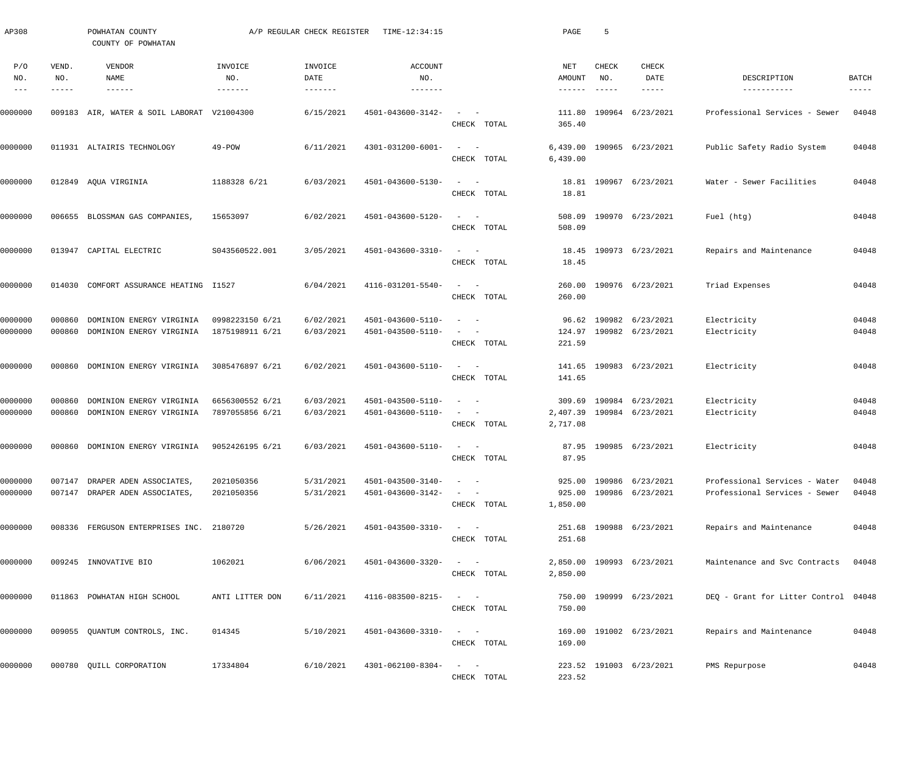AP308 POWHATAN COUNTY A/P REGULAR CHECK REGISTER TIME-12:34:15 PAGE 5

COUNTY OF POWHATAN

| P/O NO. | VEND. NO. | VENDOR NAME | INVOICE NO. | INVOICE DATE | ACCOUNT NO. | | NET AMOUNT | CHECK NO. | CHECK DATE | DESCRIPTION | BATCH |
|---|---|---|---|---|---|---|---|---|---|---|---|
| --- | ----- | ------ | ------- | ------- | ------- | | ------ | ----- | ----- | ----------- | ----- |
| 0000000 | 009183 | AIR, WATER & SOIL LABORAT | V21004300 | 6/15/2021 | 4501-043600-3142- | - - | 111.80 | 190964 | 6/23/2021 | Professional Services - Sewer | 04048 |
| | | | | | | CHECK TOTAL | 365.40 | | | | |
| 0000000 | 011931 | ALTAIRIS TECHNOLOGY | 49-POW | 6/11/2021 | 4301-031200-6001- | - - | 6,439.00 | 190965 | 6/23/2021 | Public Safety Radio System | 04048 |
| | | | | | | CHECK TOTAL | 6,439.00 | | | | |
| 0000000 | 012849 | AQUA VIRGINIA | 1188328 6/21 | 6/03/2021 | 4501-043600-5130- | - - | 18.81 | 190967 | 6/23/2021 | Water - Sewer Facilities | 04048 |
| | | | | | | CHECK TOTAL | 18.81 | | | | |
| 0000000 | 006655 | BLOSSMAN GAS COMPANIES, | 15653097 | 6/02/2021 | 4501-043600-5120- | - - | 508.09 | 190970 | 6/23/2021 | Fuel (htg) | 04048 |
| | | | | | | CHECK TOTAL | 508.09 | | | | |
| 0000000 | 013947 | CAPITAL ELECTRIC | S043560522.001 | 3/05/2021 | 4501-043600-3310- | - - | 18.45 | 190973 | 6/23/2021 | Repairs and Maintenance | 04048 |
| | | | | | | CHECK TOTAL | 18.45 | | | | |
| 0000000 | 014030 | COMFORT ASSURANCE HEATING | I1527 | 6/04/2021 | 4116-031201-5540- | - - | 260.00 | 190976 | 6/23/2021 | Triad Expenses | 04048 |
| | | | | | | CHECK TOTAL | 260.00 | | | | |
| 0000000 | 000860 | DOMINION ENERGY VIRGINIA | 0998223150 6/21 | 6/02/2021 | 4501-043600-5110- | - - | 96.62 | 190982 | 6/23/2021 | Electricity | 04048 |
| 0000000 | 000860 | DOMINION ENERGY VIRGINIA | 1875198911 6/21 | 6/03/2021 | 4501-043500-5110- | - - | 124.97 | 190982 | 6/23/2021 | Electricity | 04048 |
| | | | | | | CHECK TOTAL | 221.59 | | | | |
| 0000000 | 000860 | DOMINION ENERGY VIRGINIA | 3085476897 6/21 | 6/02/2021 | 4501-043600-5110- | - - | 141.65 | 190983 | 6/23/2021 | Electricity | 04048 |
| | | | | | | CHECK TOTAL | 141.65 | | | | |
| 0000000 | 000860 | DOMINION ENERGY VIRGINIA | 6656300552 6/21 | 6/03/2021 | 4501-043500-5110- | - - | 309.69 | 190984 | 6/23/2021 | Electricity | 04048 |
| 0000000 | 000860 | DOMINION ENERGY VIRGINIA | 7897055856 6/21 | 6/03/2021 | 4501-043600-5110- | - - | 2,407.39 | 190984 | 6/23/2021 | Electricity | 04048 |
| | | | | | | CHECK TOTAL | 2,717.08 | | | | |
| 0000000 | 000860 | DOMINION ENERGY VIRGINIA | 9052426195 6/21 | 6/03/2021 | 4501-043600-5110- | - - | 87.95 | 190985 | 6/23/2021 | Electricity | 04048 |
| | | | | | | CHECK TOTAL | 87.95 | | | | |
| 0000000 | 007147 | DRAPER ADEN ASSOCIATES, | 2021050356 | 5/31/2021 | 4501-043500-3140- | - - | 925.00 | 190986 | 6/23/2021 | Professional Services - Water | 04048 |
| 0000000 | 007147 | DRAPER ADEN ASSOCIATES, | 2021050356 | 5/31/2021 | 4501-043600-3142- | - - | 925.00 | 190986 | 6/23/2021 | Professional Services - Sewer | 04048 |
| | | | | | | CHECK TOTAL | 1,850.00 | | | | |
| 0000000 | 008336 | FERGUSON ENTERPRISES INC. | 2180720 | 5/26/2021 | 4501-043500-3310- | - - | 251.68 | 190988 | 6/23/2021 | Repairs and Maintenance | 04048 |
| | | | | | | CHECK TOTAL | 251.68 | | | | |
| 0000000 | 009245 | INNOVATIVE BIO | 1062021 | 6/06/2021 | 4501-043600-3320- | - - | 2,850.00 | 190993 | 6/23/2021 | Maintenance and Svc Contracts | 04048 |
| | | | | | | CHECK TOTAL | 2,850.00 | | | | |
| 0000000 | 011863 | POWHATAN HIGH SCHOOL | ANTI LITTER DON | 6/11/2021 | 4116-083500-8215- | - - | 750.00 | 190999 | 6/23/2021 | DEQ - Grant for Litter Control | 04048 |
| | | | | | | CHECK TOTAL | 750.00 | | | | |
| 0000000 | 009055 | QUANTUM CONTROLS, INC. | 014345 | 5/10/2021 | 4501-043600-3310- | - - | 169.00 | 191002 | 6/23/2021 | Repairs and Maintenance | 04048 |
| | | | | | | CHECK TOTAL | 169.00 | | | | |
| 0000000 | 000780 | QUILL CORPORATION | 17334804 | 6/10/2021 | 4301-062100-8304- | - - | 223.52 | 191003 | 6/23/2021 | PMS Repurpose | 04048 |
| | | | | | | CHECK TOTAL | 223.52 | | | | |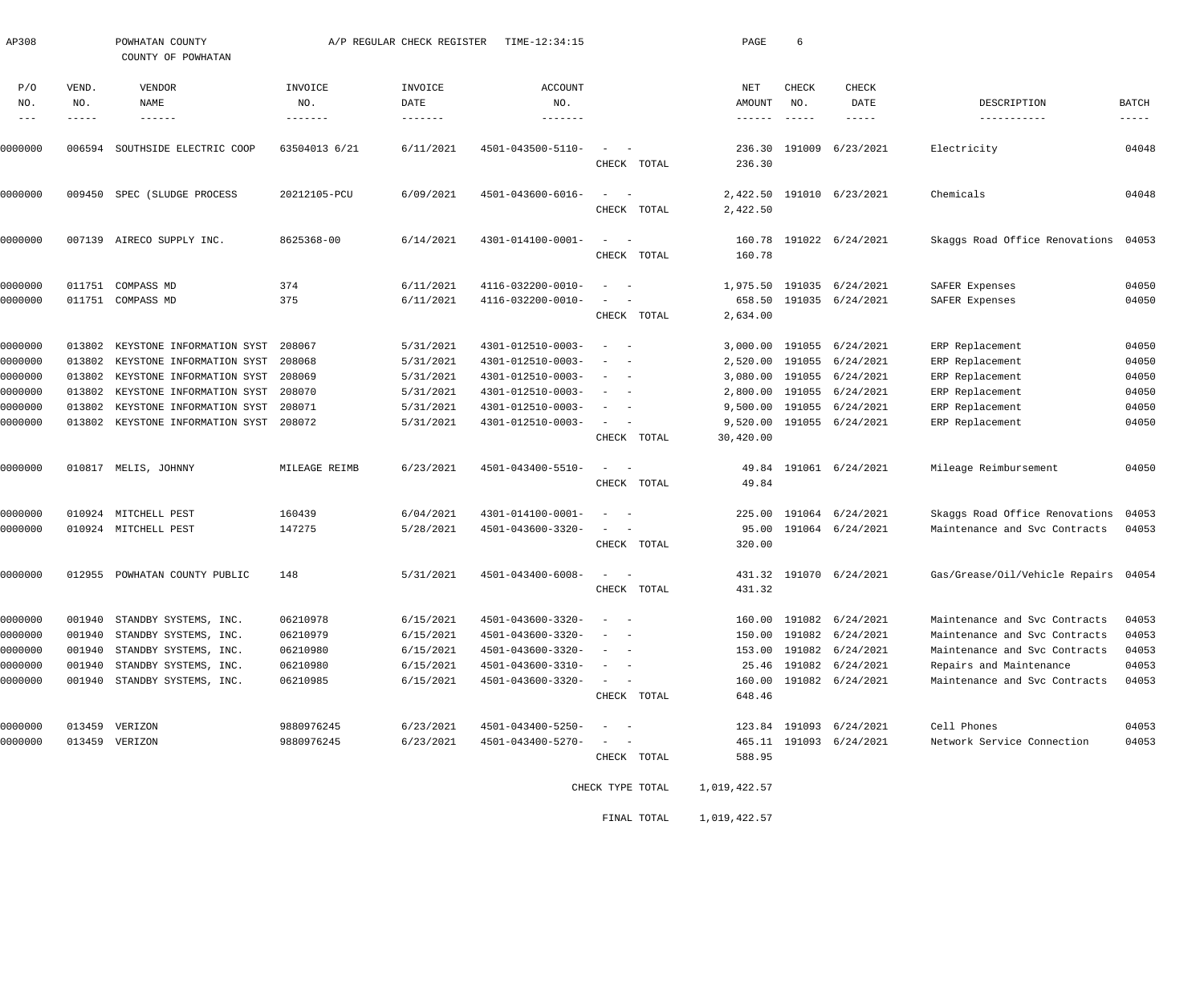AP308 POWHATAN COUNTY A/P REGULAR CHECK REGISTER TIME-12:34:15 PAGE 6

COUNTY OF POWHATAN

| P/O NO. | VEND. NO. | VENDOR NAME | INVOICE NO. | INVOICE DATE | ACCOUNT NO. | | NET AMOUNT | CHECK NO. | CHECK DATE | DESCRIPTION | BATCH |
|---|---|---|---|---|---|---|---|---|---|---|---|
| 0000000 | 006594 | SOUTHSIDE ELECTRIC COOP | 63504013 6/21 | 6/11/2021 | 4501-043500-5110- | - - | 236.30 | 191009 | 6/23/2021 | Electricity | 04048 |
| | | | | | | CHECK TOTAL | 236.30 | | | | |
| 0000000 | 009450 | SPEC (SLUDGE PROCESS | 20212105-PCU | 6/09/2021 | 4501-043600-6016- | - - | 2,422.50 | 191010 | 6/23/2021 | Chemicals | 04048 |
| | | | | | | CHECK TOTAL | 2,422.50 | | | | |
| 0000000 | 007139 | AIRECO SUPPLY INC. | 8625368-00 | 6/14/2021 | 4301-014100-0001- | - - | 160.78 | 191022 | 6/24/2021 | Skaggs Road Office Renovations | 04053 |
| | | | | | | CHECK TOTAL | 160.78 | | | | |
| 0000000 | 011751 | COMPASS MD | 374 | 6/11/2021 | 4116-032200-0010- | - - | 1,975.50 | 191035 | 6/24/2021 | SAFER Expenses | 04050 |
| 0000000 | 011751 | COMPASS MD | 375 | 6/11/2021 | 4116-032200-0010- | - - | 658.50 | 191035 | 6/24/2021 | SAFER Expenses | 04050 |
| | | | | | | CHECK TOTAL | 2,634.00 | | | | |
| 0000000 | 013802 | KEYSTONE INFORMATION SYST | 208067 | 5/31/2021 | 4301-012510-0003- | - - | 3,000.00 | 191055 | 6/24/2021 | ERP Replacement | 04050 |
| 0000000 | 013802 | KEYSTONE INFORMATION SYST | 208068 | 5/31/2021 | 4301-012510-0003- | - - | 2,520.00 | 191055 | 6/24/2021 | ERP Replacement | 04050 |
| 0000000 | 013802 | KEYSTONE INFORMATION SYST | 208069 | 5/31/2021 | 4301-012510-0003- | - - | 3,080.00 | 191055 | 6/24/2021 | ERP Replacement | 04050 |
| 0000000 | 013802 | KEYSTONE INFORMATION SYST | 208070 | 5/31/2021 | 4301-012510-0003- | - - | 2,800.00 | 191055 | 6/24/2021 | ERP Replacement | 04050 |
| 0000000 | 013802 | KEYSTONE INFORMATION SYST | 208071 | 5/31/2021 | 4301-012510-0003- | - - | 9,500.00 | 191055 | 6/24/2021 | ERP Replacement | 04050 |
| 0000000 | 013802 | KEYSTONE INFORMATION SYST | 208072 | 5/31/2021 | 4301-012510-0003- | - - | 9,520.00 | 191055 | 6/24/2021 | ERP Replacement | 04050 |
| | | | | | | CHECK TOTAL | 30,420.00 | | | | |
| 0000000 | 010817 | MELIS, JOHNNY | MILEAGE REIMB | 6/23/2021 | 4501-043400-5510- | - - | 49.84 | 191061 | 6/24/2021 | Mileage Reimbursement | 04050 |
| | | | | | | CHECK TOTAL | 49.84 | | | | |
| 0000000 | 010924 | MITCHELL PEST | 160439 | 6/04/2021 | 4301-014100-0001- | - - | 225.00 | 191064 | 6/24/2021 | Skaggs Road Office Renovations | 04053 |
| 0000000 | 010924 | MITCHELL PEST | 147275 | 5/28/2021 | 4501-043600-3320- | - - | 95.00 | 191064 | 6/24/2021 | Maintenance and Svc Contracts | 04053 |
| | | | | | | CHECK TOTAL | 320.00 | | | | |
| 0000000 | 012955 | POWHATAN COUNTY PUBLIC | 148 | 5/31/2021 | 4501-043400-6008- | - - | 431.32 | 191070 | 6/24/2021 | Gas/Grease/Oil/Vehicle Repairs | 04054 |
| | | | | | | CHECK TOTAL | 431.32 | | | | |
| 0000000 | 001940 | STANDBY SYSTEMS, INC. | 06210978 | 6/15/2021 | 4501-043600-3320- | - - | 160.00 | 191082 | 6/24/2021 | Maintenance and Svc Contracts | 04053 |
| 0000000 | 001940 | STANDBY SYSTEMS, INC. | 06210979 | 6/15/2021 | 4501-043600-3320- | - - | 150.00 | 191082 | 6/24/2021 | Maintenance and Svc Contracts | 04053 |
| 0000000 | 001940 | STANDBY SYSTEMS, INC. | 06210980 | 6/15/2021 | 4501-043600-3320- | - - | 153.00 | 191082 | 6/24/2021 | Maintenance and Svc Contracts | 04053 |
| 0000000 | 001940 | STANDBY SYSTEMS, INC. | 06210980 | 6/15/2021 | 4501-043600-3310- | - - | 25.46 | 191082 | 6/24/2021 | Repairs and Maintenance | 04053 |
| 0000000 | 001940 | STANDBY SYSTEMS, INC. | 06210985 | 6/15/2021 | 4501-043600-3320- | - - | 160.00 | 191082 | 6/24/2021 | Maintenance and Svc Contracts | 04053 |
| | | | | | | CHECK TOTAL | 648.46 | | | | |
| 0000000 | 013459 | VERIZON | 9880976245 | 6/23/2021 | 4501-043400-5250- | - - | 123.84 | 191093 | 6/24/2021 | Cell Phones | 04053 |
| 0000000 | 013459 | VERIZON | 9880976245 | 6/23/2021 | 4501-043400-5270- | - - | 465.11 | 191093 | 6/24/2021 | Network Service Connection | 04053 |
| | | | | | | CHECK TOTAL | 588.95 | | | | |
| | | | | | | CHECK TYPE TOTAL | 1,019,422.57 | | | | |
| | | | | | | FINAL TOTAL | 1,019,422.57 | | | | |